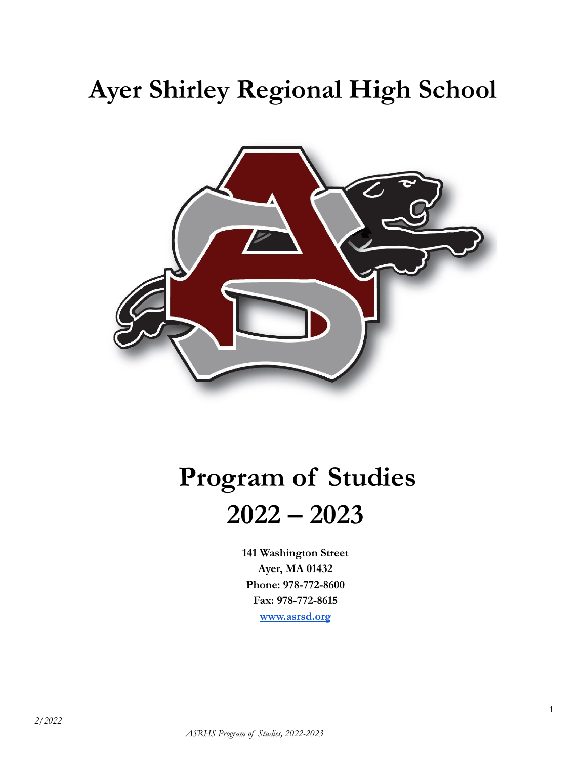# Ayer Shirley Regional High School

# Program of Studies
# 2022 – 2023

**141 Washington Street**
**Ayer, MA 01432**
**Phone: 978-772-8600**
**Fax: 978-772-8615**
**www.asrsd.org**

*2/2022*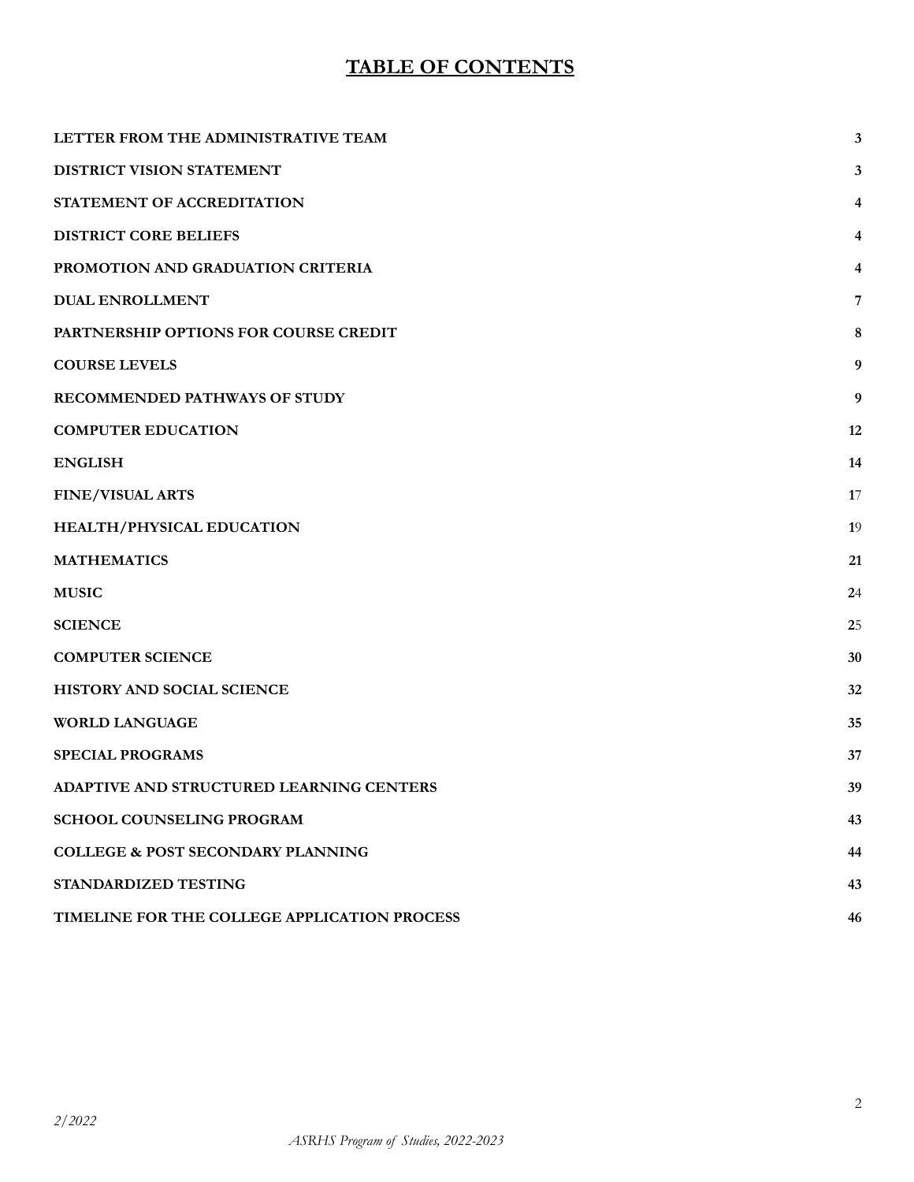# TABLE OF CONTENTS

| | |
|---|---|
| **LETTER FROM THE ADMINISTRATIVE TEAM** | **3** |
| **DISTRICT VISION STATEMENT** | **3** |
| **STATEMENT OF ACCREDITATION** | **4** |
| **DISTRICT CORE BELIEFS** | **4** |
| **PROMOTION AND GRADUATION CRITERIA** | **4** |
| **DUAL ENROLLMENT** | **7** |
| **PARTNERSHIP OPTIONS FOR COURSE CREDIT** | **8** |
| **COURSE LEVELS** | **9** |
| **RECOMMENDED PATHWAYS OF STUDY** | **9** |
| **COMPUTER EDUCATION** | **12** |
| **ENGLISH** | **14** |
| **FINE/VISUAL ARTS** | **17** |
| **HEALTH/PHYSICAL EDUCATION** | **19** |
| **MATHEMATICS** | **21** |
| **MUSIC** | **24** |
| **SCIENCE** | **25** |
| **COMPUTER SCIENCE** | **30** |
| **HISTORY AND SOCIAL SCIENCE** | **32** |
| **WORLD LANGUAGE** | **35** |
| **SPECIAL PROGRAMS** | **37** |
| **ADAPTIVE AND STRUCTURED LEARNING CENTERS** | **39** |
| **SCHOOL COUNSELING PROGRAM** | **43** |
| **COLLEGE & POST SECONDARY PLANNING** | **44** |
| **STANDARDIZED TESTING** | **43** |
| **TIMELINE FOR THE COLLEGE APPLICATION PROCESS** | **46** |

*2/2022*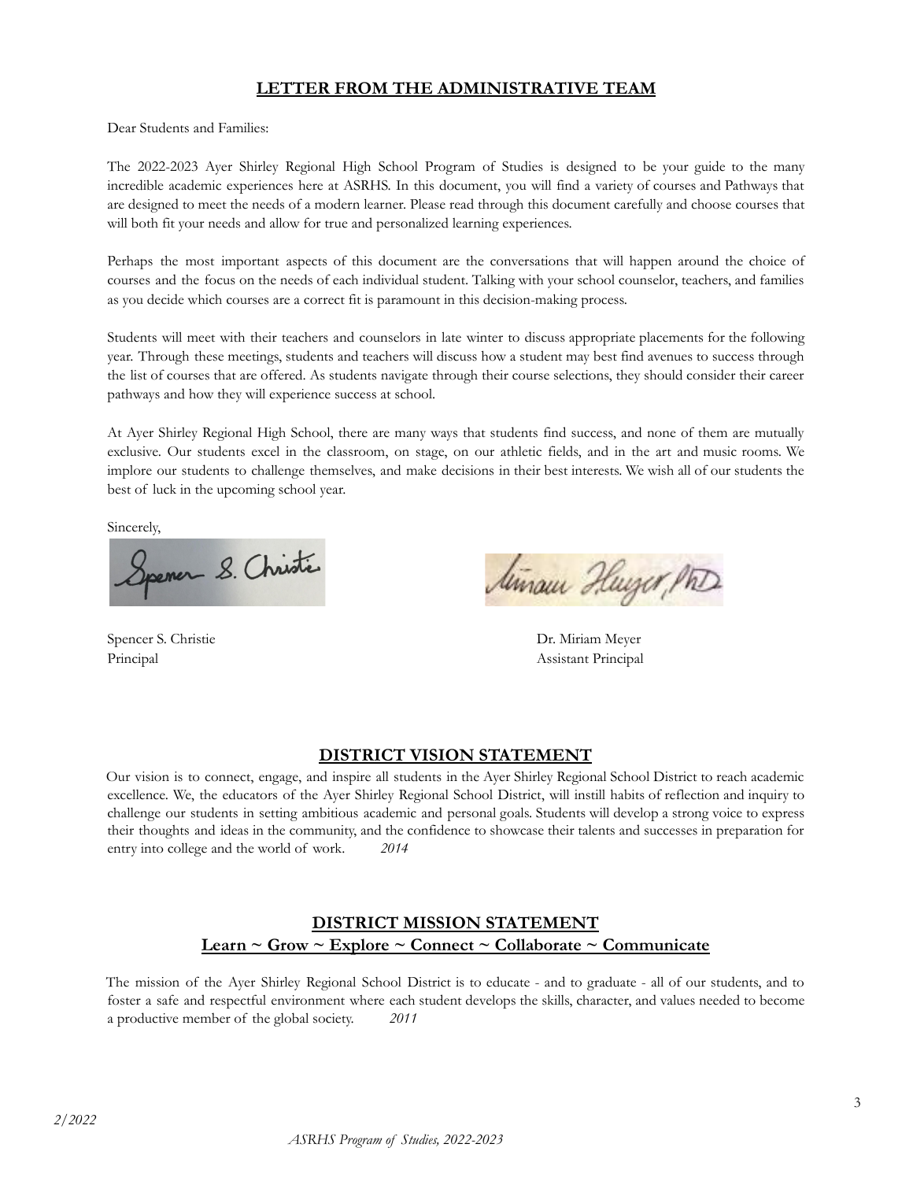## LETTER FROM THE ADMINISTRATIVE TEAM

Dear Students and Families:

The 2022-2023 Ayer Shirley Regional High School Program of Studies is designed to be your guide to the many incredible academic experiences here at ASRHS. In this document, you will find a variety of courses and Pathways that are designed to meet the needs of a modern learner. Please read through this document carefully and choose courses that will both fit your needs and allow for true and personalized learning experiences.

Perhaps the most important aspects of this document are the conversations that will happen around the choice of courses and the focus on the needs of each individual student. Talking with your school counselor, teachers, and families as you decide which courses are a correct fit is paramount in this decision-making process.

Students will meet with their teachers and counselors in late winter to discuss appropriate placements for the following year. Through these meetings, students and teachers will discuss how a student may best find avenues to success through the list of courses that are offered. As students navigate through their course selections, they should consider their career pathways and how they will experience success at school.

At Ayer Shirley Regional High School, there are many ways that students find success, and none of them are mutually exclusive. Our students excel in the classroom, on stage, on our athletic fields, and in the art and music rooms. We implore our students to challenge themselves, and make decisions in their best interests. We wish all of our students the best of luck in the upcoming school year.

Sincerely,

Spencer S. Christie
Principal

Dr. Miriam Meyer
Assistant Principal

## DISTRICT VISION STATEMENT

Our vision is to connect, engage, and inspire all students in the Ayer Shirley Regional School District to reach academic excellence. We, the educators of the Ayer Shirley Regional School District, will instill habits of reflection and inquiry to challenge our students in setting ambitious academic and personal goals. Students will develop a strong voice to express their thoughts and ideas in the community, and the confidence to showcase their talents and successes in preparation for entry into college and the world of work. *2014*

## DISTRICT MISSION STATEMENT

### Learn ~ Grow ~ Explore ~ Connect ~ Collaborate ~ Communicate

The mission of the Ayer Shirley Regional School District is to educate - and to graduate - all of our students, and to foster a safe and respectful environment where each student develops the skills, character, and values needed to become a productive member of the global society. *2011*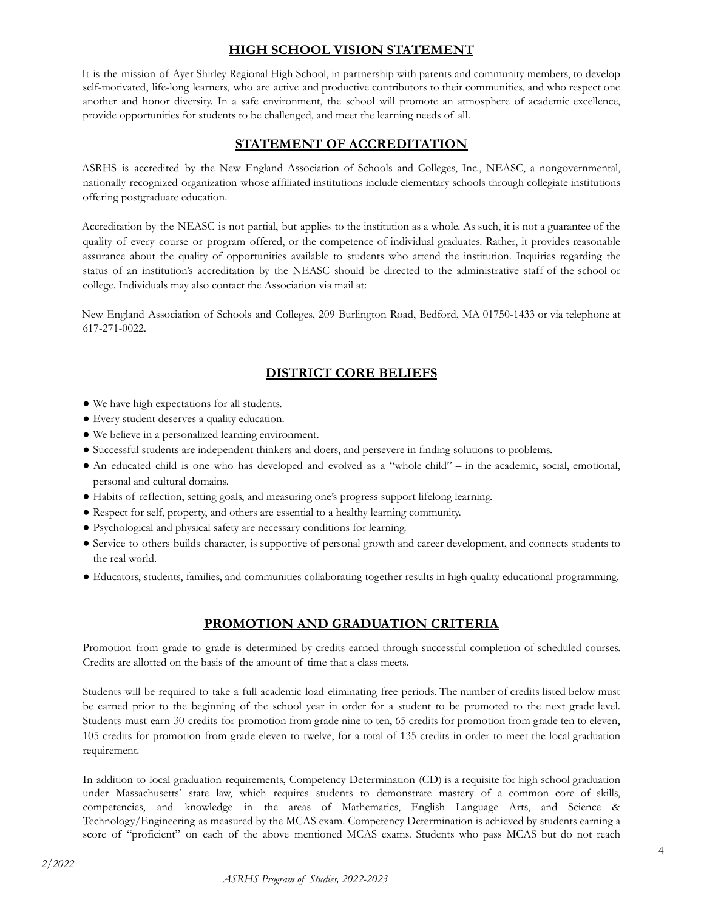## HIGH SCHOOL VISION STATEMENT

It is the mission of Ayer Shirley Regional High School, in partnership with parents and community members, to develop self-motivated, life-long learners, who are active and productive contributors to their communities, and who respect one another and honor diversity. In a safe environment, the school will promote an atmosphere of academic excellence, provide opportunities for students to be challenged, and meet the learning needs of all.

## STATEMENT OF ACCREDITATION

ASRHS is accredited by the New England Association of Schools and Colleges, Inc., NEASC, a nongovernmental, nationally recognized organization whose affiliated institutions include elementary schools through collegiate institutions offering postgraduate education.

Accreditation by the NEASC is not partial, but applies to the institution as a whole. As such, it is not a guarantee of the quality of every course or program offered, or the competence of individual graduates. Rather, it provides reasonable assurance about the quality of opportunities available to students who attend the institution. Inquiries regarding the status of an institution's accreditation by the NEASC should be directed to the administrative staff of the school or college. Individuals may also contact the Association via mail at:

New England Association of Schools and Colleges, 209 Burlington Road, Bedford, MA 01750-1433 or via telephone at 617-271-0022.

## DISTRICT CORE BELIEFS

- We have high expectations for all students.
- Every student deserves a quality education.
- We believe in a personalized learning environment.
- Successful students are independent thinkers and doers, and persevere in finding solutions to problems.
- An educated child is one who has developed and evolved as a "whole child" – in the academic, social, emotional, personal and cultural domains.
- Habits of reflection, setting goals, and measuring one's progress support lifelong learning.
- Respect for self, property, and others are essential to a healthy learning community.
- Psychological and physical safety are necessary conditions for learning.
- Service to others builds character, is supportive of personal growth and career development, and connects students to the real world.
- Educators, students, families, and communities collaborating together results in high quality educational programming.

## PROMOTION AND GRADUATION CRITERIA

Promotion from grade to grade is determined by credits earned through successful completion of scheduled courses. Credits are allotted on the basis of the amount of time that a class meets.

Students will be required to take a full academic load eliminating free periods. The number of credits listed below must be earned prior to the beginning of the school year in order for a student to be promoted to the next grade level. Students must earn 30 credits for promotion from grade nine to ten, 65 credits for promotion from grade ten to eleven, 105 credits for promotion from grade eleven to twelve, for a total of 135 credits in order to meet the local graduation requirement.

In addition to local graduation requirements, Competency Determination (CD) is a requisite for high school graduation under Massachusetts' state law, which requires students to demonstrate mastery of a common core of skills, competencies, and knowledge in the areas of Mathematics, English Language Arts, and Science & Technology/Engineering as measured by the MCAS exam. Competency Determination is achieved by students earning a score of "proficient" on each of the above mentioned MCAS exams. Students who pass MCAS but do not reach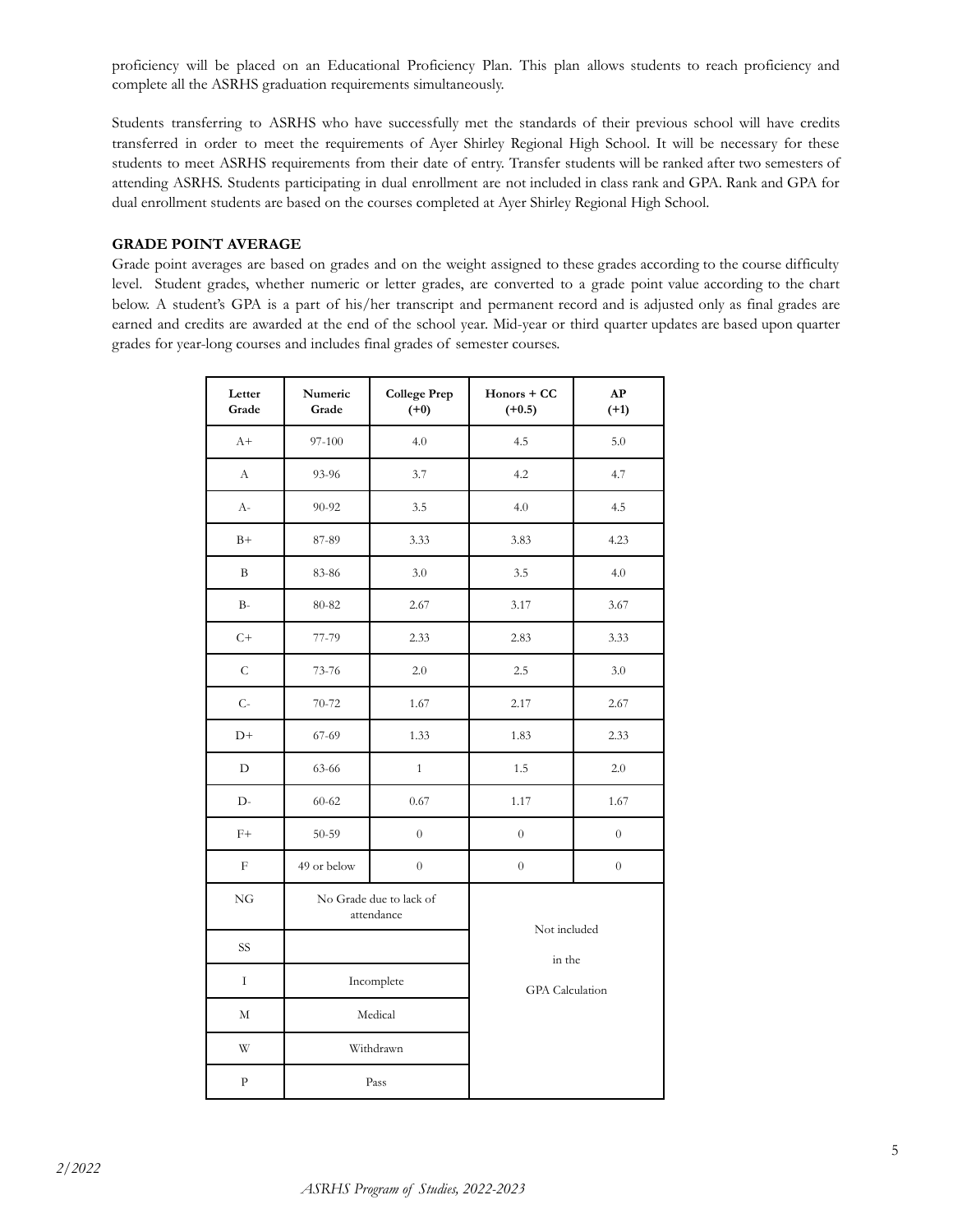proficiency will be placed on an Educational Proficiency Plan. This plan allows students to reach proficiency and complete all the ASRHS graduation requirements simultaneously.

Students transferring to ASRHS who have successfully met the standards of their previous school will have credits transferred in order to meet the requirements of Ayer Shirley Regional High School. It will be necessary for these students to meet ASRHS requirements from their date of entry. Transfer students will be ranked after two semesters of attending ASRHS. Students participating in dual enrollment are not included in class rank and GPA. Rank and GPA for dual enrollment students are based on the courses completed at Ayer Shirley Regional High School.

**GRADE POINT AVERAGE**

Grade point averages are based on grades and on the weight assigned to these grades according to the course difficulty level. Student grades, whether numeric or letter grades, are converted to a grade point value according to the chart below. A student's GPA is a part of his/her transcript and permanent record and is adjusted only as final grades are earned and credits are awarded at the end of the school year. Mid-year or third quarter updates are based upon quarter grades for year-long courses and includes final grades of semester courses.

| Letter Grade | Numeric Grade | College Prep (+0) | Honors + CC (+0.5) | AP (+1) |
|---|---|---|---|---|
| A+ | 97-100 | 4.0 | 4.5 | 5.0 |
| A | 93-96 | 3.7 | 4.2 | 4.7 |
| A- | 90-92 | 3.5 | 4.0 | 4.5 |
| B+ | 87-89 | 3.33 | 3.83 | 4.23 |
| B | 83-86 | 3.0 | 3.5 | 4.0 |
| B- | 80-82 | 2.67 | 3.17 | 3.67 |
| C+ | 77-79 | 2.33 | 2.83 | 3.33 |
| C | 73-76 | 2.0 | 2.5 | 3.0 |
| C- | 70-72 | 1.67 | 2.17 | 2.67 |
| D+ | 67-69 | 1.33 | 1.83 | 2.33 |
| D | 63-66 | 1 | 1.5 | 2.0 |
| D- | 60-62 | 0.67 | 1.17 | 1.67 |
| F+ | 50-59 | 0 | 0 | 0 |
| F | 49 or below | 0 | 0 | 0 |
| NG | No Grade due to lack of attendance | | Not included in the GPA Calculation | |
| SS | | | | |
| I | Incomplete | | | |
| M | Medical | | | |
| W | Withdrawn | | | |
| P | Pass | | | |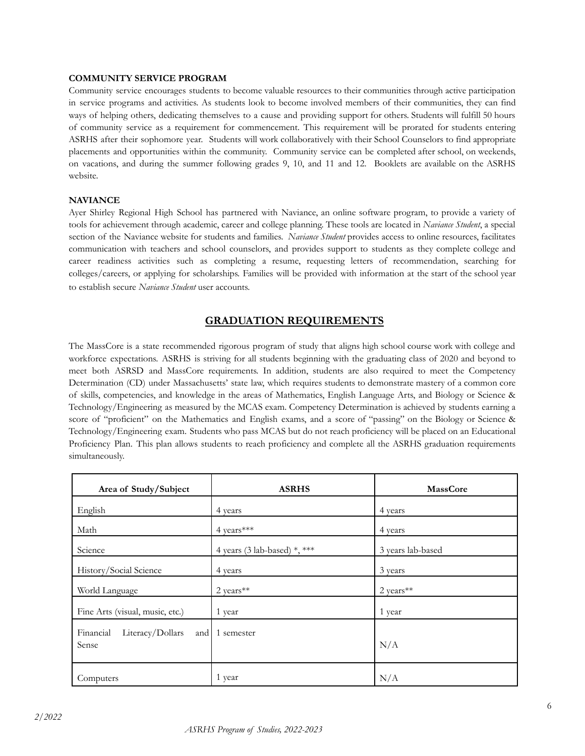**COMMUNITY SERVICE PROGRAM**

Community service encourages students to become valuable resources to their communities through active participation in service programs and activities. As students look to become involved members of their communities, they can find ways of helping others, dedicating themselves to a cause and providing support for others. Students will fulfill 50 hours of community service as a requirement for commencement. This requirement will be prorated for students entering ASRHS after their sophomore year. Students will work collaboratively with their School Counselors to find appropriate placements and opportunities within the community. Community service can be completed after school, on weekends, on vacations, and during the summer following grades 9, 10, and 11 and 12. Booklets are available on the ASRHS website.

**NAVIANCE**

Ayer Shirley Regional High School has partnered with Naviance, an online software program, to provide a variety of tools for achievement through academic, career and college planning. These tools are located in *Naviance Student*, a special section of the Naviance website for students and families. *Naviance Student* provides access to online resources, facilitates communication with teachers and school counselors, and provides support to students as they complete college and career readiness activities such as completing a resume, requesting letters of recommendation, searching for colleges/careers, or applying for scholarships. Families will be provided with information at the start of the school year to establish secure *Naviance Student* user accounts.

## GRADUATION REQUIREMENTS

The MassCore is a state recommended rigorous program of study that aligns high school course work with college and workforce expectations. ASRHS is striving for all students beginning with the graduating class of 2020 and beyond to meet both ASRSD and MassCore requirements. In addition, students are also required to meet the Competency Determination (CD) under Massachusetts' state law, which requires students to demonstrate mastery of a common core of skills, competencies, and knowledge in the areas of Mathematics, English Language Arts, and Biology or Science & Technology/Engineering as measured by the MCAS exam. Competency Determination is achieved by students earning a score of "proficient" on the Mathematics and English exams, and a score of "passing" on the Biology or Science & Technology/Engineering exam. Students who pass MCAS but do not reach proficiency will be placed on an Educational Proficiency Plan. This plan allows students to reach proficiency and complete all the ASRHS graduation requirements simultaneously.

| Area of Study/Subject | ASRHS | MassCore |
|---|---|---|
| English | 4 years | 4 years |
| Math | 4 years*** | 4 years |
| Science | 4 years (3 lab-based) *, *** | 3 years lab-based |
| History/Social Science | 4 years | 3 years |
| World Language | 2 years** | 2 years** |
| Fine Arts (visual, music, etc.) | 1 year | 1 year |
| Financial Literacy/Dollars and Sense | 1 semester | N/A |
| Computers | 1 year | N/A |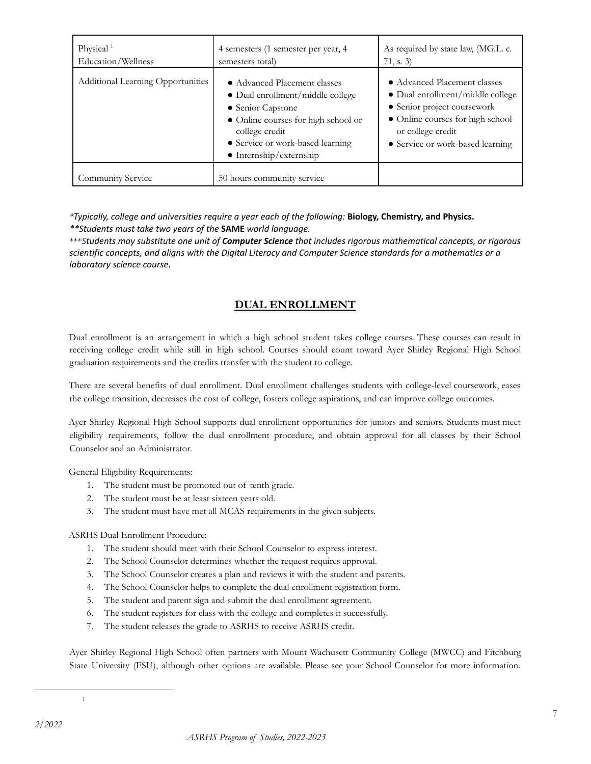| Physical [1] Education/Wellness | 4 semesters (1 semester per year, 4 semesters total) | As required by state law, (MG.L. c. 71, s. 3) |
|---|---|---|
| Additional Learning Opportunities | • Advanced Placement classes<br>• Dual enrollment/middle college<br>• Senior Capstone<br>• Online courses for high school or college credit<br>• Service or work-based learning<br>• Internship/externship | • Advanced Placement classes<br>• Dual enrollment/middle college<br>• Senior project coursework<br>• Online courses for high school or college credit<br>• Service or work-based learning |
| Community Service | 50 hours community service | |

**Typically, college and universities require a year each of the following:* **Biology, Chemistry, and Physics.**
***Students must take two years of the* **SAME** *world language.*
****Students may substitute one unit of* ***Computer Science*** *that includes rigorous mathematical concepts, or rigorous scientific concepts, and aligns with the Digital Literacy and Computer Science standards for a mathematics or a laboratory science course.*

## DUAL ENROLLMENT

Dual enrollment is an arrangement in which a high school student takes college courses. These courses can result in receiving college credit while still in high school. Courses should count toward Ayer Shirley Regional High School graduation requirements and the credits transfer with the student to college.

There are several benefits of dual enrollment. Dual enrollment challenges students with college-level coursework, eases the college transition, decreases the cost of college, fosters college aspirations, and can improve college outcomes.

Ayer Shirley Regional High School supports dual enrollment opportunities for juniors and seniors. Students must meet eligibility requirements, follow the dual enrollment procedure, and obtain approval for all classes by their School Counselor and an Administrator.

General Eligibility Requirements:

1. The student must be promoted out of tenth grade.
2. The student must be at least sixteen years old.
3. The student must have met all MCAS requirements in the given subjects.

ASRHS Dual Enrollment Procedure:

1. The student should meet with their School Counselor to express interest.
2. The School Counselor determines whether the request requires approval.
3. The School Counselor creates a plan and reviews it with the student and parents.
4. The School Counselor helps to complete the dual enrollment registration form.
5. The student and parent sign and submit the dual enrollment agreement.
6. The student registers for class with the college and completes it successfully.
7. The student releases the grade to ASRHS to receive ASRHS credit.

Ayer Shirley Regional High School often partners with Mount Wachusett Community College (MWCC) and Fitchburg State University (FSU), although other options are available. Please see your School Counselor for more information.

[1]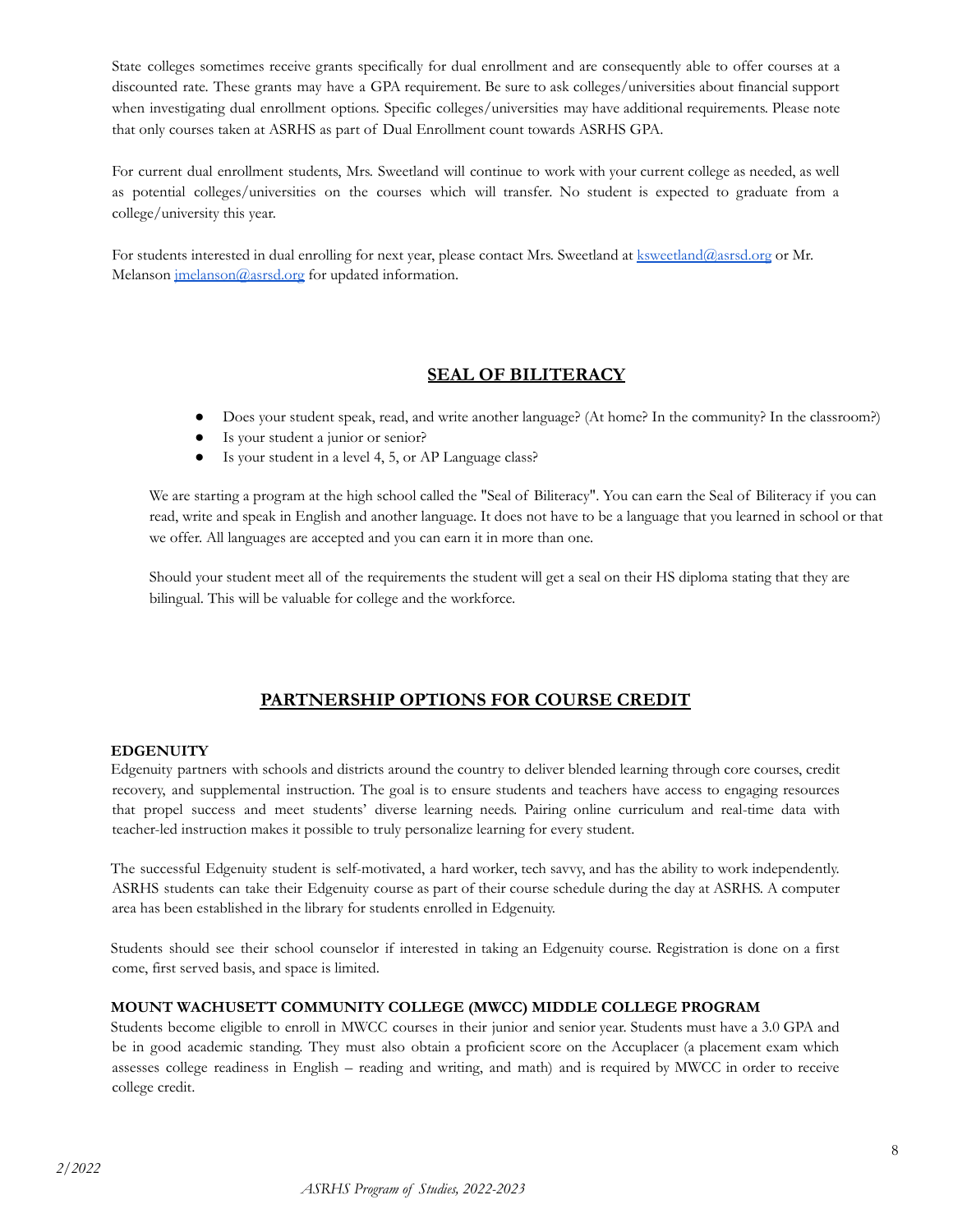State colleges sometimes receive grants specifically for dual enrollment and are consequently able to offer courses at a discounted rate. These grants may have a GPA requirement. Be sure to ask colleges/universities about financial support when investigating dual enrollment options. Specific colleges/universities may have additional requirements. Please note that only courses taken at ASRHS as part of Dual Enrollment count towards ASRHS GPA.

For current dual enrollment students, Mrs. Sweetland will continue to work with your current college as needed, as well as potential colleges/universities on the courses which will transfer. No student is expected to graduate from a college/university this year.

For students interested in dual enrolling for next year, please contact Mrs. Sweetland at ksweetland@asrsd.org or Mr. Melanson jmelanson@asrsd.org for updated information.

## SEAL OF BILITERACY

- Does your student speak, read, and write another language? (At home? In the community? In the classroom?)
- Is your student a junior or senior?
- Is your student in a level 4, 5, or AP Language class?

We are starting a program at the high school called the "Seal of Biliteracy". You can earn the Seal of Biliteracy if you can read, write and speak in English and another language. It does not have to be a language that you learned in school or that we offer. All languages are accepted and you can earn it in more than one.

Should your student meet all of the requirements the student will get a seal on their HS diploma stating that they are bilingual. This will be valuable for college and the workforce.

## PARTNERSHIP OPTIONS FOR COURSE CREDIT

### EDGENUITY

Edgenuity partners with schools and districts around the country to deliver blended learning through core courses, credit recovery, and supplemental instruction. The goal is to ensure students and teachers have access to engaging resources that propel success and meet students' diverse learning needs. Pairing online curriculum and real-time data with teacher-led instruction makes it possible to truly personalize learning for every student.

The successful Edgenuity student is self-motivated, a hard worker, tech savvy, and has the ability to work independently. ASRHS students can take their Edgenuity course as part of their course schedule during the day at ASRHS. A computer area has been established in the library for students enrolled in Edgenuity.

Students should see their school counselor if interested in taking an Edgenuity course. Registration is done on a first come, first served basis, and space is limited.

### MOUNT WACHUSETT COMMUNITY COLLEGE (MWCC) MIDDLE COLLEGE PROGRAM

Students become eligible to enroll in MWCC courses in their junior and senior year. Students must have a 3.0 GPA and be in good academic standing. They must also obtain a proficient score on the Accuplacer (a placement exam which assesses college readiness in English – reading and writing, and math) and is required by MWCC in order to receive college credit.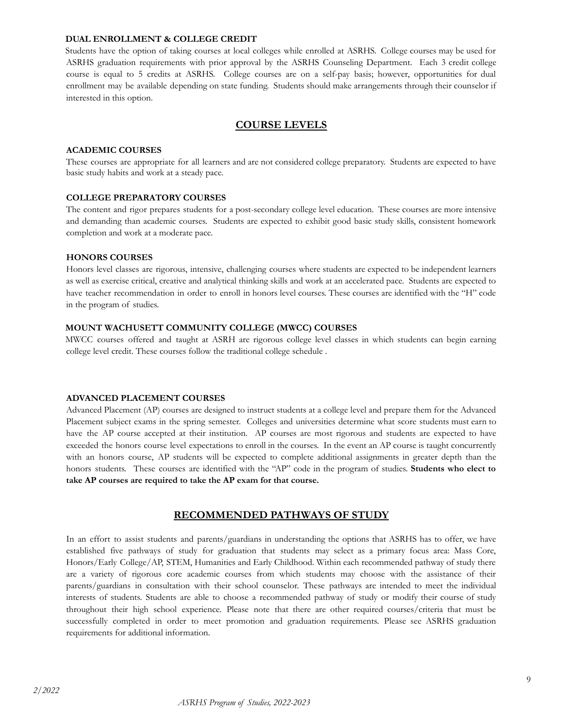### DUAL ENROLLMENT & COLLEGE CREDIT

Students have the option of taking courses at local colleges while enrolled at ASRHS. College courses may be used for ASRHS graduation requirements with prior approval by the ASRHS Counseling Department. Each 3 credit college course is equal to 5 credits at ASRHS. College courses are on a self-pay basis; however, opportunities for dual enrollment may be available depending on state funding. Students should make arrangements through their counselor if interested in this option.

## COURSE LEVELS

### ACADEMIC COURSES

These courses are appropriate for all learners and are not considered college preparatory. Students are expected to have basic study habits and work at a steady pace.

### COLLEGE PREPARATORY COURSES

The content and rigor prepares students for a post-secondary college level education. These courses are more intensive and demanding than academic courses. Students are expected to exhibit good basic study skills, consistent homework completion and work at a moderate pace.

### HONORS COURSES

Honors level classes are rigorous, intensive, challenging courses where students are expected to be independent learners as well as exercise critical, creative and analytical thinking skills and work at an accelerated pace. Students are expected to have teacher recommendation in order to enroll in honors level courses. These courses are identified with the "H" code in the program of studies.

### MOUNT WACHUSETT COMMUNITY COLLEGE (MWCC) COURSES

MWCC courses offered and taught at ASRH are rigorous college level classes in which students can begin earning college level credit. These courses follow the traditional college schedule .

### ADVANCED PLACEMENT COURSES

Advanced Placement (AP) courses are designed to instruct students at a college level and prepare them for the Advanced Placement subject exams in the spring semester. Colleges and universities determine what score students must earn to have the AP course accepted at their institution. AP courses are most rigorous and students are expected to have exceeded the honors course level expectations to enroll in the courses. In the event an AP course is taught concurrently with an honors course, AP students will be expected to complete additional assignments in greater depth than the honors students. These courses are identified with the "AP" code in the program of studies. **Students who elect to take AP courses are required to take the AP exam for that course.**

## RECOMMENDED PATHWAYS OF STUDY

In an effort to assist students and parents/guardians in understanding the options that ASRHS has to offer, we have established five pathways of study for graduation that students may select as a primary focus area: Mass Core, Honors/Early College/AP, STEM, Humanities and Early Childhood. Within each recommended pathway of study there are a variety of rigorous core academic courses from which students may choose with the assistance of their parents/guardians in consultation with their school counselor. These pathways are intended to meet the individual interests of students. Students are able to choose a recommended pathway of study or modify their course of study throughout their high school experience. Please note that there are other required courses/criteria that must be successfully completed in order to meet promotion and graduation requirements. Please see ASRHS graduation requirements for additional information.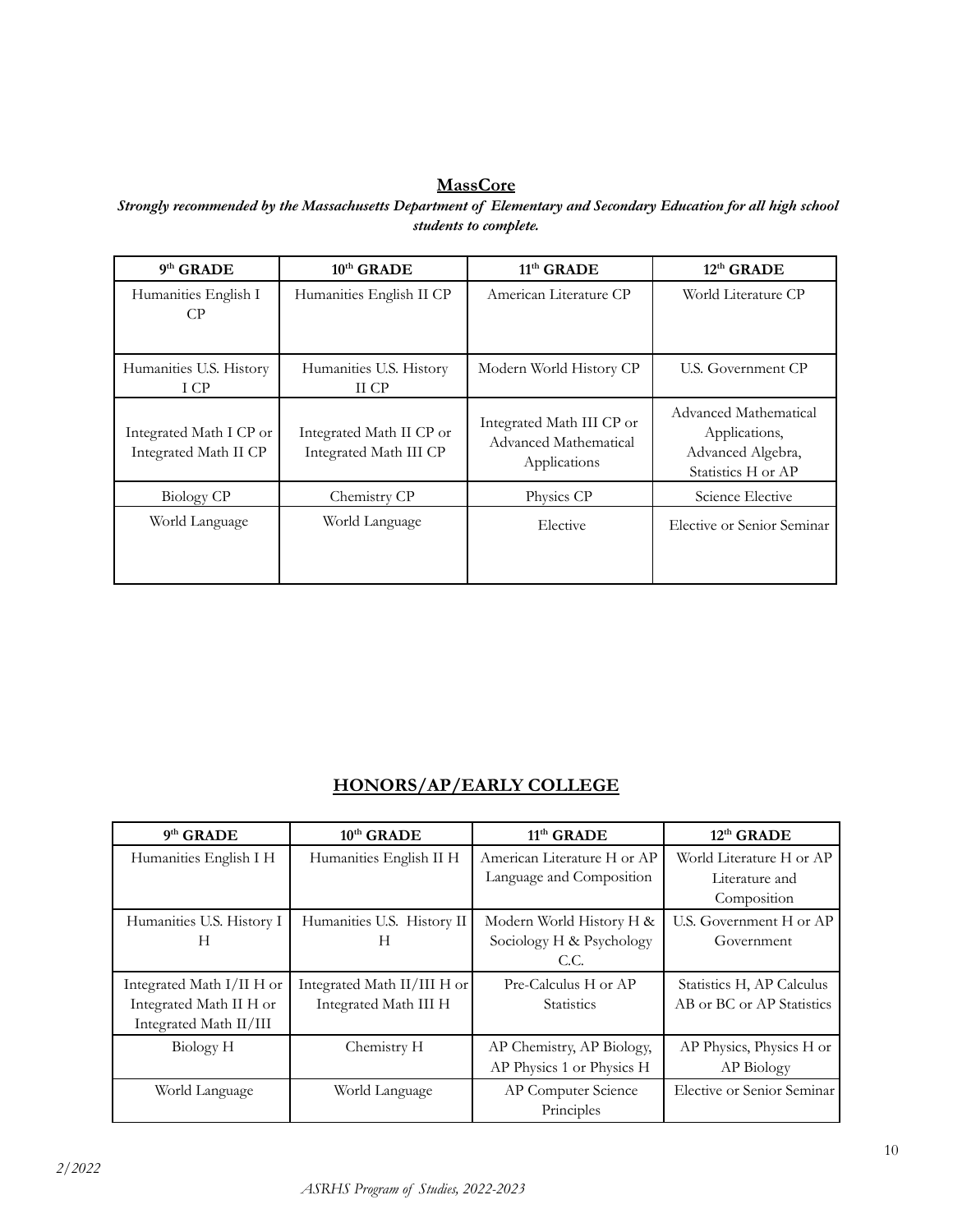## MassCore

***Strongly recommended by the Massachusetts Department of Elementary and Secondary Education for all high school students to complete.***

| 9th GRADE | 10th GRADE | 11th GRADE | 12th GRADE |
|---|---|---|---|
| Humanities English I CP | Humanities English II CP | American Literature CP | World Literature CP |
| Humanities U.S. History I CP | Humanities U.S. History II CP | Modern World History CP | U.S. Government CP |
| Integrated Math I CP or Integrated Math II CP | Integrated Math II CP or Integrated Math III CP | Integrated Math III CP or Advanced Mathematical Applications | Advanced Mathematical Applications, Advanced Algebra, Statistics H or AP |
| Biology CP | Chemistry CP | Physics CP | Science Elective |
| World Language | World Language | Elective | Elective or Senior Seminar |

## HONORS/AP/EARLY COLLEGE

| 9th GRADE | 10th GRADE | 11th GRADE | 12th GRADE |
|---|---|---|---|
| Humanities English I H | Humanities English II H | American Literature H or AP Language and Composition | World Literature H or AP Literature and Composition |
| Humanities U.S. History I H | Humanities U.S. History II H | Modern World History H & Sociology H & Psychology C.C. | U.S. Government H or AP Government |
| Integrated Math I/II H or Integrated Math II H or Integrated Math II/III | Integrated Math II/III H or Integrated Math III H | Pre-Calculus H or AP Statistics | Statistics H, AP Calculus AB or BC or AP Statistics |
| Biology H | Chemistry H | AP Chemistry, AP Biology, AP Physics 1 or Physics H | AP Physics, Physics H or AP Biology |
| World Language | World Language | AP Computer Science Principles | Elective or Senior Seminar |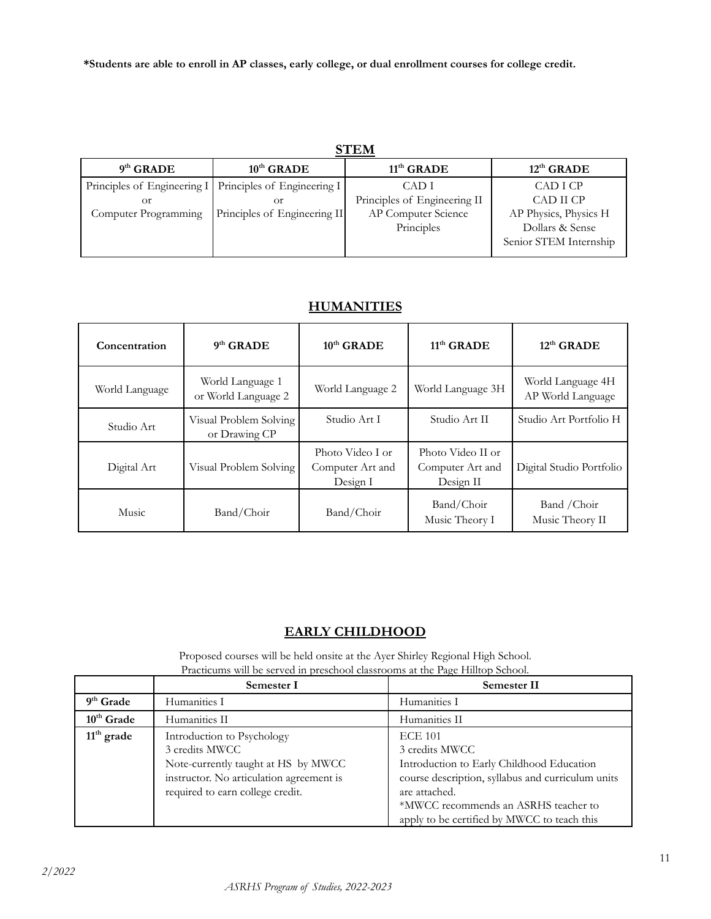**\*Students are able to enroll in AP classes, early college, or dual enrollment courses for college credit.**

## STEM

| 9th GRADE | 10th GRADE | 11th GRADE | 12th GRADE |
|---|---|---|---|
| Principles of Engineering I<br>or<br>Computer Programming | Principles of Engineering I<br>or<br>Principles of Engineering II | CAD I<br>Principles of Engineering II<br>AP Computer Science Principles | CAD I CP<br>CAD II CP<br>AP Physics, Physics H<br>Dollars & Sense<br>Senior STEM Internship |

## HUMANITIES

| Concentration | 9th GRADE | 10th GRADE | 11th GRADE | 12th GRADE |
|---|---|---|---|---|
| World Language | World Language 1<br>or World Language 2 | World Language 2 | World Language 3H | World Language 4H<br>AP World Language |
| Studio Art | Visual Problem Solving<br>or Drawing CP | Studio Art I | Studio Art II | Studio Art Portfolio H |
| Digital Art | Visual Problem Solving | Photo Video I or<br>Computer Art and<br>Design I | Photo Video II or<br>Computer Art and<br>Design II | Digital Studio Portfolio |
| Music | Band/Choir | Band/Choir | Band/Choir<br>Music Theory I | Band /Choir<br>Music Theory II |

## EARLY CHILDHOOD

Proposed courses will be held onsite at the Ayer Shirley Regional High School.
Practicums will be served in preschool classrooms at the Page Hilltop School.

| | Semester I | Semester II |
|---|---|---|
| **9th Grade** | Humanities I | Humanities I |
| **10th Grade** | Humanities II | Humanities II |
| **11th grade** | Introduction to Psychology<br>3 credits MWCC<br>Note-currently taught at HS by MWCC instructor. No articulation agreement is required to earn college credit. | ECE 101<br>3 credits MWCC<br>Introduction to Early Childhood Education course description, syllabus and curriculum units are attached.<br>\*MWCC recommends an ASRHS teacher to apply to be certified by MWCC to teach this |

*2/2022*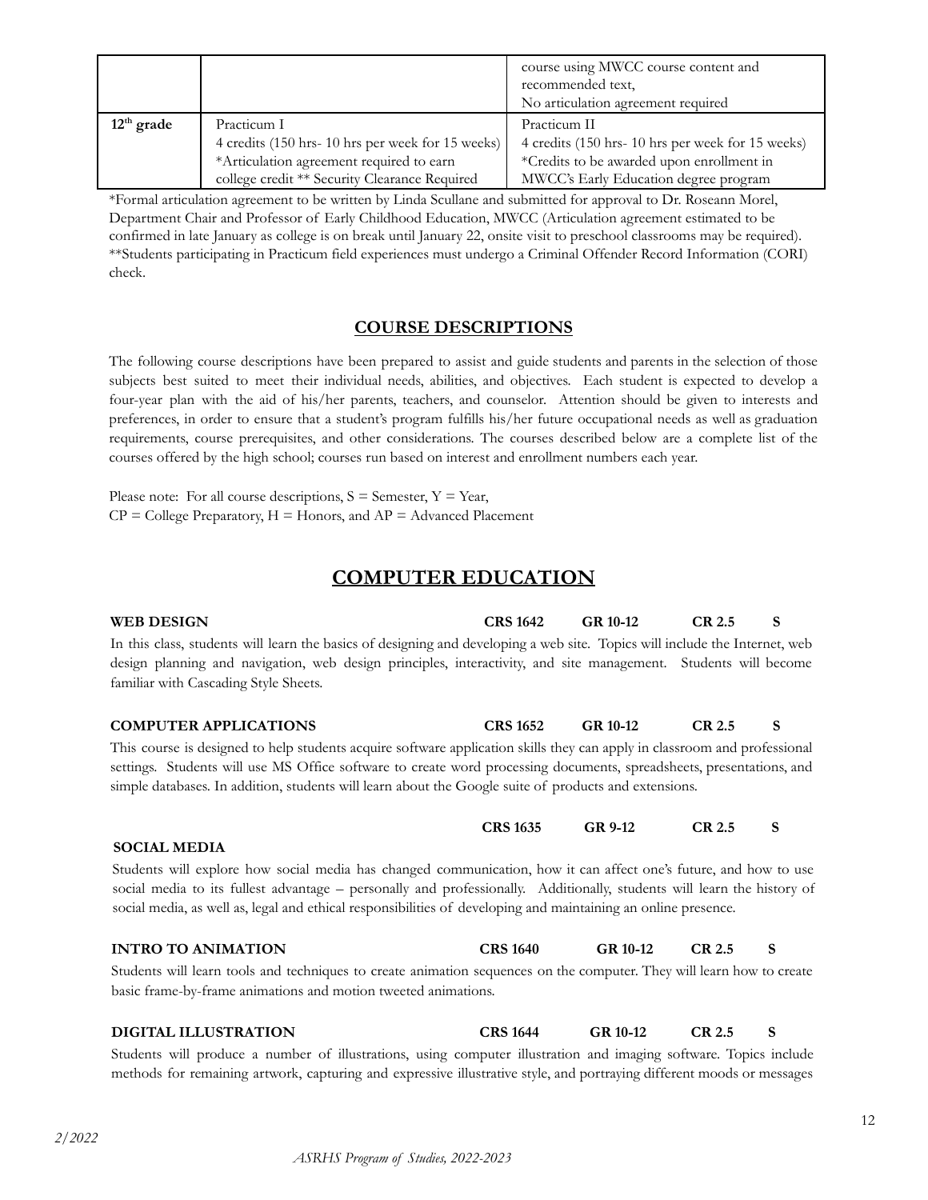| | | |
|---|---|---|
| | | course using MWCC course content and recommended text, No articulation agreement required |
| 12th grade | Practicum I 4 credits (150 hrs- 10 hrs per week for 15 weeks) *Articulation agreement required to earn college credit ** Security Clearance Required | Practicum II 4 credits (150 hrs- 10 hrs per week for 15 weeks) *Credits to be awarded upon enrollment in MWCC's Early Education degree program |

*Formal articulation agreement to be written by Linda Scullane and submitted for approval to Dr. Roseann Morel, Department Chair and Professor of Early Childhood Education, MWCC (Articulation agreement estimated to be confirmed in late January as college is on break until January 22, onsite visit to preschool classrooms may be required).
**Students participating in Practicum field experiences must undergo a Criminal Offender Record Information (CORI) check.

## COURSE DESCRIPTIONS

The following course descriptions have been prepared to assist and guide students and parents in the selection of those subjects best suited to meet their individual needs, abilities, and objectives. Each student is expected to develop a four-year plan with the aid of his/her parents, teachers, and counselor. Attention should be given to interests and preferences, in order to ensure that a student's program fulfills his/her future occupational needs as well as graduation requirements, course prerequisites, and other considerations. The courses described below are a complete list of the courses offered by the high school; courses run based on interest and enrollment numbers each year.

Please note: For all course descriptions, S = Semester, Y = Year,
CP = College Preparatory, H = Honors, and AP = Advanced Placement

# COMPUTER EDUCATION

**WEB DESIGN** **CRS 1642** **GR 10-12** **CR 2.5** **S**

In this class, students will learn the basics of designing and developing a web site. Topics will include the Internet, web design planning and navigation, web design principles, interactivity, and site management. Students will become familiar with Cascading Style Sheets.

**COMPUTER APPLICATIONS** **CRS 1652** **GR 10-12** **CR 2.5** **S**

This course is designed to help students acquire software application skills they can apply in classroom and professional settings. Students will use MS Office software to create word processing documents, spreadsheets, presentations, and simple databases. In addition, students will learn about the Google suite of products and extensions.

**SOCIAL MEDIA** **CRS 1635** **GR 9-12** **CR 2.5** **S**

Students will explore how social media has changed communication, how it can affect one's future, and how to use social media to its fullest advantage – personally and professionally. Additionally, students will learn the history of social media, as well as, legal and ethical responsibilities of developing and maintaining an online presence.

**INTRO TO ANIMATION** **CRS 1640** **GR 10-12** **CR 2.5** **S**

Students will learn tools and techniques to create animation sequences on the computer. They will learn how to create basic frame-by-frame animations and motion tweeted animations.

**DIGITAL ILLUSTRATION** **CRS 1644** **GR 10-12** **CR 2.5** **S**

Students will produce a number of illustrations, using computer illustration and imaging software. Topics include methods for remaining artwork, capturing and expressive illustrative style, and portraying different moods or messages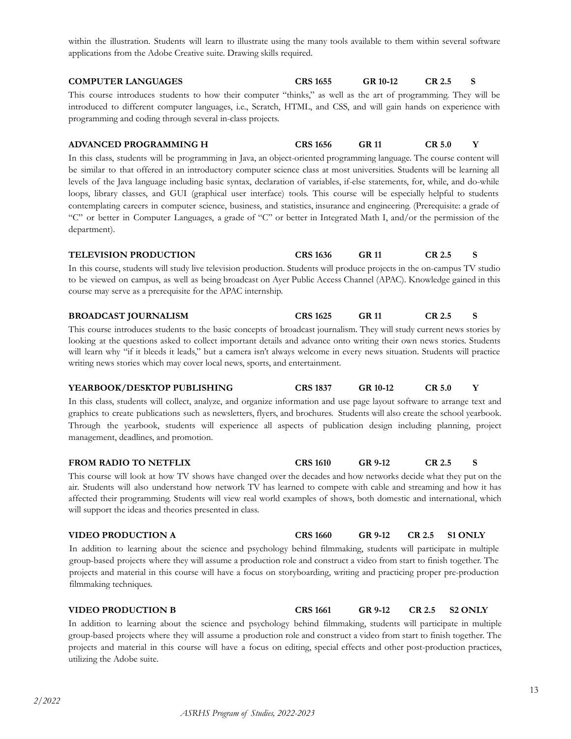within the illustration. Students will learn to illustrate using the many tools available to them within several software applications from the Adobe Creative suite. Drawing skills required.

**COMPUTER LANGUAGES** **CRS 1655** **GR 10-12** **CR 2.5** **S**

This course introduces students to how their computer "thinks," as well as the art of programming. They will be introduced to different computer languages, i.e., Scratch, HTML, and CSS, and will gain hands on experience with programming and coding through several in-class projects.

**ADVANCED PROGRAMMING H** **CRS 1656** **GR 11** **CR 5.0** **Y**

In this class, students will be programming in Java, an object-oriented programming language. The course content will be similar to that offered in an introductory computer science class at most universities. Students will be learning all levels of the Java language including basic syntax, declaration of variables, if-else statements, for, while, and do-while loops, library classes, and GUI (graphical user interface) tools. This course will be especially helpful to students contemplating careers in computer science, business, and statistics, insurance and engineering. (Prerequisite: a grade of "C" or better in Computer Languages, a grade of "C" or better in Integrated Math I, and/or the permission of the department).

**TELEVISION PRODUCTION** **CRS 1636** **GR 11** **CR 2.5** **S**

In this course, students will study live television production. Students will produce projects in the on-campus TV studio to be viewed on campus, as well as being broadcast on Ayer Public Access Channel (APAC). Knowledge gained in this course may serve as a prerequisite for the APAC internship.

**BROADCAST JOURNALISM** **CRS 1625** **GR 11** **CR 2.5** **S**

This course introduces students to the basic concepts of broadcast journalism. They will study current news stories by looking at the questions asked to collect important details and advance onto writing their own news stories. Students will learn why "if it bleeds it leads," but a camera isn't always welcome in every news situation. Students will practice writing news stories which may cover local news, sports, and entertainment.

**YEARBOOK/DESKTOP PUBLISHING** **CRS 1837** **GR 10-12** **CR 5.0** **Y**

In this class, students will collect, analyze, and organize information and use page layout software to arrange text and graphics to create publications such as newsletters, flyers, and brochures. Students will also create the school yearbook. Through the yearbook, students will experience all aspects of publication design including planning, project management, deadlines, and promotion.

**FROM RADIO TO NETFLIX** **CRS 1610** **GR 9-12** **CR 2.5** **S**

This course will look at how TV shows have changed over the decades and how networks decide what they put on the air. Students will also understand how network TV has learned to compete with cable and streaming and how it has affected their programming. Students will view real world examples of shows, both domestic and international, which will support the ideas and theories presented in class.

**VIDEO PRODUCTION A** **CRS 1660** **GR 9-12** **CR 2.5** **S1 ONLY**

In addition to learning about the science and psychology behind filmmaking, students will participate in multiple group-based projects where they will assume a production role and construct a video from start to finish together. The projects and material in this course will have a focus on storyboarding, writing and practicing proper pre-production filmmaking techniques.

**VIDEO PRODUCTION B** **CRS 1661** **GR 9-12** **CR 2.5** **S2 ONLY**

In addition to learning about the science and psychology behind filmmaking, students will participate in multiple group-based projects where they will assume a production role and construct a video from start to finish together. The projects and material in this course will have a focus on editing, special effects and other post-production practices, utilizing the Adobe suite.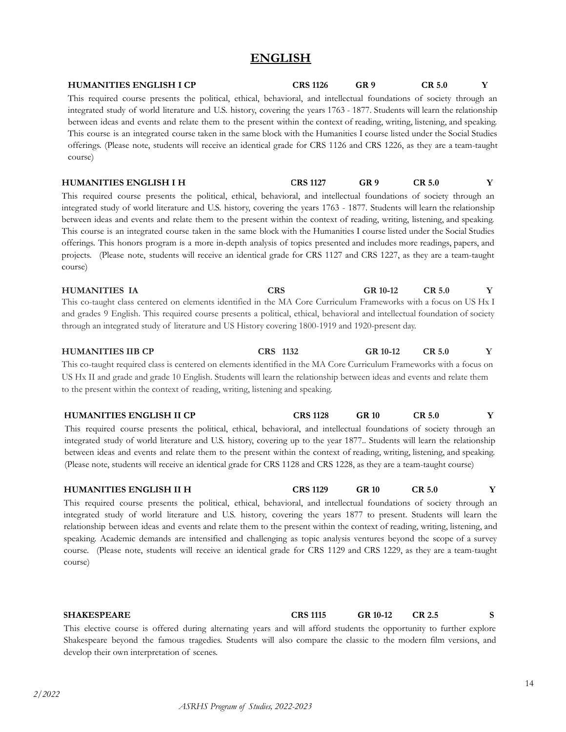# ENGLISH

**HUMANITIES ENGLISH I CP** **CRS 1126** **GR 9** **CR 5.0** **Y**

This required course presents the political, ethical, behavioral, and intellectual foundations of society through an integrated study of world literature and U.S. history, covering the years 1763 - 1877. Students will learn the relationship between ideas and events and relate them to the present within the context of reading, writing, listening, and speaking. This course is an integrated course taken in the same block with the Humanities I course listed under the Social Studies offerings. (Please note, students will receive an identical grade for CRS 1126 and CRS 1226, as they are a team-taught course)

**HUMANITIES ENGLISH I H** **CRS 1127** **GR 9** **CR 5.0** **Y**

This required course presents the political, ethical, behavioral, and intellectual foundations of society through an integrated study of world literature and U.S. history, covering the years 1763 - 1877. Students will learn the relationship between ideas and events and relate them to the present within the context of reading, writing, listening, and speaking. This course is an integrated course taken in the same block with the Humanities I course listed under the Social Studies offerings. This honors program is a more in-depth analysis of topics presented and includes more readings, papers, and projects. (Please note, students will receive an identical grade for CRS 1127 and CRS 1227, as they are a team-taught course)

**HUMANITIES IA** **CRS** **GR 10-12** **CR 5.0** **Y**

This co-taught class centered on elements identified in the MA Core Curriculum Frameworks with a focus on US Hx I and grades 9 English. This required course presents a political, ethical, behavioral and intellectual foundation of society through an integrated study of literature and US History covering 1800-1919 and 1920-present day.

**HUMANITIES IIB CP** **CRS 1132** **GR 10-12** **CR 5.0** **Y**

This co-taught required class is centered on elements identified in the MA Core Curriculum Frameworks with a focus on US Hx II and grade and grade 10 English. Students will learn the relationship between ideas and events and relate them to the present within the context of reading, writing, listening and speaking.

**HUMANITIES ENGLISH II CP** **CRS 1128** **GR 10** **CR 5.0** **Y**

This required course presents the political, ethical, behavioral, and intellectual foundations of society through an integrated study of world literature and U.S. history, covering up to the year 1877.. Students will learn the relationship between ideas and events and relate them to the present within the context of reading, writing, listening, and speaking. (Please note, students will receive an identical grade for CRS 1128 and CRS 1228, as they are a team-taught course)

**HUMANITIES ENGLISH II H** **CRS 1129** **GR 10** **CR 5.0** **Y**

This required course presents the political, ethical, behavioral, and intellectual foundations of society through an integrated study of world literature and U.S. history, covering the years 1877 to present. Students will learn the relationship between ideas and events and relate them to the present within the context of reading, writing, listening, and speaking. Academic demands are intensified and challenging as topic analysis ventures beyond the scope of a survey course. (Please note, students will receive an identical grade for CRS 1129 and CRS 1229, as they are a team-taught course)

**SHAKESPEARE** **CRS 1115** **GR 10-12** **CR 2.5** **S**

This elective course is offered during alternating years and will afford students the opportunity to further explore Shakespeare beyond the famous tragedies. Students will also compare the classic to the modern film versions, and develop their own interpretation of scenes.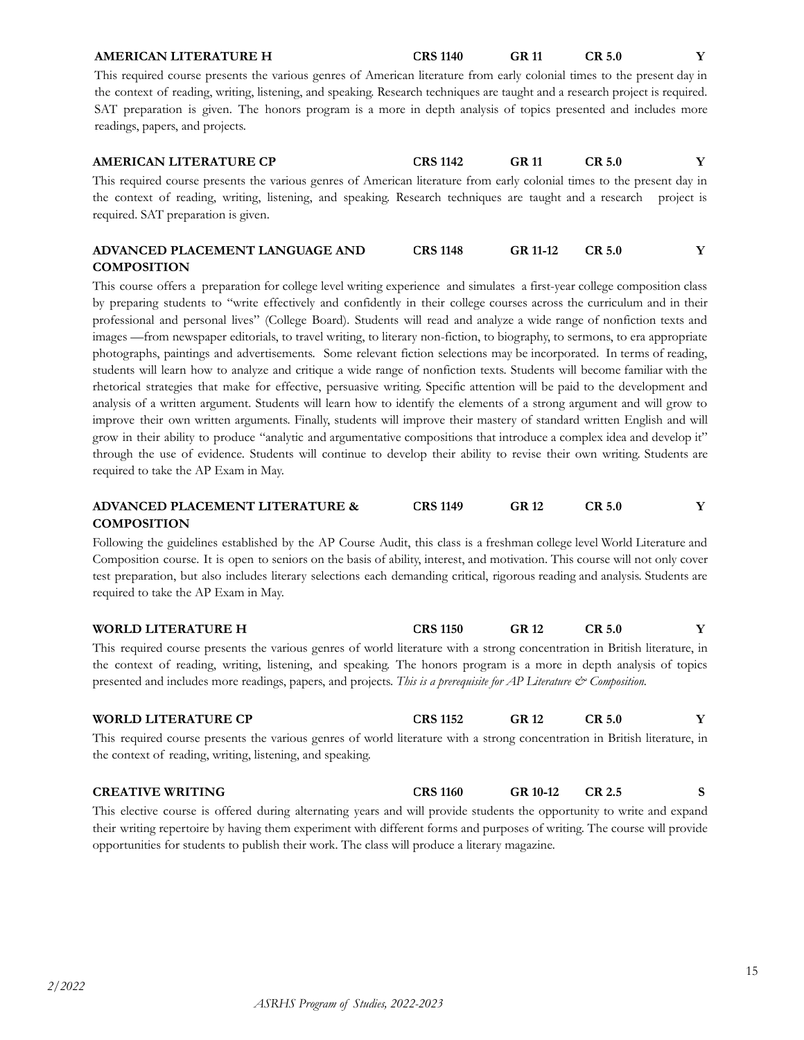**AMERICAN LITERATURE H** **CRS 1140** **GR 11** **CR 5.0** **Y**

This required course presents the various genres of American literature from early colonial times to the present day in the context of reading, writing, listening, and speaking. Research techniques are taught and a research project is required. SAT preparation is given. The honors program is a more in depth analysis of topics presented and includes more readings, papers, and projects.

**AMERICAN LITERATURE CP** **CRS 1142** **GR 11** **CR 5.0** **Y**

This required course presents the various genres of American literature from early colonial times to the present day in the context of reading, writing, listening, and speaking. Research techniques are taught and a research project is required. SAT preparation is given.

**ADVANCED PLACEMENT LANGUAGE AND COMPOSITION** **CRS 1148** **GR 11-12** **CR 5.0** **Y**

This course offers a preparation for college level writing experience and simulates a first-year college composition class by preparing students to "write effectively and confidently in their college courses across the curriculum and in their professional and personal lives" (College Board). Students will read and analyze a wide range of nonfiction texts and images —from newspaper editorials, to travel writing, to literary non-fiction, to biography, to sermons, to era appropriate photographs, paintings and advertisements. Some relevant fiction selections may be incorporated. In terms of reading, students will learn how to analyze and critique a wide range of nonfiction texts. Students will become familiar with the rhetorical strategies that make for effective, persuasive writing. Specific attention will be paid to the development and analysis of a written argument. Students will learn how to identify the elements of a strong argument and will grow to improve their own written arguments. Finally, students will improve their mastery of standard written English and will grow in their ability to produce "analytic and argumentative compositions that introduce a complex idea and develop it" through the use of evidence. Students will continue to develop their ability to revise their own writing. Students are required to take the AP Exam in May.

**ADVANCED PLACEMENT LITERATURE & COMPOSITION** **CRS 1149** **GR 12** **CR 5.0** **Y**

Following the guidelines established by the AP Course Audit, this class is a freshman college level World Literature and Composition course. It is open to seniors on the basis of ability, interest, and motivation. This course will not only cover test preparation, but also includes literary selections each demanding critical, rigorous reading and analysis. Students are required to take the AP Exam in May.

**WORLD LITERATURE H** **CRS 1150** **GR 12** **CR 5.0** **Y**

This required course presents the various genres of world literature with a strong concentration in British literature, in the context of reading, writing, listening, and speaking. The honors program is a more in depth analysis of topics presented and includes more readings, papers, and projects. *This is a prerequisite for AP Literature & Composition.*

**WORLD LITERATURE CP** **CRS 1152** **GR 12** **CR 5.0** **Y**

This required course presents the various genres of world literature with a strong concentration in British literature, in the context of reading, writing, listening, and speaking.

**CREATIVE WRITING** **CRS 1160** **GR 10-12** **CR 2.5** **S**

This elective course is offered during alternating years and will provide students the opportunity to write and expand their writing repertoire by having them experiment with different forms and purposes of writing. The course will provide opportunities for students to publish their work. The class will produce a literary magazine.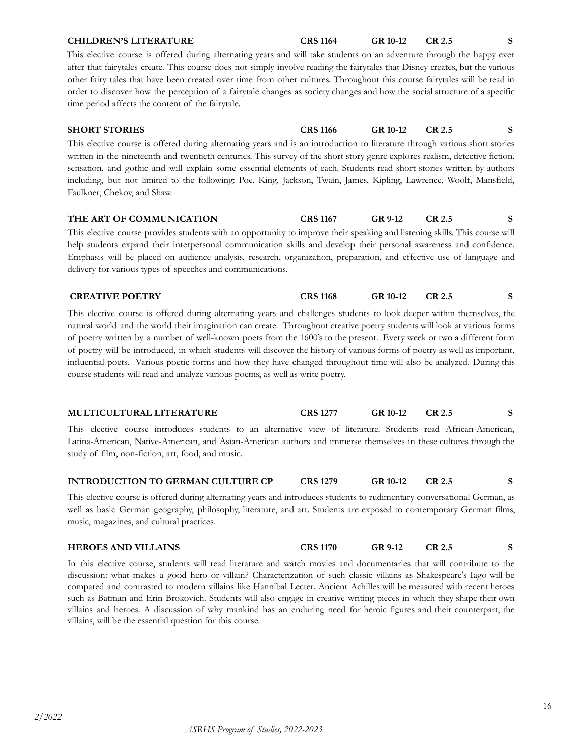**CHILDREN'S LITERATURE** **CRS 1164** **GR 10-12** **CR 2.5** **S**

This elective course is offered during alternating years and will take students on an adventure through the happy ever after that fairytales create. This course does not simply involve reading the fairytales that Disney creates, but the various other fairy tales that have been created over time from other cultures. Throughout this course fairytales will be read in order to discover how the perception of a fairytale changes as society changes and how the social structure of a specific time period affects the content of the fairytale.

**SHORT STORIES** **CRS 1166** **GR 10-12** **CR 2.5** **S**

This elective course is offered during alternating years and is an introduction to literature through various short stories written in the nineteenth and twentieth centuries. This survey of the short story genre explores realism, detective fiction, sensation, and gothic and will explain some essential elements of each. Students read short stories written by authors including, but not limited to the following: Poe, King, Jackson, Twain, James, Kipling, Lawrence, Woolf, Mansfield, Faulkner, Chekov, and Shaw.

**THE ART OF COMMUNICATION** **CRS 1167** **GR 9-12** **CR 2.5** **S**

This elective course provides students with an opportunity to improve their speaking and listening skills. This course will help students expand their interpersonal communication skills and develop their personal awareness and confidence. Emphasis will be placed on audience analysis, research, organization, preparation, and effective use of language and delivery for various types of speeches and communications.

**CREATIVE POETRY** **CRS 1168** **GR 10-12** **CR 2.5** **S**

This elective course is offered during alternating years and challenges students to look deeper within themselves, the natural world and the world their imagination can create. Throughout creative poetry students will look at various forms of poetry written by a number of well-known poets from the 1600's to the present. Every week or two a different form of poetry will be introduced, in which students will discover the history of various forms of poetry as well as important, influential poets. Various poetic forms and how they have changed throughout time will also be analyzed. During this course students will read and analyze various poems, as well as write poetry.

**MULTICULTURAL LITERATURE** **CRS 1277** **GR 10-12** **CR 2.5** **S**

This elective course introduces students to an alternative view of literature. Students read African-American, Latina-American, Native-American, and Asian-American authors and immerse themselves in these cultures through the study of film, non-fiction, art, food, and music.

**INTRODUCTION TO GERMAN CULTURE CP** **CRS 1279** **GR 10-12** **CR 2.5** **S**

This elective course is offered during alternating years and introduces students to rudimentary conversational German, as well as basic German geography, philosophy, literature, and art. Students are exposed to contemporary German films, music, magazines, and cultural practices.

**HEROES AND VILLAINS** **CRS 1170** **GR 9-12** **CR 2.5** **S**

In this elective course, students will read literature and watch movies and documentaries that will contribute to the discussion: what makes a good hero or villain? Characterization of such classic villains as Shakespeare's Iago will be compared and contrasted to modern villains like Hannibal Lecter. Ancient Achilles will be measured with recent heroes such as Batman and Erin Brokovich. Students will also engage in creative writing pieces in which they shape their own villains and heroes. A discussion of why mankind has an enduring need for heroic figures and their counterpart, the villains, will be the essential question for this course.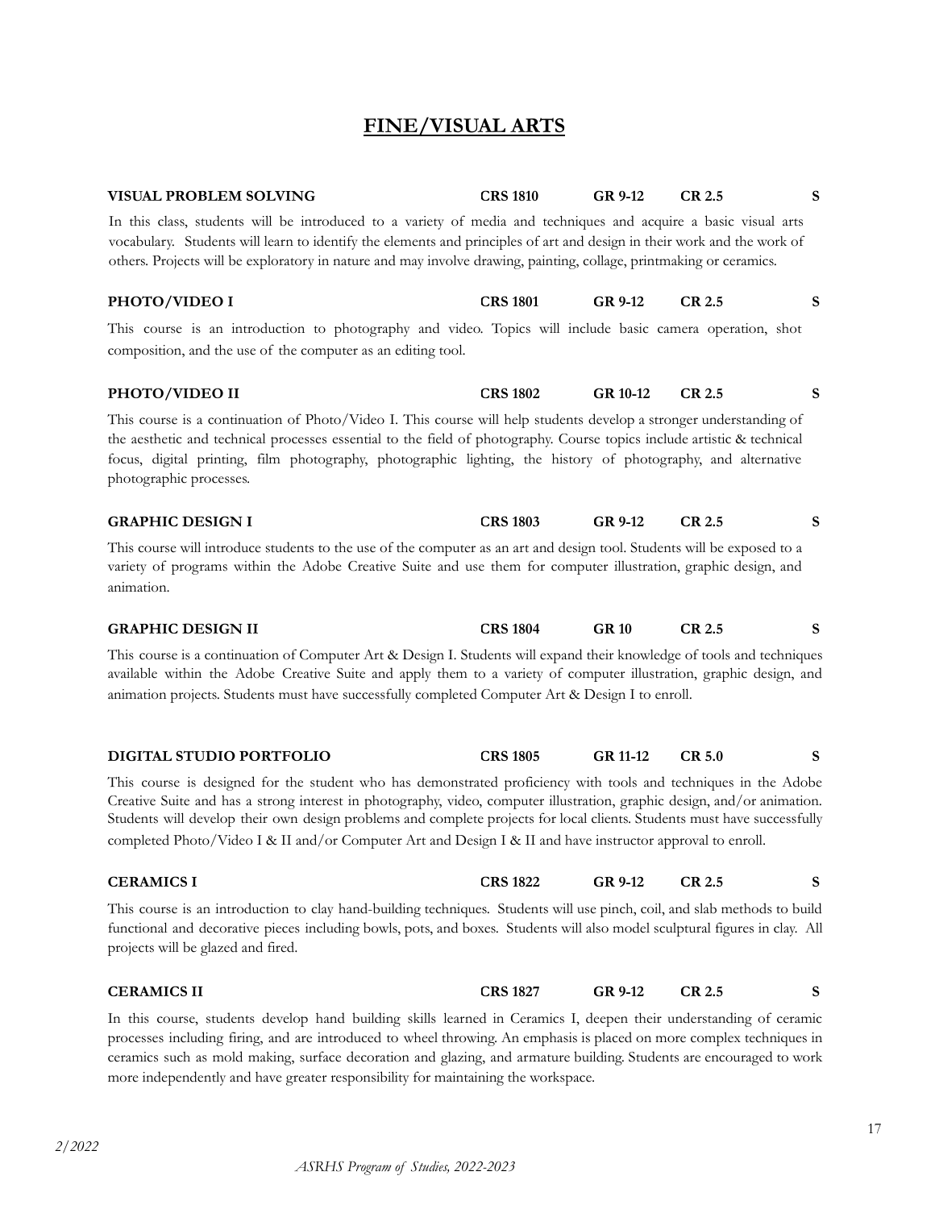# FINE/VISUAL ARTS

**VISUAL PROBLEM SOLVING** **CRS 1810** **GR 9-12** **CR 2.5** **S**

In this class, students will be introduced to a variety of media and techniques and acquire a basic visual arts vocabulary. Students will learn to identify the elements and principles of art and design in their work and the work of others. Projects will be exploratory in nature and may involve drawing, painting, collage, printmaking or ceramics.

**PHOTO/VIDEO I** **CRS 1801** **GR 9-12** **CR 2.5** **S**

This course is an introduction to photography and video. Topics will include basic camera operation, shot composition, and the use of the computer as an editing tool.

**PHOTO/VIDEO II** **CRS 1802** **GR 10-12** **CR 2.5** **S**

This course is a continuation of Photo/Video I. This course will help students develop a stronger understanding of the aesthetic and technical processes essential to the field of photography. Course topics include artistic & technical focus, digital printing, film photography, photographic lighting, the history of photography, and alternative photographic processes.

**GRAPHIC DESIGN I** **CRS 1803** **GR 9-12** **CR 2.5** **S**

This course will introduce students to the use of the computer as an art and design tool. Students will be exposed to a variety of programs within the Adobe Creative Suite and use them for computer illustration, graphic design, and animation.

**GRAPHIC DESIGN II** **CRS 1804** **GR 10** **CR 2.5** **S**

This course is a continuation of Computer Art & Design I. Students will expand their knowledge of tools and techniques available within the Adobe Creative Suite and apply them to a variety of computer illustration, graphic design, and animation projects. Students must have successfully completed Computer Art & Design I to enroll.

**DIGITAL STUDIO PORTFOLIO** **CRS 1805** **GR 11-12** **CR 5.0** **S**

This course is designed for the student who has demonstrated proficiency with tools and techniques in the Adobe Creative Suite and has a strong interest in photography, video, computer illustration, graphic design, and/or animation. Students will develop their own design problems and complete projects for local clients. Students must have successfully completed Photo/Video I & II and/or Computer Art and Design I & II and have instructor approval to enroll.

**CERAMICS I** **CRS 1822** **GR 9-12** **CR 2.5** **S**

This course is an introduction to clay hand-building techniques. Students will use pinch, coil, and slab methods to build functional and decorative pieces including bowls, pots, and boxes. Students will also model sculptural figures in clay. All projects will be glazed and fired.

**CERAMICS II** **CRS 1827** **GR 9-12** **CR 2.5** **S**

In this course, students develop hand building skills learned in Ceramics I, deepen their understanding of ceramic processes including firing, and are introduced to wheel throwing. An emphasis is placed on more complex techniques in ceramics such as mold making, surface decoration and glazing, and armature building. Students are encouraged to work more independently and have greater responsibility for maintaining the workspace.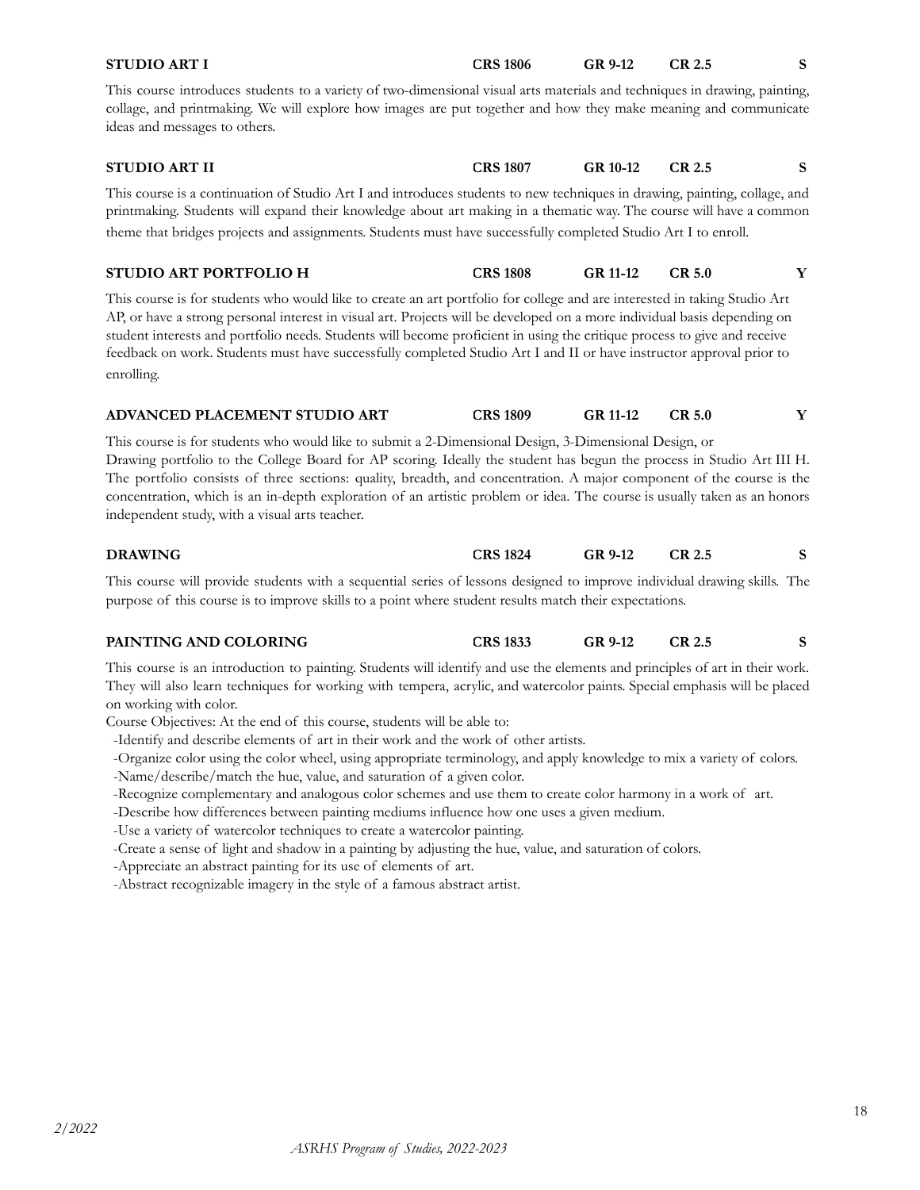**STUDIO ART I** — CRS 1806 — GR 9-12 — CR 2.5 — S

This course introduces students to a variety of two-dimensional visual arts materials and techniques in drawing, painting, collage, and printmaking. We will explore how images are put together and how they make meaning and communicate ideas and messages to others.

**STUDIO ART II** — CRS 1807 — GR 10-12 — CR 2.5 — S

This course is a continuation of Studio Art I and introduces students to new techniques in drawing, painting, collage, and printmaking. Students will expand their knowledge about art making in a thematic way. The course will have a common theme that bridges projects and assignments. Students must have successfully completed Studio Art I to enroll.

**STUDIO ART PORTFOLIO H** — CRS 1808 — GR 11-12 — CR 5.0 — Y

This course is for students who would like to create an art portfolio for college and are interested in taking Studio Art AP, or have a strong personal interest in visual art. Projects will be developed on a more individual basis depending on student interests and portfolio needs. Students will become proficient in using the critique process to give and receive feedback on work. Students must have successfully completed Studio Art I and II or have instructor approval prior to enrolling.

**ADVANCED PLACEMENT STUDIO ART** — CRS 1809 — GR 11-12 — CR 5.0 — Y

This course is for students who would like to submit a 2-Dimensional Design, 3-Dimensional Design, or Drawing portfolio to the College Board for AP scoring. Ideally the student has begun the process in Studio Art III H. The portfolio consists of three sections: quality, breadth, and concentration. A major component of the course is the concentration, which is an in-depth exploration of an artistic problem or idea. The course is usually taken as an honors independent study, with a visual arts teacher.

**DRAWING** — CRS 1824 — GR 9-12 — CR 2.5 — S

This course will provide students with a sequential series of lessons designed to improve individual drawing skills. The purpose of this course is to improve skills to a point where student results match their expectations.

**PAINTING AND COLORING** — CRS 1833 — GR 9-12 — CR 2.5 — S

This course is an introduction to painting. Students will identify and use the elements and principles of art in their work. They will also learn techniques for working with tempera, acrylic, and watercolor paints. Special emphasis will be placed on working with color.

Course Objectives: At the end of this course, students will be able to:

- Identify and describe elements of art in their work and the work of other artists.
- Organize color using the color wheel, using appropriate terminology, and apply knowledge to mix a variety of colors.
- Name/describe/match the hue, value, and saturation of a given color.
- Recognize complementary and analogous color schemes and use them to create color harmony in a work of art.
- Describe how differences between painting mediums influence how one uses a given medium.
- Use a variety of watercolor techniques to create a watercolor painting.
- Create a sense of light and shadow in a painting by adjusting the hue, value, and saturation of colors.
- Appreciate an abstract painting for its use of elements of art.
- Abstract recognizable imagery in the style of a famous abstract artist.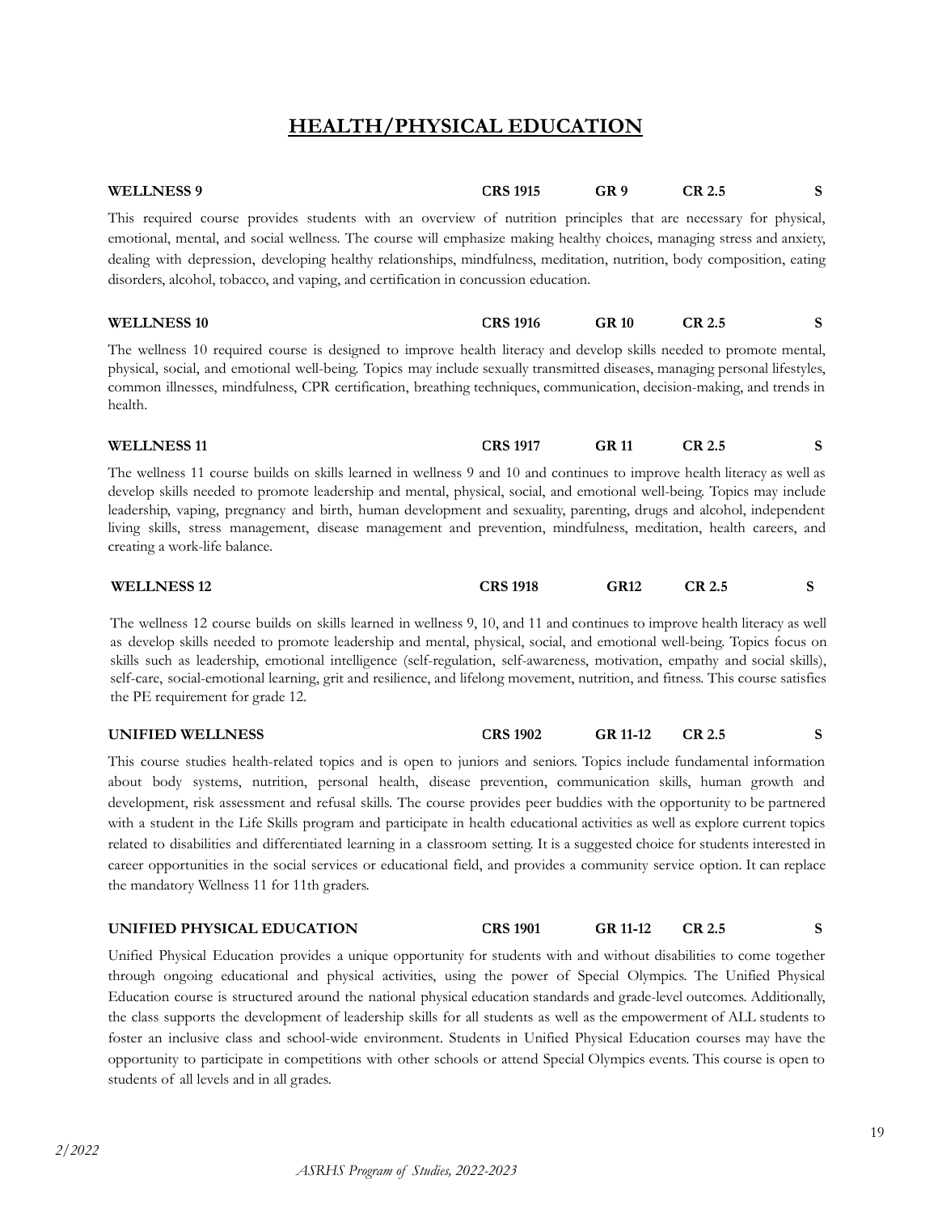# HEALTH/PHYSICAL EDUCATION

**WELLNESS 9** **CRS 1915** **GR 9** **CR 2.5** **S**

This required course provides students with an overview of nutrition principles that are necessary for physical, emotional, mental, and social wellness. The course will emphasize making healthy choices, managing stress and anxiety, dealing with depression, developing healthy relationships, mindfulness, meditation, nutrition, body composition, eating disorders, alcohol, tobacco, and vaping, and certification in concussion education.

**WELLNESS 10** **CRS 1916** **GR 10** **CR 2.5** **S**

The wellness 10 required course is designed to improve health literacy and develop skills needed to promote mental, physical, social, and emotional well-being. Topics may include sexually transmitted diseases, managing personal lifestyles, common illnesses, mindfulness, CPR certification, breathing techniques, communication, decision-making, and trends in health.

**WELLNESS 11** **CRS 1917** **GR 11** **CR 2.5** **S**

The wellness 11 course builds on skills learned in wellness 9 and 10 and continues to improve health literacy as well as develop skills needed to promote leadership and mental, physical, social, and emotional well-being. Topics may include leadership, vaping, pregnancy and birth, human development and sexuality, parenting, drugs and alcohol, independent living skills, stress management, disease management and prevention, mindfulness, meditation, health careers, and creating a work-life balance.

**WELLNESS 12** **CRS 1918** **GR12** **CR 2.5** **S**

The wellness 12 course builds on skills learned in wellness 9, 10, and 11 and continues to improve health literacy as well as develop skills needed to promote leadership and mental, physical, social, and emotional well-being. Topics focus on skills such as leadership, emotional intelligence (self-regulation, self-awareness, motivation, empathy and social skills), self-care, social-emotional learning, grit and resilience, and lifelong movement, nutrition, and fitness. This course satisfies the PE requirement for grade 12.

**UNIFIED WELLNESS** **CRS 1902** **GR 11-12** **CR 2.5** **S**

This course studies health-related topics and is open to juniors and seniors. Topics include fundamental information about body systems, nutrition, personal health, disease prevention, communication skills, human growth and development, risk assessment and refusal skills. The course provides peer buddies with the opportunity to be partnered with a student in the Life Skills program and participate in health educational activities as well as explore current topics related to disabilities and differentiated learning in a classroom setting. It is a suggested choice for students interested in career opportunities in the social services or educational field, and provides a community service option. It can replace the mandatory Wellness 11 for 11th graders.

**UNIFIED PHYSICAL EDUCATION** **CRS 1901** **GR 11-12** **CR 2.5** **S**

Unified Physical Education provides a unique opportunity for students with and without disabilities to come together through ongoing educational and physical activities, using the power of Special Olympics. The Unified Physical Education course is structured around the national physical education standards and grade-level outcomes. Additionally, the class supports the development of leadership skills for all students as well as the empowerment of ALL students to foster an inclusive class and school-wide environment. Students in Unified Physical Education courses may have the opportunity to participate in competitions with other schools or attend Special Olympics events. This course is open to students of all levels and in all grades.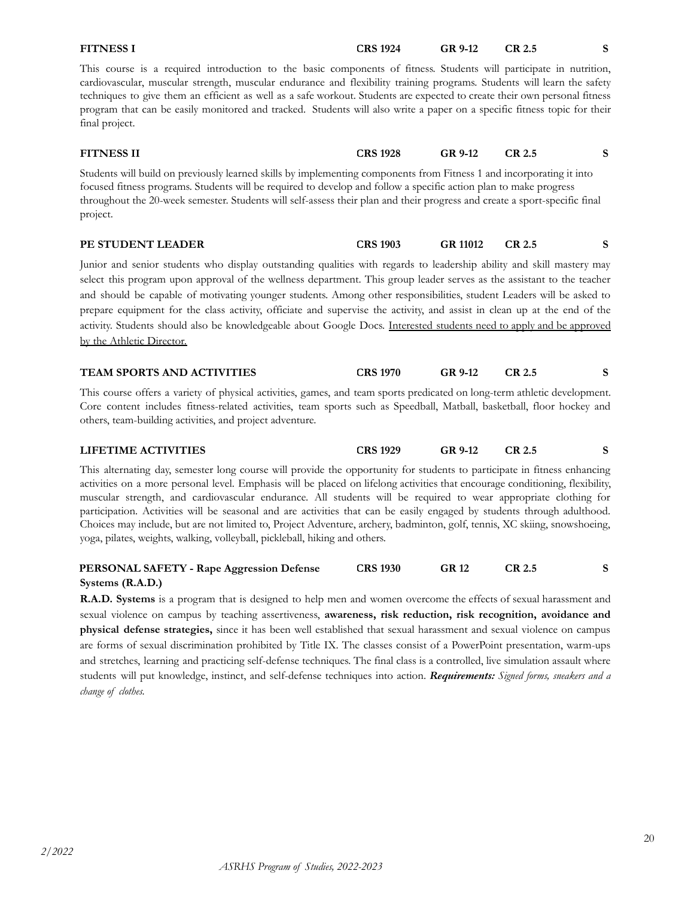**FITNESS I** CRS 1924 GR 9-12 CR 2.5 S

This course is a required introduction to the basic components of fitness. Students will participate in nutrition, cardiovascular, muscular strength, muscular endurance and flexibility training programs. Students will learn the safety techniques to give them an efficient as well as a safe workout. Students are expected to create their own personal fitness program that can be easily monitored and tracked. Students will also write a paper on a specific fitness topic for their final project.

**FITNESS II** CRS 1928 GR 9-12 CR 2.5 S

Students will build on previously learned skills by implementing components from Fitness 1 and incorporating it into focused fitness programs. Students will be required to develop and follow a specific action plan to make progress throughout the 20-week semester. Students will self-assess their plan and their progress and create a sport-specific final project.

**PE STUDENT LEADER** CRS 1903 GR 11012 CR 2.5 S

Junior and senior students who display outstanding qualities with regards to leadership ability and skill mastery may select this program upon approval of the wellness department. This group leader serves as the assistant to the teacher and should be capable of motivating younger students. Among other responsibilities, student Leaders will be asked to prepare equipment for the class activity, officiate and supervise the activity, and assist in clean up at the end of the activity. Students should also be knowledgeable about Google Docs. <u>Interested students need to apply and be approved by the Athletic Director.</u>

**TEAM SPORTS AND ACTIVITIES** CRS 1970 GR 9-12 CR 2.5 S

This course offers a variety of physical activities, games, and team sports predicated on long-term athletic development. Core content includes fitness-related activities, team sports such as Speedball, Matball, basketball, floor hockey and others, team-building activities, and project adventure.

**LIFETIME ACTIVITIES** CRS 1929 GR 9-12 CR 2.5 S

This alternating day, semester long course will provide the opportunity for students to participate in fitness enhancing activities on a more personal level. Emphasis will be placed on lifelong activities that encourage conditioning, flexibility, muscular strength, and cardiovascular endurance. All students will be required to wear appropriate clothing for participation. Activities will be seasonal and are activities that can be easily engaged by students through adulthood. Choices may include, but are not limited to, Project Adventure, archery, badminton, golf, tennis, XC skiing, snowshoeing, yoga, pilates, weights, walking, volleyball, pickleball, hiking and others.

**PERSONAL SAFETY - Rape Aggression Defense Systems (R.A.D.)** CRS 1930 GR 12 CR 2.5 S

**R.A.D. Systems** is a program that is designed to help men and women overcome the effects of sexual harassment and sexual violence on campus by teaching assertiveness, **awareness, risk reduction, risk recognition, avoidance and physical defense strategies,** since it has been well established that sexual harassment and sexual violence on campus are forms of sexual discrimination prohibited by Title IX. The classes consist of a PowerPoint presentation, warm-ups and stretches, learning and practicing self-defense techniques. The final class is a controlled, live simulation assault where students will put knowledge, instinct, and self-defense techniques into action. ***Requirements:*** *Signed forms, sneakers and a change of clothes.*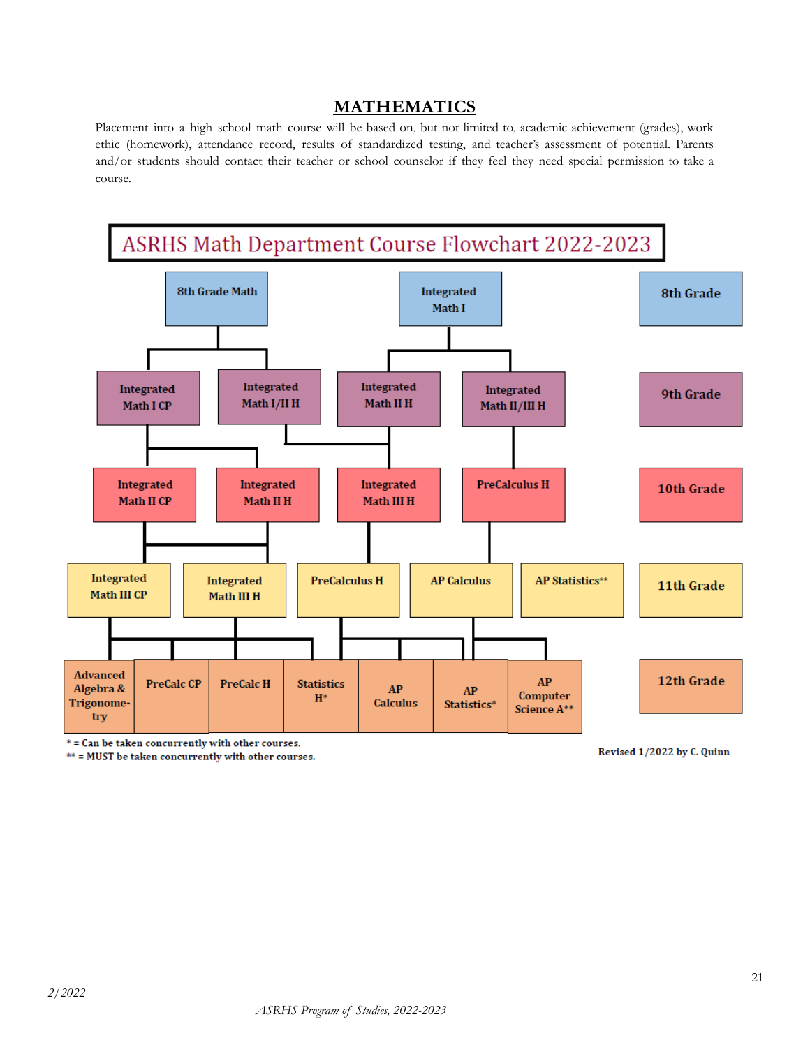## MATHEMATICS

Placement into a high school math course will be based on, but not limited to, academic achievement (grades), work ethic (homework), attendance record, results of standardized testing, and teacher's assessment of potential. Parents and/or students should contact their teacher or school counselor if they feel they need special permission to take a course.

**ASRHS Math Department Course Flowchart 2022-2023**

| Grade | Courses |
|---|---|
| 8th Grade | 8th Grade Math; Integrated Math I |
| 9th Grade | Integrated Math I CP; Integrated Math I/II H; Integrated Math II H; Integrated Math II/III H |
| 10th Grade | Integrated Math II CP; Integrated Math II H; Integrated Math III H; PreCalculus H |
| 11th Grade | Integrated Math III CP; Integrated Math III H; PreCalculus H; AP Calculus; AP Statistics** |
| 12th Grade | Advanced Algebra & Trigonometry; PreCalc CP; PreCalc H; Statistics H*; AP Calculus; AP Statistics*; AP Computer Science A** |

\* = Can be taken concurrently with other courses.
\*\* = MUST be taken concurrently with other courses.

Revised 1/2022 by C. Quinn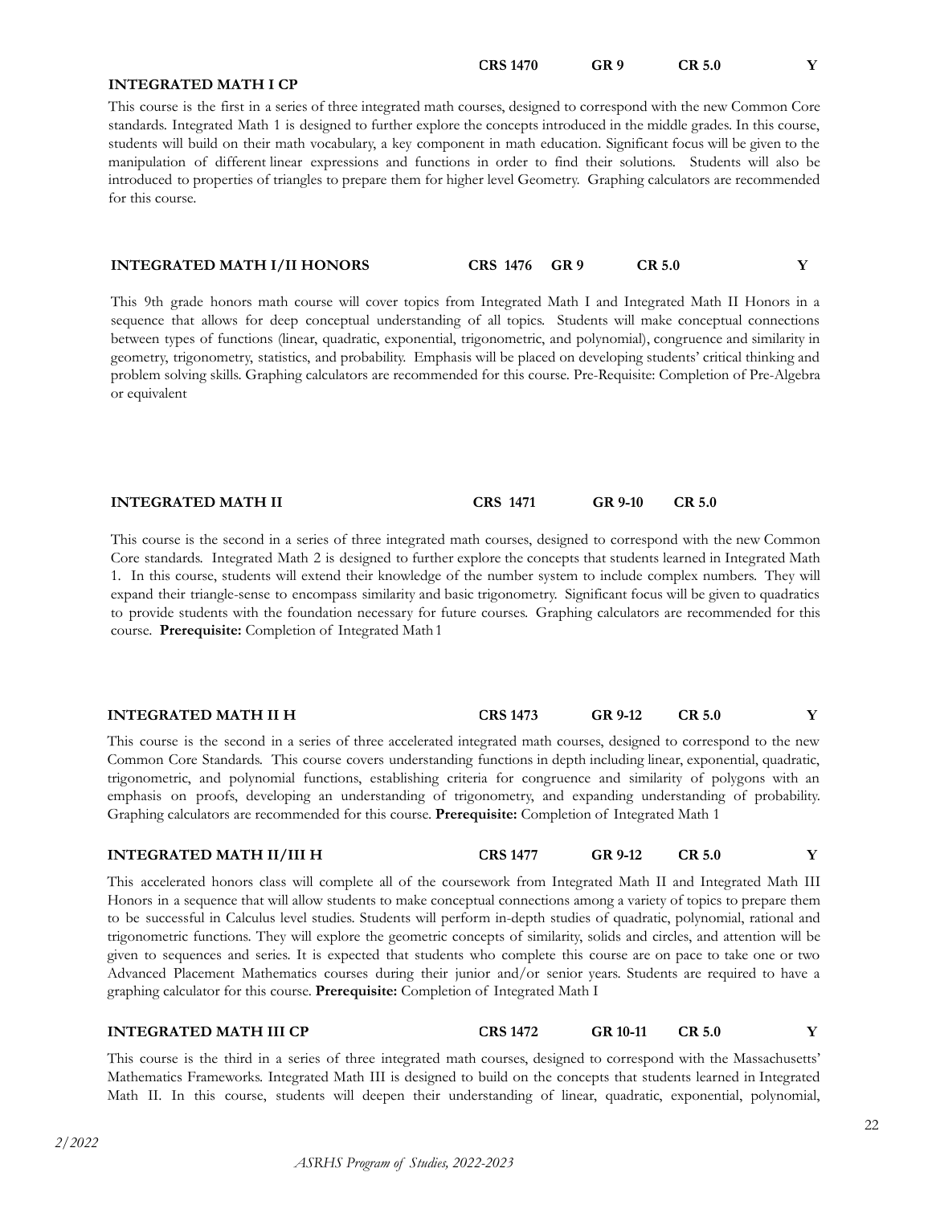### INTEGRATED MATH I CP

**CRS 1470 GR 9 CR 5.0 Y**

This course is the first in a series of three integrated math courses, designed to correspond with the new Common Core standards. Integrated Math 1 is designed to further explore the concepts introduced in the middle grades. In this course, students will build on their math vocabulary, a key component in math education. Significant focus will be given to the manipulation of different linear expressions and functions in order to find their solutions. Students will also be introduced to properties of triangles to prepare them for higher level Geometry. Graphing calculators are recommended for this course.

### INTEGRATED MATH I/II HONORS

**CRS 1476 GR 9 CR 5.0 Y**

This 9th grade honors math course will cover topics from Integrated Math I and Integrated Math II Honors in a sequence that allows for deep conceptual understanding of all topics. Students will make conceptual connections between types of functions (linear, quadratic, exponential, trigonometric, and polynomial), congruence and similarity in geometry, trigonometry, statistics, and probability. Emphasis will be placed on developing students' critical thinking and problem solving skills. Graphing calculators are recommended for this course. Pre-Requisite: Completion of Pre-Algebra or equivalent

### INTEGRATED MATH II

**CRS 1471 GR 9-10 CR 5.0**

This course is the second in a series of three integrated math courses, designed to correspond with the new Common Core standards. Integrated Math 2 is designed to further explore the concepts that students learned in Integrated Math 1. In this course, students will extend their knowledge of the number system to include complex numbers. They will expand their triangle-sense to encompass similarity and basic trigonometry. Significant focus will be given to quadratics to provide students with the foundation necessary for future courses. Graphing calculators are recommended for this course. **Prerequisite:** Completion of Integrated Math 1

### INTEGRATED MATH II H

**CRS 1473 GR 9-12 CR 5.0 Y**

This course is the second in a series of three accelerated integrated math courses, designed to correspond to the new Common Core Standards. This course covers understanding functions in depth including linear, exponential, quadratic, trigonometric, and polynomial functions, establishing criteria for congruence and similarity of polygons with an emphasis on proofs, developing an understanding of trigonometry, and expanding understanding of probability. Graphing calculators are recommended for this course. **Prerequisite:** Completion of Integrated Math 1

### INTEGRATED MATH II/III H

**CRS 1477 GR 9-12 CR 5.0 Y**

This accelerated honors class will complete all of the coursework from Integrated Math II and Integrated Math III Honors in a sequence that will allow students to make conceptual connections among a variety of topics to prepare them to be successful in Calculus level studies. Students will perform in-depth studies of quadratic, polynomial, rational and trigonometric functions. They will explore the geometric concepts of similarity, solids and circles, and attention will be given to sequences and series. It is expected that students who complete this course are on pace to take one or two Advanced Placement Mathematics courses during their junior and/or senior years. Students are required to have a graphing calculator for this course. **Prerequisite:** Completion of Integrated Math I

### INTEGRATED MATH III CP

**CRS 1472 GR 10-11 CR 5.0 Y**

This course is the third in a series of three integrated math courses, designed to correspond with the Massachusetts' Mathematics Frameworks. Integrated Math III is designed to build on the concepts that students learned in Integrated Math II. In this course, students will deepen their understanding of linear, quadratic, exponential, polynomial,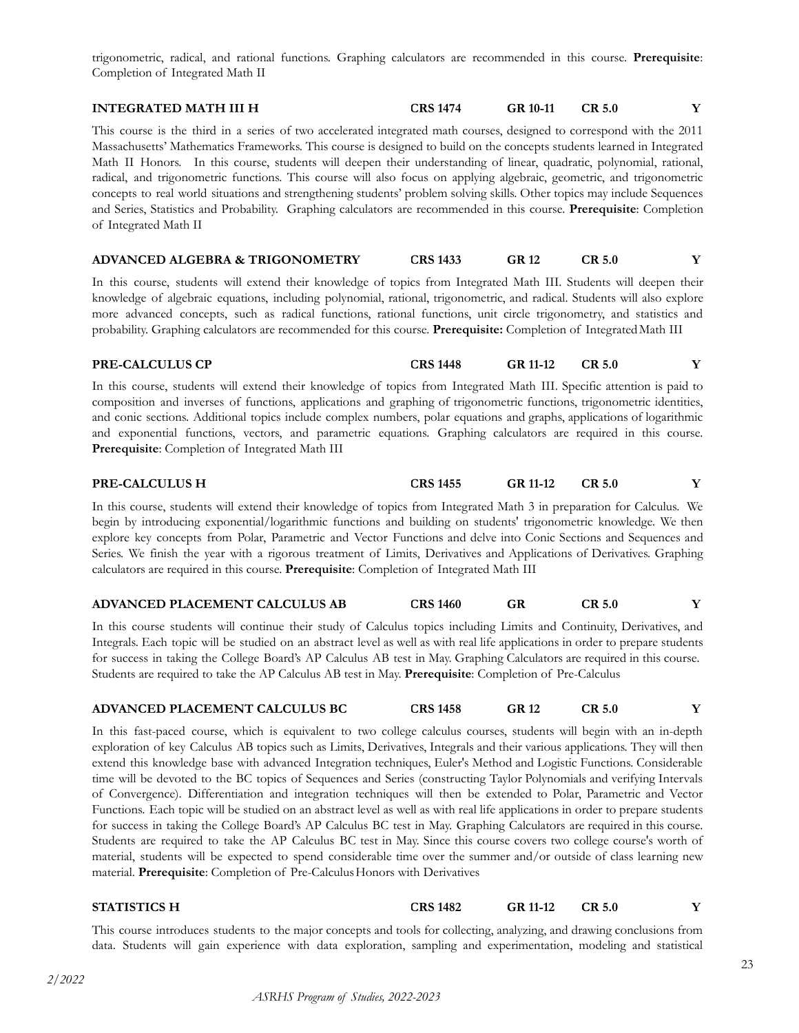trigonometric, radical, and rational functions. Graphing calculators are recommended in this course. **Prerequisite**: Completion of Integrated Math II

**INTEGRATED MATH III H** **CRS 1474** **GR 10-11** **CR 5.0** **Y**

This course is the third in a series of two accelerated integrated math courses, designed to correspond with the 2011 Massachusetts' Mathematics Frameworks. This course is designed to build on the concepts students learned in Integrated Math II Honors. In this course, students will deepen their understanding of linear, quadratic, polynomial, rational, radical, and trigonometric functions. This course will also focus on applying algebraic, geometric, and trigonometric concepts to real world situations and strengthening students' problem solving skills. Other topics may include Sequences and Series, Statistics and Probability. Graphing calculators are recommended in this course. **Prerequisite**: Completion of Integrated Math II

**ADVANCED ALGEBRA & TRIGONOMETRY** **CRS 1433** **GR 12** **CR 5.0** **Y**

In this course, students will extend their knowledge of topics from Integrated Math III. Students will deepen their knowledge of algebraic equations, including polynomial, rational, trigonometric, and radical. Students will also explore more advanced concepts, such as radical functions, rational functions, unit circle trigonometry, and statistics and probability. Graphing calculators are recommended for this course. **Prerequisite:** Completion of Integrated Math III

**PRE-CALCULUS CP** **CRS 1448** **GR 11-12** **CR 5.0** **Y**

In this course, students will extend their knowledge of topics from Integrated Math III. Specific attention is paid to composition and inverses of functions, applications and graphing of trigonometric functions, trigonometric identities, and conic sections. Additional topics include complex numbers, polar equations and graphs, applications of logarithmic and exponential functions, vectors, and parametric equations. Graphing calculators are required in this course. **Prerequisite**: Completion of Integrated Math III

**PRE-CALCULUS H** **CRS 1455** **GR 11-12** **CR 5.0** **Y**

In this course, students will extend their knowledge of topics from Integrated Math 3 in preparation for Calculus. We begin by introducing exponential/logarithmic functions and building on students' trigonometric knowledge. We then explore key concepts from Polar, Parametric and Vector Functions and delve into Conic Sections and Sequences and Series. We finish the year with a rigorous treatment of Limits, Derivatives and Applications of Derivatives. Graphing calculators are required in this course. **Prerequisite**: Completion of Integrated Math III

**ADVANCED PLACEMENT CALCULUS AB** **CRS 1460** **GR** **CR 5.0** **Y**

In this course students will continue their study of Calculus topics including Limits and Continuity, Derivatives, and Integrals. Each topic will be studied on an abstract level as well as with real life applications in order to prepare students for success in taking the College Board's AP Calculus AB test in May. Graphing Calculators are required in this course. Students are required to take the AP Calculus AB test in May. **Prerequisite**: Completion of Pre-Calculus

**ADVANCED PLACEMENT CALCULUS BC** **CRS 1458** **GR 12** **CR 5.0** **Y**

In this fast-paced course, which is equivalent to two college calculus courses, students will begin with an in-depth exploration of key Calculus AB topics such as Limits, Derivatives, Integrals and their various applications. They will then extend this knowledge base with advanced Integration techniques, Euler's Method and Logistic Functions. Considerable time will be devoted to the BC topics of Sequences and Series (constructing Taylor Polynomials and verifying Intervals of Convergence). Differentiation and integration techniques will then be extended to Polar, Parametric and Vector Functions. Each topic will be studied on an abstract level as well as with real life applications in order to prepare students for success in taking the College Board's AP Calculus BC test in May. Graphing Calculators are required in this course. Students are required to take the AP Calculus BC test in May. Since this course covers two college course's worth of material, students will be expected to spend considerable time over the summer and/or outside of class learning new material. **Prerequisite**: Completion of Pre-Calculus Honors with Derivatives

**STATISTICS H** **CRS 1482** **GR 11-12** **CR 5.0** **Y**

This course introduces students to the major concepts and tools for collecting, analyzing, and drawing conclusions from data. Students will gain experience with data exploration, sampling and experimentation, modeling and statistical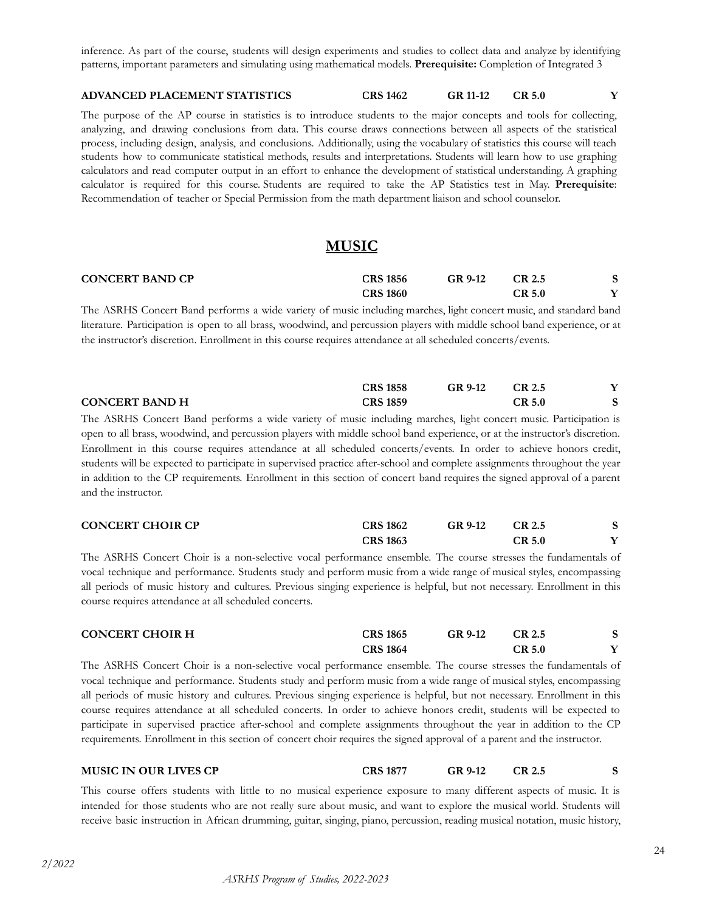inference. As part of the course, students will design experiments and studies to collect data and analyze by identifying patterns, important parameters and simulating using mathematical models. **Prerequisite:** Completion of Integrated 3

| **ADVANCED PLACEMENT STATISTICS** | **CRS 1462** | **GR 11-12** | **CR 5.0** | **Y** |
|---|---|---|---|---|

The purpose of the AP course in statistics is to introduce students to the major concepts and tools for collecting, analyzing, and drawing conclusions from data. This course draws connections between all aspects of the statistical process, including design, analysis, and conclusions. Additionally, using the vocabulary of statistics this course will teach students how to communicate statistical methods, results and interpretations. Students will learn how to use graphing calculators and read computer output in an effort to enhance the development of statistical understanding. A graphing calculator is required for this course. Students are required to take the AP Statistics test in May. **Prerequisite**: Recommendation of teacher or Special Permission from the math department liaison and school counselor.

# MUSIC

| **CONCERT BAND CP** | **CRS 1856** | **GR 9-12** | **CR 2.5** | **S** |
|---|---|---|---|---|
| | **CRS 1860** | | **CR 5.0** | **Y** |

The ASRHS Concert Band performs a wide variety of music including marches, light concert music, and standard band literature. Participation is open to all brass, woodwind, and percussion players with middle school band experience, or at the instructor's discretion. Enrollment in this course requires attendance at all scheduled concerts/events.

| | **CRS 1858** | **GR 9-12** | **CR 2.5** | **Y** |
|---|---|---|---|---|
| **CONCERT BAND H** | **CRS 1859** | | **CR 5.0** | **S** |

The ASRHS Concert Band performs a wide variety of music including marches, light concert music. Participation is open to all brass, woodwind, and percussion players with middle school band experience, or at the instructor's discretion. Enrollment in this course requires attendance at all scheduled concerts/events. In order to achieve honors credit, students will be expected to participate in supervised practice after-school and complete assignments throughout the year in addition to the CP requirements. Enrollment in this section of concert band requires the signed approval of a parent and the instructor.

| **CONCERT CHOIR CP** | **CRS 1862** | **GR 9-12** | **CR 2.5** | **S** |
|---|---|---|---|---|
| | **CRS 1863** | | **CR 5.0** | **Y** |

The ASRHS Concert Choir is a non-selective vocal performance ensemble. The course stresses the fundamentals of vocal technique and performance. Students study and perform music from a wide range of musical styles, encompassing all periods of music history and cultures. Previous singing experience is helpful, but not necessary. Enrollment in this course requires attendance at all scheduled concerts.

| **CONCERT CHOIR H** | **CRS 1865** | **GR 9-12** | **CR 2.5** | **S** |
|---|---|---|---|---|
| | **CRS 1864** | | **CR 5.0** | **Y** |

The ASRHS Concert Choir is a non-selective vocal performance ensemble. The course stresses the fundamentals of vocal technique and performance. Students study and perform music from a wide range of musical styles, encompassing all periods of music history and cultures. Previous singing experience is helpful, but not necessary. Enrollment in this course requires attendance at all scheduled concerts. In order to achieve honors credit, students will be expected to participate in supervised practice after-school and complete assignments throughout the year in addition to the CP requirements. Enrollment in this section of concert choir requires the signed approval of a parent and the instructor.

| **MUSIC IN OUR LIVES CP** | **CRS 1877** | **GR 9-12** | **CR 2.5** | **S** |
|---|---|---|---|---|

This course offers students with little to no musical experience exposure to many different aspects of music. It is intended for those students who are not really sure about music, and want to explore the musical world. Students will receive basic instruction in African drumming, guitar, singing, piano, percussion, reading musical notation, music history,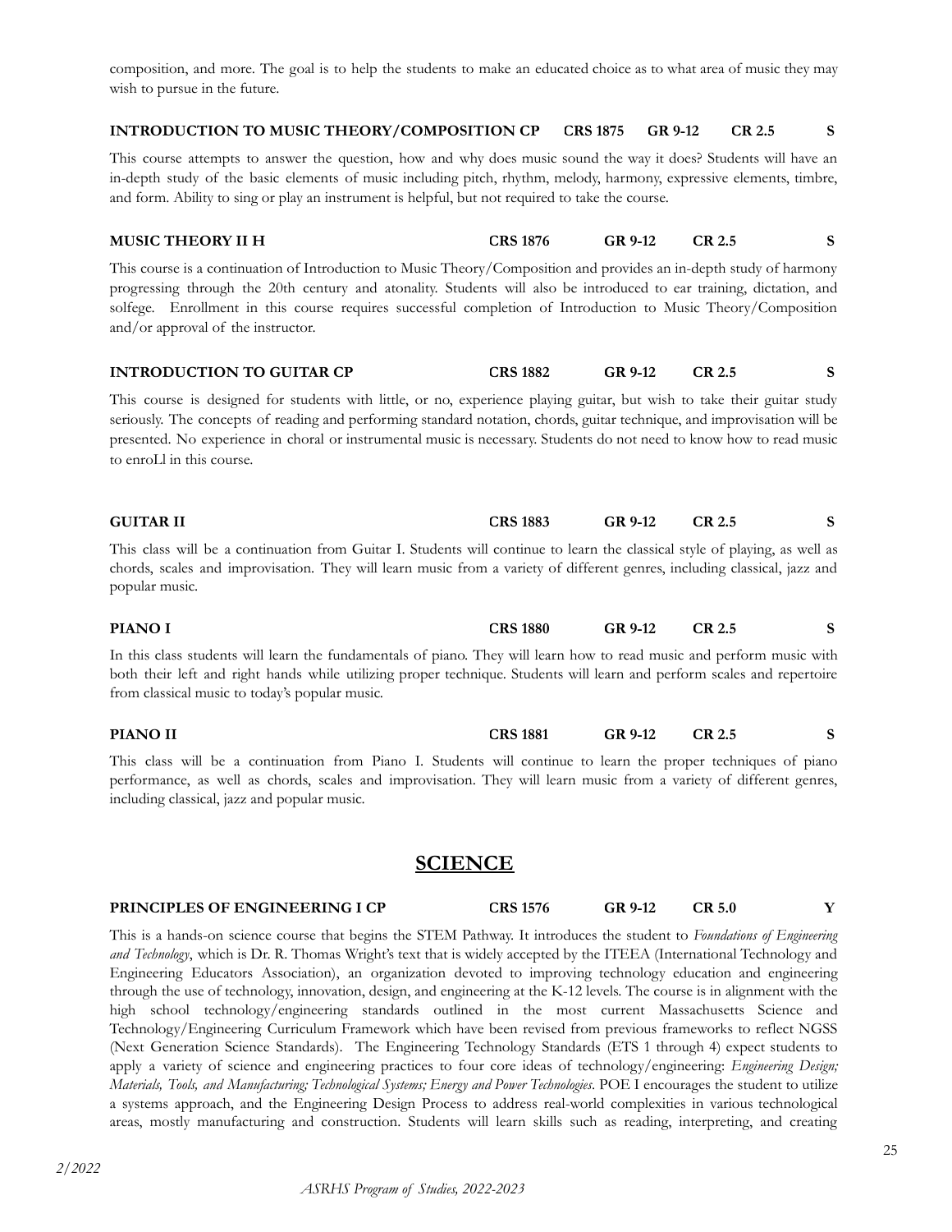composition, and more. The goal is to help the students to make an educated choice as to what area of music they may wish to pursue in the future.

**INTRODUCTION TO MUSIC THEORY/COMPOSITION CP CRS 1875 GR 9-12 CR 2.5 S**

This course attempts to answer the question, how and why does music sound the way it does? Students will have an in-depth study of the basic elements of music including pitch, rhythm, melody, harmony, expressive elements, timbre, and form. Ability to sing or play an instrument is helpful, but not required to take the course.

**MUSIC THEORY II H CRS 1876 GR 9-12 CR 2.5 S**

This course is a continuation of Introduction to Music Theory/Composition and provides an in-depth study of harmony progressing through the 20th century and atonality. Students will also be introduced to ear training, dictation, and solfege. Enrollment in this course requires successful completion of Introduction to Music Theory/Composition and/or approval of the instructor.

**INTRODUCTION TO GUITAR CP CRS 1882 GR 9-12 CR 2.5 S**

This course is designed for students with little, or no, experience playing guitar, but wish to take their guitar study seriously. The concepts of reading and performing standard notation, chords, guitar technique, and improvisation will be presented. No experience in choral or instrumental music is necessary. Students do not need to know how to read music to enroLl in this course.

**GUITAR II CRS 1883 GR 9-12 CR 2.5 S**

This class will be a continuation from Guitar I. Students will continue to learn the classical style of playing, as well as chords, scales and improvisation. They will learn music from a variety of different genres, including classical, jazz and popular music.

**PIANO I CRS 1880 GR 9-12 CR 2.5 S**

In this class students will learn the fundamentals of piano. They will learn how to read music and perform music with both their left and right hands while utilizing proper technique. Students will learn and perform scales and repertoire from classical music to today's popular music.

**PIANO II CRS 1881 GR 9-12 CR 2.5 S**

This class will be a continuation from Piano I. Students will continue to learn the proper techniques of piano performance, as well as chords, scales and improvisation. They will learn music from a variety of different genres, including classical, jazz and popular music.

## SCIENCE

**PRINCIPLES OF ENGINEERING I CP CRS 1576 GR 9-12 CR 5.0 Y**

This is a hands-on science course that begins the STEM Pathway. It introduces the student to *Foundations of Engineering and Technology*, which is Dr. R. Thomas Wright's text that is widely accepted by the ITEEA (International Technology and Engineering Educators Association), an organization devoted to improving technology education and engineering through the use of technology, innovation, design, and engineering at the K-12 levels. The course is in alignment with the high school technology/engineering standards outlined in the most current Massachusetts Science and Technology/Engineering Curriculum Framework which have been revised from previous frameworks to reflect NGSS (Next Generation Science Standards). The Engineering Technology Standards (ETS 1 through 4) expect students to apply a variety of science and engineering practices to four core ideas of technology/engineering: *Engineering Design; Materials, Tools, and Manufacturing; Technological Systems; Energy and Power Technologies*. POE I encourages the student to utilize a systems approach, and the Engineering Design Process to address real-world complexities in various technological areas, mostly manufacturing and construction. Students will learn skills such as reading, interpreting, and creating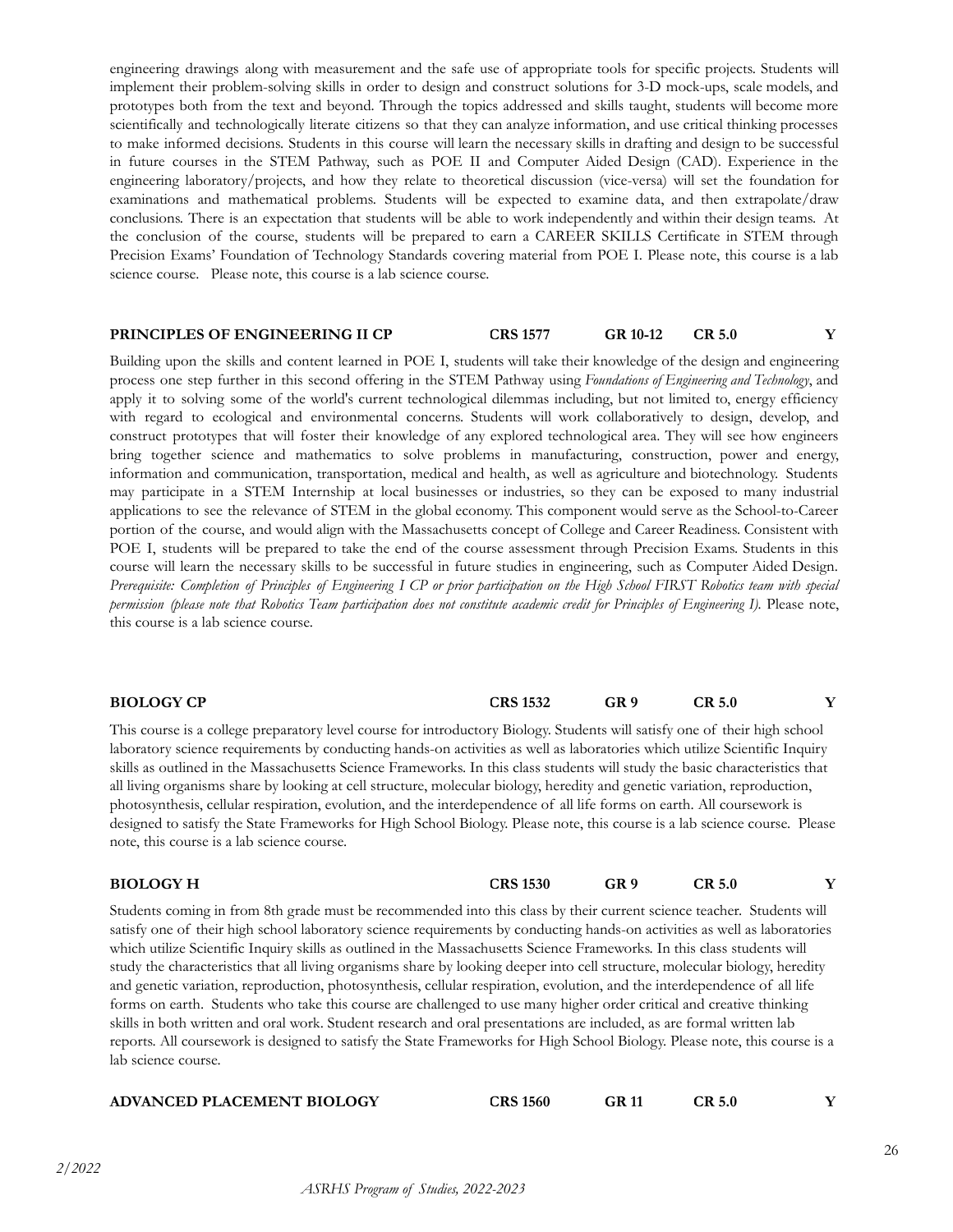engineering drawings along with measurement and the safe use of appropriate tools for specific projects. Students will implement their problem-solving skills in order to design and construct solutions for 3-D mock-ups, scale models, and prototypes both from the text and beyond. Through the topics addressed and skills taught, students will become more scientifically and technologically literate citizens so that they can analyze information, and use critical thinking processes to make informed decisions. Students in this course will learn the necessary skills in drafting and design to be successful in future courses in the STEM Pathway, such as POE II and Computer Aided Design (CAD). Experience in the engineering laboratory/projects, and how they relate to theoretical discussion (vice-versa) will set the foundation for examinations and mathematical problems. Students will be expected to examine data, and then extrapolate/draw conclusions. There is an expectation that students will be able to work independently and within their design teams. At the conclusion of the course, students will be prepared to earn a CAREER SKILLS Certificate in STEM through Precision Exams' Foundation of Technology Standards covering material from POE I. Please note, this course is a lab science course. Please note, this course is a lab science course.

**PRINCIPLES OF ENGINEERING II CP** **CRS 1577** **GR 10-12** **CR 5.0** **Y**

Building upon the skills and content learned in POE I, students will take their knowledge of the design and engineering process one step further in this second offering in the STEM Pathway using *Foundations of Engineering and Technology*, and apply it to solving some of the world's current technological dilemmas including, but not limited to, energy efficiency with regard to ecological and environmental concerns. Students will work collaboratively to design, develop, and construct prototypes that will foster their knowledge of any explored technological area. They will see how engineers bring together science and mathematics to solve problems in manufacturing, construction, power and energy, information and communication, transportation, medical and health, as well as agriculture and biotechnology. Students may participate in a STEM Internship at local businesses or industries, so they can be exposed to many industrial applications to see the relevance of STEM in the global economy. This component would serve as the School-to-Career portion of the course, and would align with the Massachusetts concept of College and Career Readiness. Consistent with POE I, students will be prepared to take the end of the course assessment through Precision Exams. Students in this course will learn the necessary skills to be successful in future studies in engineering, such as Computer Aided Design. *Prerequisite: Completion of Principles of Engineering I CP or prior participation on the High School FIRST Robotics team with special permission (please note that Robotics Team participation does not constitute academic credit for Principles of Engineering I).* Please note, this course is a lab science course.

**BIOLOGY CP** **CRS 1532** **GR 9** **CR 5.0** **Y**

This course is a college preparatory level course for introductory Biology. Students will satisfy one of their high school laboratory science requirements by conducting hands-on activities as well as laboratories which utilize Scientific Inquiry skills as outlined in the Massachusetts Science Frameworks. In this class students will study the basic characteristics that all living organisms share by looking at cell structure, molecular biology, heredity and genetic variation, reproduction, photosynthesis, cellular respiration, evolution, and the interdependence of all life forms on earth. All coursework is designed to satisfy the State Frameworks for High School Biology. Please note, this course is a lab science course. Please note, this course is a lab science course.

**BIOLOGY H** **CRS 1530** **GR 9** **CR 5.0** **Y**

Students coming in from 8th grade must be recommended into this class by their current science teacher. Students will satisfy one of their high school laboratory science requirements by conducting hands-on activities as well as laboratories which utilize Scientific Inquiry skills as outlined in the Massachusetts Science Frameworks. In this class students will study the characteristics that all living organisms share by looking deeper into cell structure, molecular biology, heredity and genetic variation, reproduction, photosynthesis, cellular respiration, evolution, and the interdependence of all life forms on earth. Students who take this course are challenged to use many higher order critical and creative thinking skills in both written and oral work. Student research and oral presentations are included, as are formal written lab reports. All coursework is designed to satisfy the State Frameworks for High School Biology. Please note, this course is a lab science course.

**ADVANCED PLACEMENT BIOLOGY** **CRS 1560** **GR 11** **CR 5.0** **Y**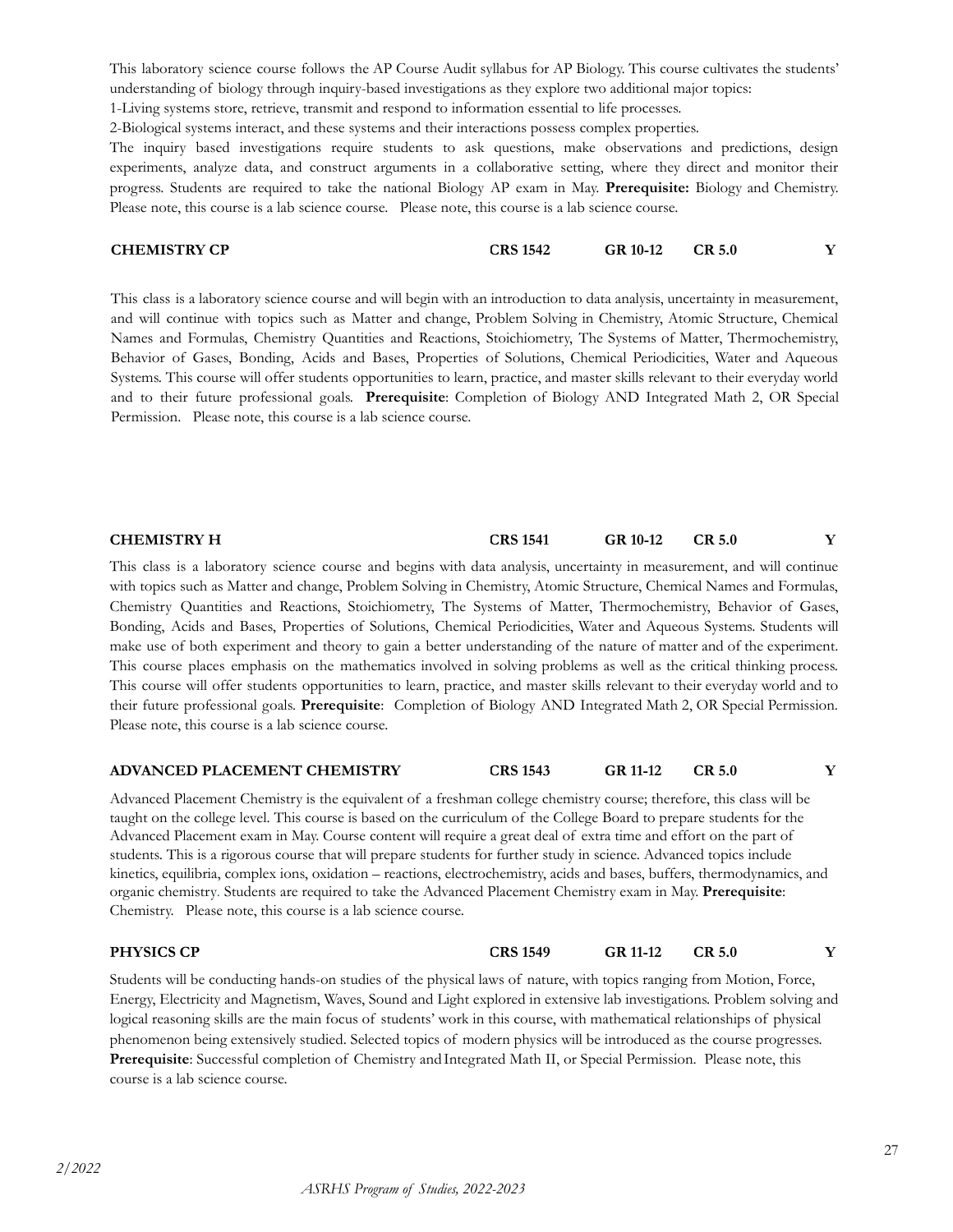This laboratory science course follows the AP Course Audit syllabus for AP Biology. This course cultivates the students' understanding of biology through inquiry-based investigations as they explore two additional major topics:

1-Living systems store, retrieve, transmit and respond to information essential to life processes.

2-Biological systems interact, and these systems and their interactions possess complex properties.

The inquiry based investigations require students to ask questions, make observations and predictions, design experiments, analyze data, and construct arguments in a collaborative setting, where they direct and monitor their progress. Students are required to take the national Biology AP exam in May. **Prerequisite:** Biology and Chemistry. Please note, this course is a lab science course. Please note, this course is a lab science course.

**CHEMISTRY CP** CRS 1542 GR 10-12 CR 5.0 Y

This class is a laboratory science course and will begin with an introduction to data analysis, uncertainty in measurement, and will continue with topics such as Matter and change, Problem Solving in Chemistry, Atomic Structure, Chemical Names and Formulas, Chemistry Quantities and Reactions, Stoichiometry, The Systems of Matter, Thermochemistry, Behavior of Gases, Bonding, Acids and Bases, Properties of Solutions, Chemical Periodicities, Water and Aqueous Systems. This course will offer students opportunities to learn, practice, and master skills relevant to their everyday world and to their future professional goals. **Prerequisite**: Completion of Biology AND Integrated Math 2, OR Special Permission. Please note, this course is a lab science course.

**CHEMISTRY H** CRS 1541 GR 10-12 CR 5.0 Y

This class is a laboratory science course and begins with data analysis, uncertainty in measurement, and will continue with topics such as Matter and change, Problem Solving in Chemistry, Atomic Structure, Chemical Names and Formulas, Chemistry Quantities and Reactions, Stoichiometry, The Systems of Matter, Thermochemistry, Behavior of Gases, Bonding, Acids and Bases, Properties of Solutions, Chemical Periodicities, Water and Aqueous Systems. Students will make use of both experiment and theory to gain a better understanding of the nature of matter and of the experiment. This course places emphasis on the mathematics involved in solving problems as well as the critical thinking process. This course will offer students opportunities to learn, practice, and master skills relevant to their everyday world and to their future professional goals. **Prerequisite**: Completion of Biology AND Integrated Math 2, OR Special Permission. Please note, this course is a lab science course.

**ADVANCED PLACEMENT CHEMISTRY** CRS 1543 GR 11-12 CR 5.0 Y

Advanced Placement Chemistry is the equivalent of a freshman college chemistry course; therefore, this class will be taught on the college level. This course is based on the curriculum of the College Board to prepare students for the Advanced Placement exam in May. Course content will require a great deal of extra time and effort on the part of students. This is a rigorous course that will prepare students for further study in science. Advanced topics include kinetics, equilibria, complex ions, oxidation – reactions, electrochemistry, acids and bases, buffers, thermodynamics, and organic chemistry. Students are required to take the Advanced Placement Chemistry exam in May. **Prerequisite**: Chemistry. Please note, this course is a lab science course.

**PHYSICS CP** CRS 1549 GR 11-12 CR 5.0 Y

Students will be conducting hands-on studies of the physical laws of nature, with topics ranging from Motion, Force, Energy, Electricity and Magnetism, Waves, Sound and Light explored in extensive lab investigations. Problem solving and logical reasoning skills are the main focus of students' work in this course, with mathematical relationships of physical phenomenon being extensively studied. Selected topics of modern physics will be introduced as the course progresses. **Prerequisite**: Successful completion of Chemistry and Integrated Math II, or Special Permission. Please note, this course is a lab science course.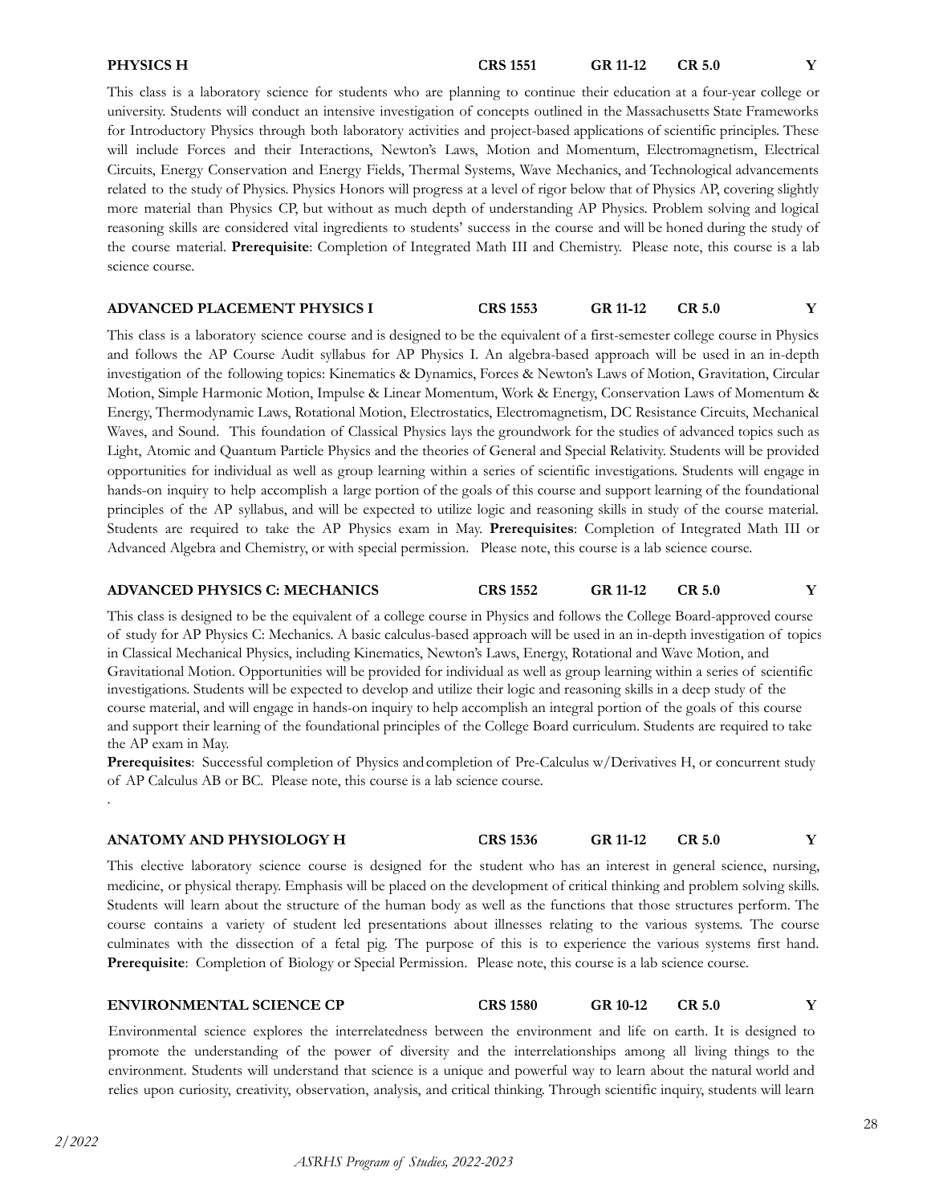**PHYSICS H** CRS 1551 GR 11-12 CR 5.0 Y

This class is a laboratory science for students who are planning to continue their education at a four-year college or university. Students will conduct an intensive investigation of concepts outlined in the Massachusetts State Frameworks for Introductory Physics through both laboratory activities and project-based applications of scientific principles. These will include Forces and their Interactions, Newton's Laws, Motion and Momentum, Electromagnetism, Electrical Circuits, Energy Conservation and Energy Fields, Thermal Systems, Wave Mechanics, and Technological advancements related to the study of Physics. Physics Honors will progress at a level of rigor below that of Physics AP, covering slightly more material than Physics CP, but without as much depth of understanding AP Physics. Problem solving and logical reasoning skills are considered vital ingredients to students' success in the course and will be honed during the study of the course material. **Prerequisite**: Completion of Integrated Math III and Chemistry. Please note, this course is a lab science course.

**ADVANCED PLACEMENT PHYSICS I** CRS 1553 GR 11-12 CR 5.0 Y

This class is a laboratory science course and is designed to be the equivalent of a first-semester college course in Physics and follows the AP Course Audit syllabus for AP Physics I. An algebra-based approach will be used in an in-depth investigation of the following topics: Kinematics & Dynamics, Forces & Newton's Laws of Motion, Gravitation, Circular Motion, Simple Harmonic Motion, Impulse & Linear Momentum, Work & Energy, Conservation Laws of Momentum & Energy, Thermodynamic Laws, Rotational Motion, Electrostatics, Electromagnetism, DC Resistance Circuits, Mechanical Waves, and Sound. This foundation of Classical Physics lays the groundwork for the studies of advanced topics such as Light, Atomic and Quantum Particle Physics and the theories of General and Special Relativity. Students will be provided opportunities for individual as well as group learning within a series of scientific investigations. Students will engage in hands-on inquiry to help accomplish a large portion of the goals of this course and support learning of the foundational principles of the AP syllabus, and will be expected to utilize logic and reasoning skills in study of the course material. Students are required to take the AP Physics exam in May. **Prerequisites**: Completion of Integrated Math III or Advanced Algebra and Chemistry, or with special permission. Please note, this course is a lab science course.

**ADVANCED PHYSICS C: MECHANICS** CRS 1552 GR 11-12 CR 5.0 Y

This class is designed to be the equivalent of a college course in Physics and follows the College Board-approved course of study for AP Physics C: Mechanics. A basic calculus-based approach will be used in an in-depth investigation of topics in Classical Mechanical Physics, including Kinematics, Newton's Laws, Energy, Rotational and Wave Motion, and Gravitational Motion. Opportunities will be provided for individual as well as group learning within a series of scientific investigations. Students will be expected to develop and utilize their logic and reasoning skills in a deep study of the course material, and will engage in hands-on inquiry to help accomplish an integral portion of the goals of this course and support their learning of the foundational principles of the College Board curriculum. Students are required to take the AP exam in May.

**Prerequisites**: Successful completion of Physics and completion of Pre-Calculus w/Derivatives H, or concurrent study of AP Calculus AB or BC. Please note, this course is a lab science course.

**ANATOMY AND PHYSIOLOGY H** CRS 1536 GR 11-12 CR 5.0 Y

This elective laboratory science course is designed for the student who has an interest in general science, nursing, medicine, or physical therapy. Emphasis will be placed on the development of critical thinking and problem solving skills. Students will learn about the structure of the human body as well as the functions that those structures perform. The course contains a variety of student led presentations about illnesses relating to the various systems. The course culminates with the dissection of a fetal pig. The purpose of this is to experience the various systems first hand. **Prerequisite**: Completion of Biology or Special Permission. Please note, this course is a lab science course.

**ENVIRONMENTAL SCIENCE CP** CRS 1580 GR 10-12 CR 5.0 Y

Environmental science explores the interrelatedness between the environment and life on earth. It is designed to promote the understanding of the power of diversity and the interrelationships among all living things to the environment. Students will understand that science is a unique and powerful way to learn about the natural world and relies upon curiosity, creativity, observation, analysis, and critical thinking. Through scientific inquiry, students will learn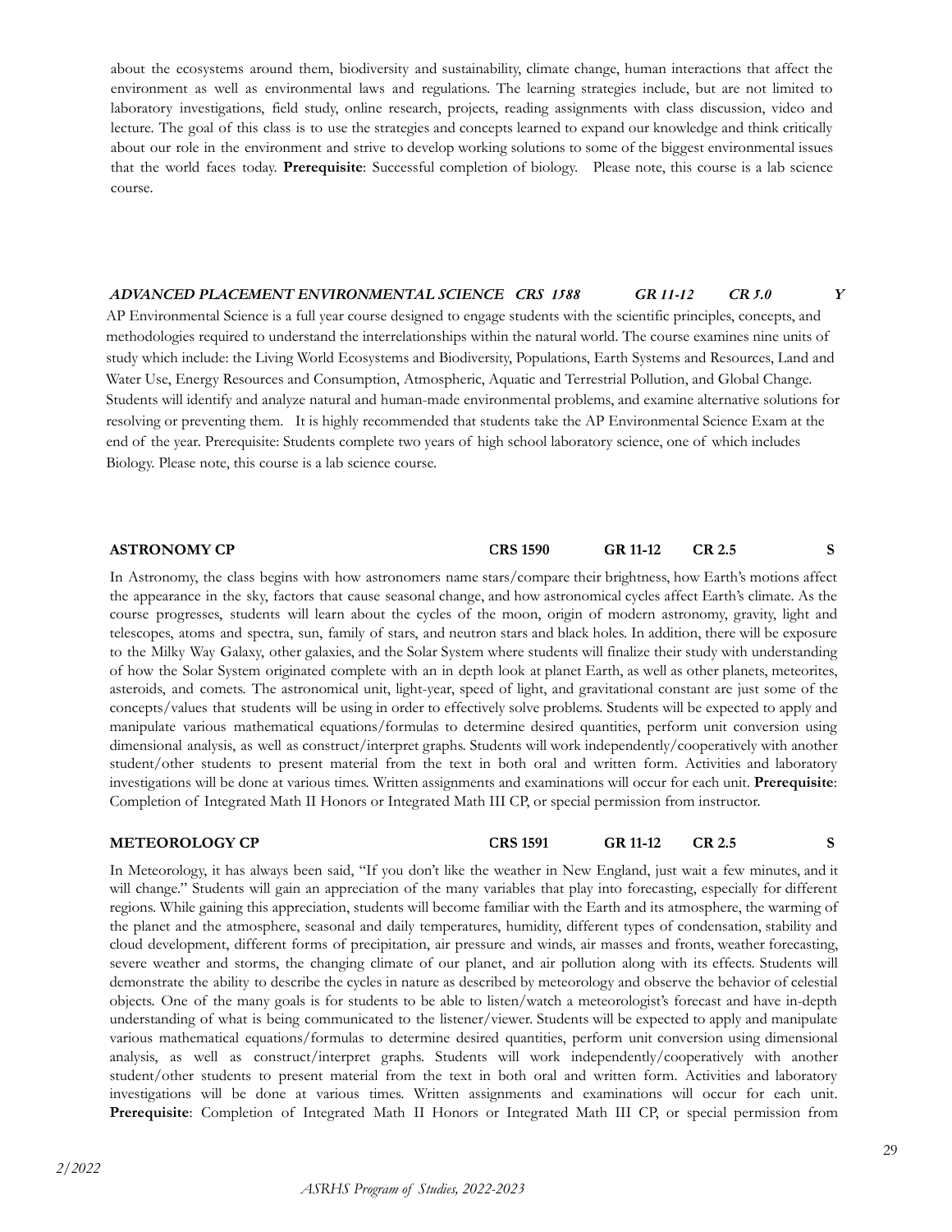about the ecosystems around them, biodiversity and sustainability, climate change, human interactions that affect the environment as well as environmental laws and regulations. The learning strategies include, but are not limited to laboratory investigations, field study, online research, projects, reading assignments with class discussion, video and lecture. The goal of this class is to use the strategies and concepts learned to expand our knowledge and think critically about our role in the environment and strive to develop working solutions to some of the biggest environmental issues that the world faces today. **Prerequisite**: Successful completion of biology. Please note, this course is a lab science course.

***ADVANCED PLACEMENT ENVIRONMENTAL SCIENCE CRS 1588 GR 11-12 CR 5.0 Y***

AP Environmental Science is a full year course designed to engage students with the scientific principles, concepts, and methodologies required to understand the interrelationships within the natural world. The course examines nine units of study which include: the Living World Ecosystems and Biodiversity, Populations, Earth Systems and Resources, Land and Water Use, Energy Resources and Consumption, Atmospheric, Aquatic and Terrestrial Pollution, and Global Change. Students will identify and analyze natural and human-made environmental problems, and examine alternative solutions for resolving or preventing them. It is highly recommended that students take the AP Environmental Science Exam at the end of the year. Prerequisite: Students complete two years of high school laboratory science, one of which includes Biology. Please note, this course is a lab science course.

**ASTRONOMY CP CRS 1590 GR 11-12 CR 2.5 S**

In Astronomy, the class begins with how astronomers name stars/compare their brightness, how Earth's motions affect the appearance in the sky, factors that cause seasonal change, and how astronomical cycles affect Earth's climate. As the course progresses, students will learn about the cycles of the moon, origin of modern astronomy, gravity, light and telescopes, atoms and spectra, sun, family of stars, and neutron stars and black holes. In addition, there will be exposure to the Milky Way Galaxy, other galaxies, and the Solar System where students will finalize their study with understanding of how the Solar System originated complete with an in depth look at planet Earth, as well as other planets, meteorites, asteroids, and comets. The astronomical unit, light-year, speed of light, and gravitational constant are just some of the concepts/values that students will be using in order to effectively solve problems. Students will be expected to apply and manipulate various mathematical equations/formulas to determine desired quantities, perform unit conversion using dimensional analysis, as well as construct/interpret graphs. Students will work independently/cooperatively with another student/other students to present material from the text in both oral and written form. Activities and laboratory investigations will be done at various times. Written assignments and examinations will occur for each unit. **Prerequisite**: Completion of Integrated Math II Honors or Integrated Math III CP, or special permission from instructor.

**METEOROLOGY CP CRS 1591 GR 11-12 CR 2.5 S**

In Meteorology, it has always been said, "If you don't like the weather in New England, just wait a few minutes, and it will change." Students will gain an appreciation of the many variables that play into forecasting, especially for different regions. While gaining this appreciation, students will become familiar with the Earth and its atmosphere, the warming of the planet and the atmosphere, seasonal and daily temperatures, humidity, different types of condensation, stability and cloud development, different forms of precipitation, air pressure and winds, air masses and fronts, weather forecasting, severe weather and storms, the changing climate of our planet, and air pollution along with its effects. Students will demonstrate the ability to describe the cycles in nature as described by meteorology and observe the behavior of celestial objects. One of the many goals is for students to be able to listen/watch a meteorologist's forecast and have in-depth understanding of what is being communicated to the listener/viewer. Students will be expected to apply and manipulate various mathematical equations/formulas to determine desired quantities, perform unit conversion using dimensional analysis, as well as construct/interpret graphs. Students will work independently/cooperatively with another student/other students to present material from the text in both oral and written form. Activities and laboratory investigations will be done at various times. Written assignments and examinations will occur for each unit. **Prerequisite**: Completion of Integrated Math II Honors or Integrated Math III CP, or special permission from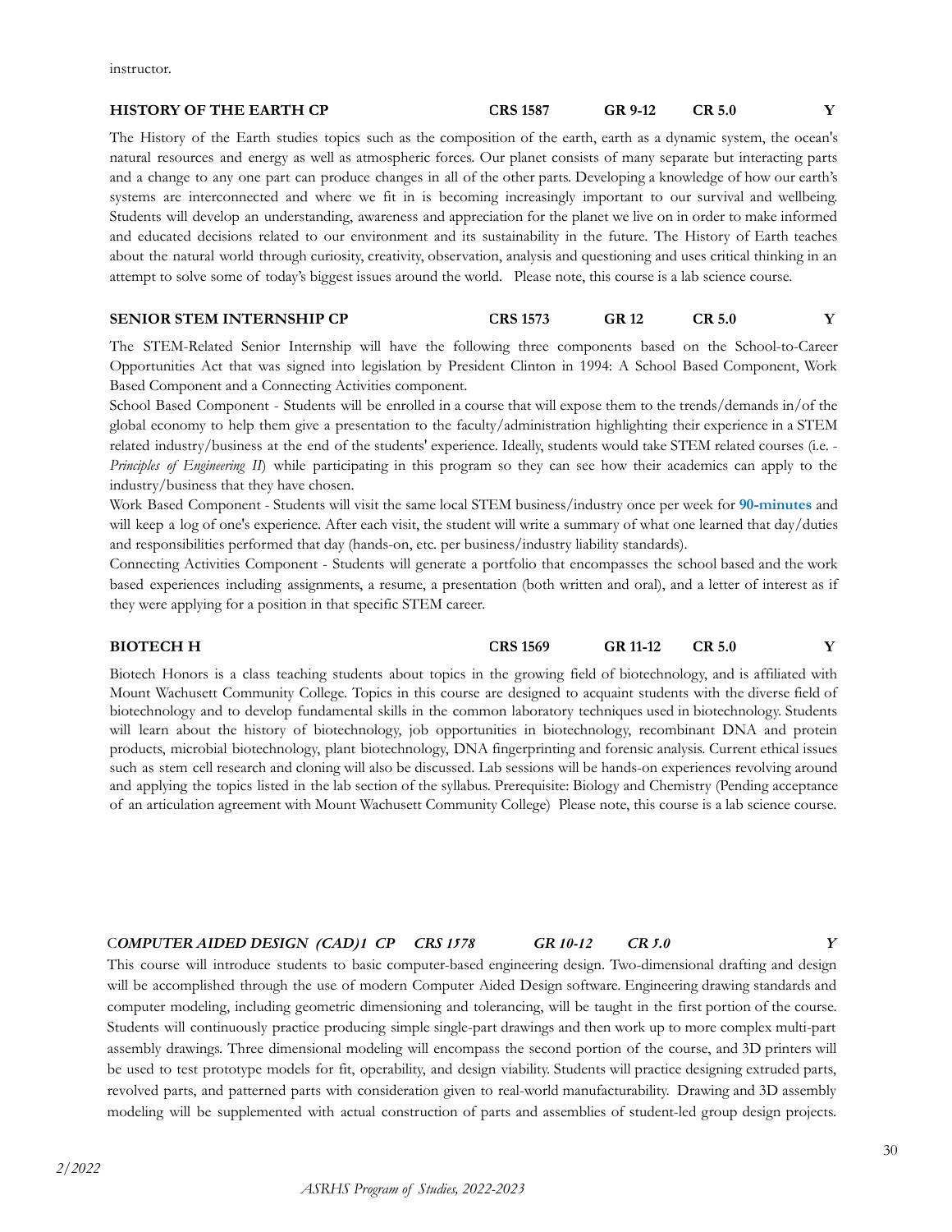instructor.

**HISTORY OF THE EARTH CP** **CRS 1587** **GR 9-12** **CR 5.0** **Y**

The History of the Earth studies topics such as the composition of the earth, earth as a dynamic system, the ocean's natural resources and energy as well as atmospheric forces. Our planet consists of many separate but interacting parts and a change to any one part can produce changes in all of the other parts. Developing a knowledge of how our earth's systems are interconnected and where we fit in is becoming increasingly important to our survival and wellbeing. Students will develop an understanding, awareness and appreciation for the planet we live on in order to make informed and educated decisions related to our environment and its sustainability in the future. The History of Earth teaches about the natural world through curiosity, creativity, observation, analysis and questioning and uses critical thinking in an attempt to solve some of today's biggest issues around the world. Please note, this course is a lab science course.

**SENIOR STEM INTERNSHIP CP** **CRS 1573** **GR 12** **CR 5.0** **Y**

The STEM-Related Senior Internship will have the following three components based on the School-to-Career Opportunities Act that was signed into legislation by President Clinton in 1994: A School Based Component, Work Based Component and a Connecting Activities component.

School Based Component - Students will be enrolled in a course that will expose them to the trends/demands in/of the global economy to help them give a presentation to the faculty/administration highlighting their experience in a STEM related industry/business at the end of the students' experience. Ideally, students would take STEM related courses (i.e. - *Principles of Engineering II*) while participating in this program so they can see how their academics can apply to the industry/business that they have chosen.

Work Based Component - Students will visit the same local STEM business/industry once per week for **90-minutes** and will keep a log of one's experience. After each visit, the student will write a summary of what one learned that day/duties and responsibilities performed that day (hands-on, etc. per business/industry liability standards).

Connecting Activities Component - Students will generate a portfolio that encompasses the school based and the work based experiences including assignments, a resume, a presentation (both written and oral), and a letter of interest as if they were applying for a position in that specific STEM career.

**BIOTECH H** **CRS 1569** **GR 11-12** **CR 5.0** **Y**

Biotech Honors is a class teaching students about topics in the growing field of biotechnology, and is affiliated with Mount Wachusett Community College. Topics in this course are designed to acquaint students with the diverse field of biotechnology and to develop fundamental skills in the common laboratory techniques used in biotechnology. Students will learn about the history of biotechnology, job opportunities in biotechnology, recombinant DNA and protein products, microbial biotechnology, plant biotechnology, DNA fingerprinting and forensic analysis. Current ethical issues such as stem cell research and cloning will also be discussed. Lab sessions will be hands-on experiences revolving around and applying the topics listed in the lab section of the syllabus. Prerequisite: Biology and Chemistry (Pending acceptance of an articulation agreement with Mount Wachusett Community College) Please note, this course is a lab science course.

***COMPUTER AIDED DESIGN (CAD)1 CP*** ***CRS 1578*** ***GR 10-12*** ***CR 5.0*** ***Y***

This course will introduce students to basic computer-based engineering design. Two-dimensional drafting and design will be accomplished through the use of modern Computer Aided Design software. Engineering drawing standards and computer modeling, including geometric dimensioning and tolerancing, will be taught in the first portion of the course. Students will continuously practice producing simple single-part drawings and then work up to more complex multi-part assembly drawings. Three dimensional modeling will encompass the second portion of the course, and 3D printers will be used to test prototype models for fit, operability, and design viability. Students will practice designing extruded parts, revolved parts, and patterned parts with consideration given to real-world manufacturability. Drawing and 3D assembly modeling will be supplemented with actual construction of parts and assemblies of student-led group design projects.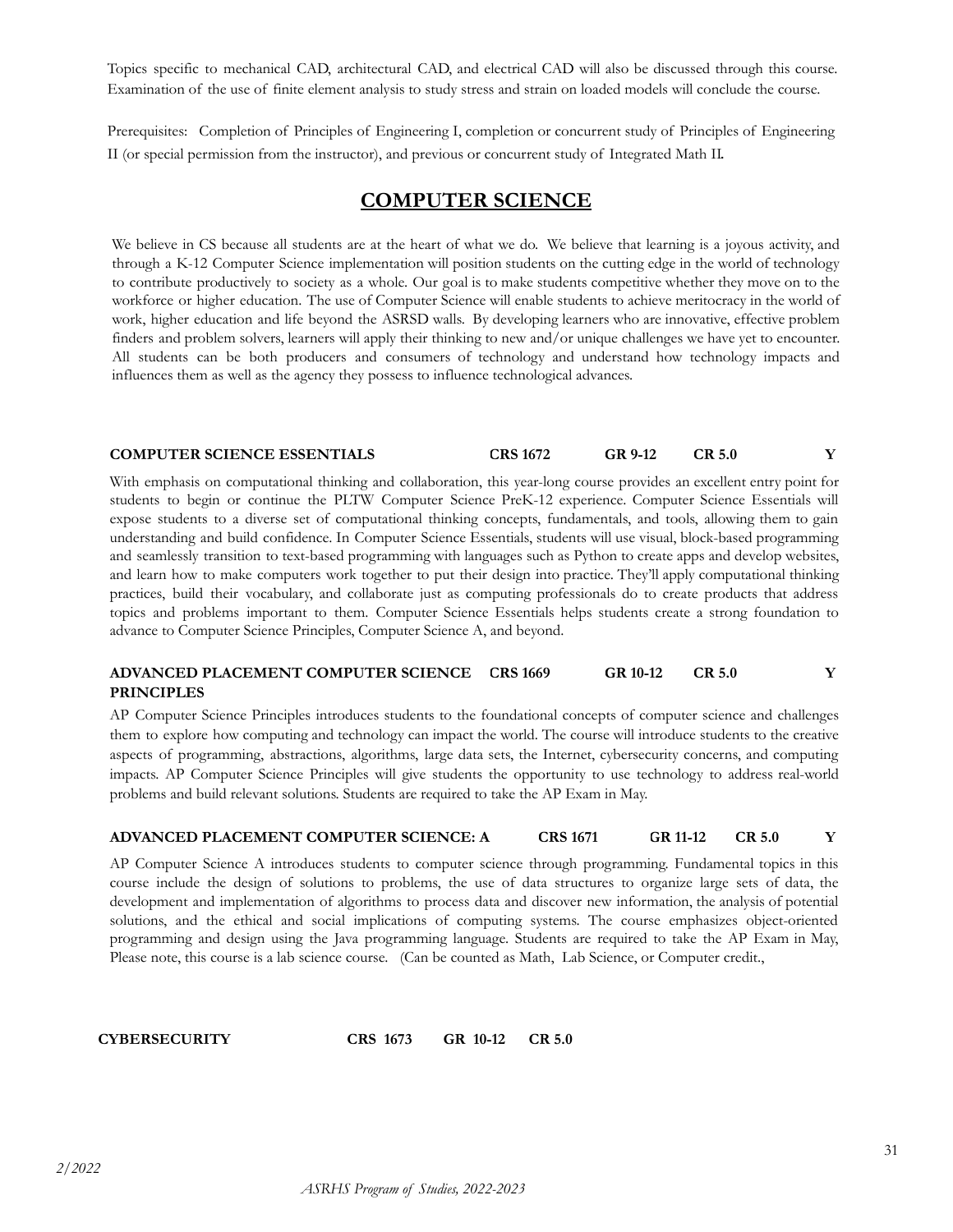Topics specific to mechanical CAD, architectural CAD, and electrical CAD will also be discussed through this course. Examination of the use of finite element analysis to study stress and strain on loaded models will conclude the course.

Prerequisites: Completion of Principles of Engineering I, completion or concurrent study of Principles of Engineering II (or special permission from the instructor), and previous or concurrent study of Integrated Math II.

## COMPUTER SCIENCE

We believe in CS because all students are at the heart of what we do. We believe that learning is a joyous activity, and through a K-12 Computer Science implementation will position students on the cutting edge in the world of technology to contribute productively to society as a whole. Our goal is to make students competitive whether they move on to the workforce or higher education. The use of Computer Science will enable students to achieve meritocracy in the world of work, higher education and life beyond the ASRSD walls. By developing learners who are innovative, effective problem finders and problem solvers, learners will apply their thinking to new and/or unique challenges we have yet to encounter. All students can be both producers and consumers of technology and understand how technology impacts and influences them as well as the agency they possess to influence technological advances.

**COMPUTER SCIENCE ESSENTIALS** **CRS 1672** **GR 9-12** **CR 5.0** **Y**

With emphasis on computational thinking and collaboration, this year-long course provides an excellent entry point for students to begin or continue the PLTW Computer Science PreK-12 experience. Computer Science Essentials will expose students to a diverse set of computational thinking concepts, fundamentals, and tools, allowing them to gain understanding and build confidence. In Computer Science Essentials, students will use visual, block-based programming and seamlessly transition to text-based programming with languages such as Python to create apps and develop websites, and learn how to make computers work together to put their design into practice. They'll apply computational thinking practices, build their vocabulary, and collaborate just as computing professionals do to create products that address topics and problems important to them. Computer Science Essentials helps students create a strong foundation to advance to Computer Science Principles, Computer Science A, and beyond.

**ADVANCED PLACEMENT COMPUTER SCIENCE PRINCIPLES** **CRS 1669** **GR 10-12** **CR 5.0** **Y**

AP Computer Science Principles introduces students to the foundational concepts of computer science and challenges them to explore how computing and technology can impact the world. The course will introduce students to the creative aspects of programming, abstractions, algorithms, large data sets, the Internet, cybersecurity concerns, and computing impacts. AP Computer Science Principles will give students the opportunity to use technology to address real-world problems and build relevant solutions. Students are required to take the AP Exam in May.

**ADVANCED PLACEMENT COMPUTER SCIENCE: A** **CRS 1671** **GR 11-12** **CR 5.0** **Y**

AP Computer Science A introduces students to computer science through programming. Fundamental topics in this course include the design of solutions to problems, the use of data structures to organize large sets of data, the development and implementation of algorithms to process data and discover new information, the analysis of potential solutions, and the ethical and social implications of computing systems. The course emphasizes object-oriented programming and design using the Java programming language. Students are required to take the AP Exam in May, Please note, this course is a lab science course. (Can be counted as Math, Lab Science, or Computer credit.,

**CYBERSECURITY** **CRS 1673** **GR 10-12** **CR 5.0**

*2/2022*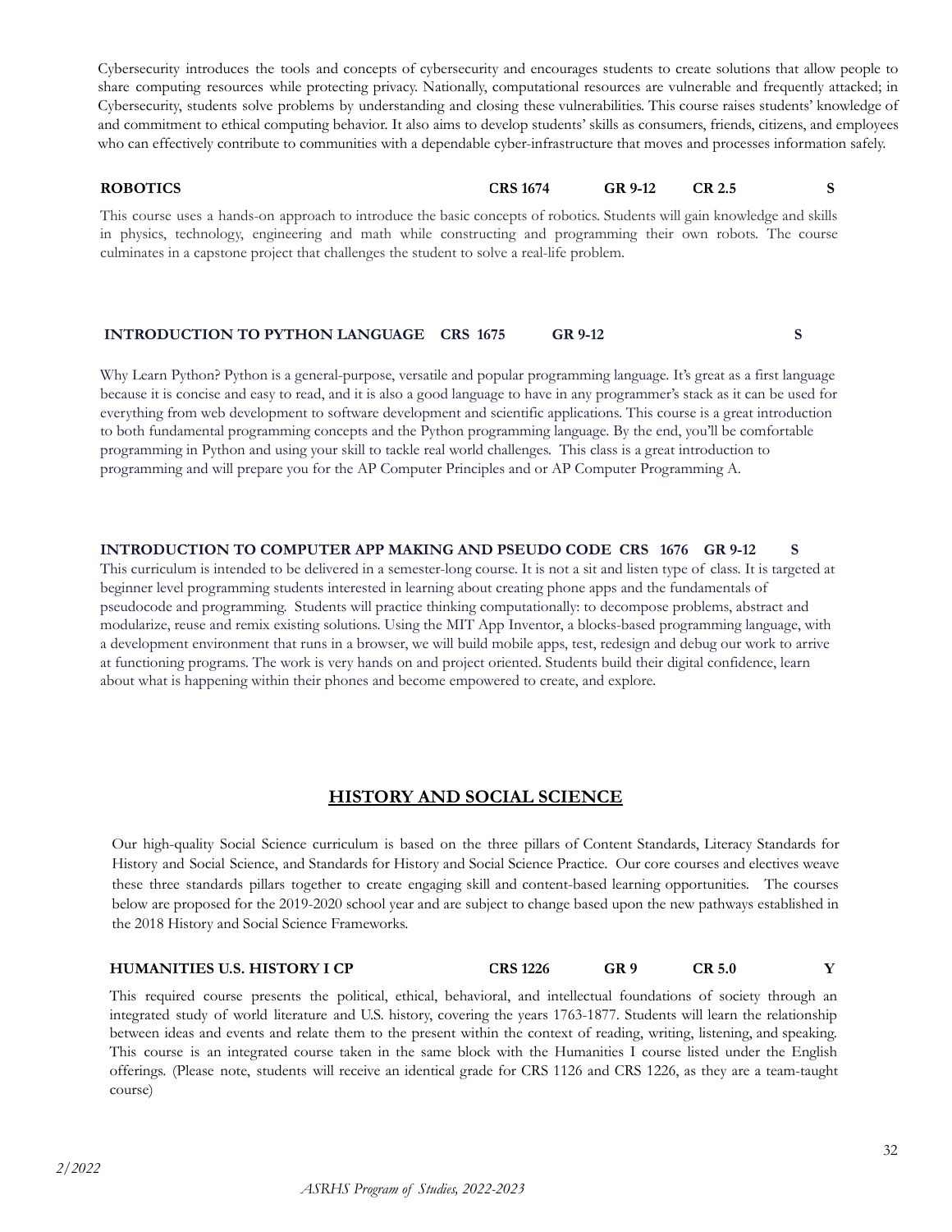Cybersecurity introduces the tools and concepts of cybersecurity and encourages students to create solutions that allow people to share computing resources while protecting privacy. Nationally, computational resources are vulnerable and frequently attacked; in Cybersecurity, students solve problems by understanding and closing these vulnerabilities. This course raises students' knowledge of and commitment to ethical computing behavior. It also aims to develop students' skills as consumers, friends, citizens, and employees who can effectively contribute to communities with a dependable cyber-infrastructure that moves and processes information safely.

**ROBOTICS** **CRS 1674** **GR 9-12** **CR 2.5** **S**

This course uses a hands-on approach to introduce the basic concepts of robotics. Students will gain knowledge and skills in physics, technology, engineering and math while constructing and programming their own robots. The course culminates in a capstone project that challenges the student to solve a real-life problem.

**INTRODUCTION TO PYTHON LANGUAGE** **CRS 1675** **GR 9-12** **S**

Why Learn Python? Python is a general-purpose, versatile and popular programming language. It's great as a first language because it is concise and easy to read, and it is also a good language to have in any programmer's stack as it can be used for everything from web development to software development and scientific applications. This course is a great introduction to both fundamental programming concepts and the Python programming language. By the end, you'll be comfortable programming in Python and using your skill to tackle real world challenges. This class is a great introduction to programming and will prepare you for the AP Computer Principles and or AP Computer Programming A.

**INTRODUCTION TO COMPUTER APP MAKING AND PSEUDO CODE** **CRS 1676** **GR 9-12** **S**

This curriculum is intended to be delivered in a semester-long course. It is not a sit and listen type of class. It is targeted at beginner level programming students interested in learning about creating phone apps and the fundamentals of pseudocode and programming. Students will practice thinking computationally: to decompose problems, abstract and modularize, reuse and remix existing solutions. Using the MIT App Inventor, a blocks-based programming language, with a development environment that runs in a browser, we will build mobile apps, test, redesign and debug our work to arrive at functioning programs. The work is very hands on and project oriented. Students build their digital confidence, learn about what is happening within their phones and become empowered to create, and explore.

## HISTORY AND SOCIAL SCIENCE

Our high-quality Social Science curriculum is based on the three pillars of Content Standards, Literacy Standards for History and Social Science, and Standards for History and Social Science Practice. Our core courses and electives weave these three standards pillars together to create engaging skill and content-based learning opportunities. The courses below are proposed for the 2019-2020 school year and are subject to change based upon the new pathways established in the 2018 History and Social Science Frameworks.

**HUMANITIES U.S. HISTORY I CP** **CRS 1226** **GR 9** **CR 5.0** **Y**

This required course presents the political, ethical, behavioral, and intellectual foundations of society through an integrated study of world literature and U.S. history, covering the years 1763-1877. Students will learn the relationship between ideas and events and relate them to the present within the context of reading, writing, listening, and speaking. This course is an integrated course taken in the same block with the Humanities I course listed under the English offerings. (Please note, students will receive an identical grade for CRS 1126 and CRS 1226, as they are a team-taught course)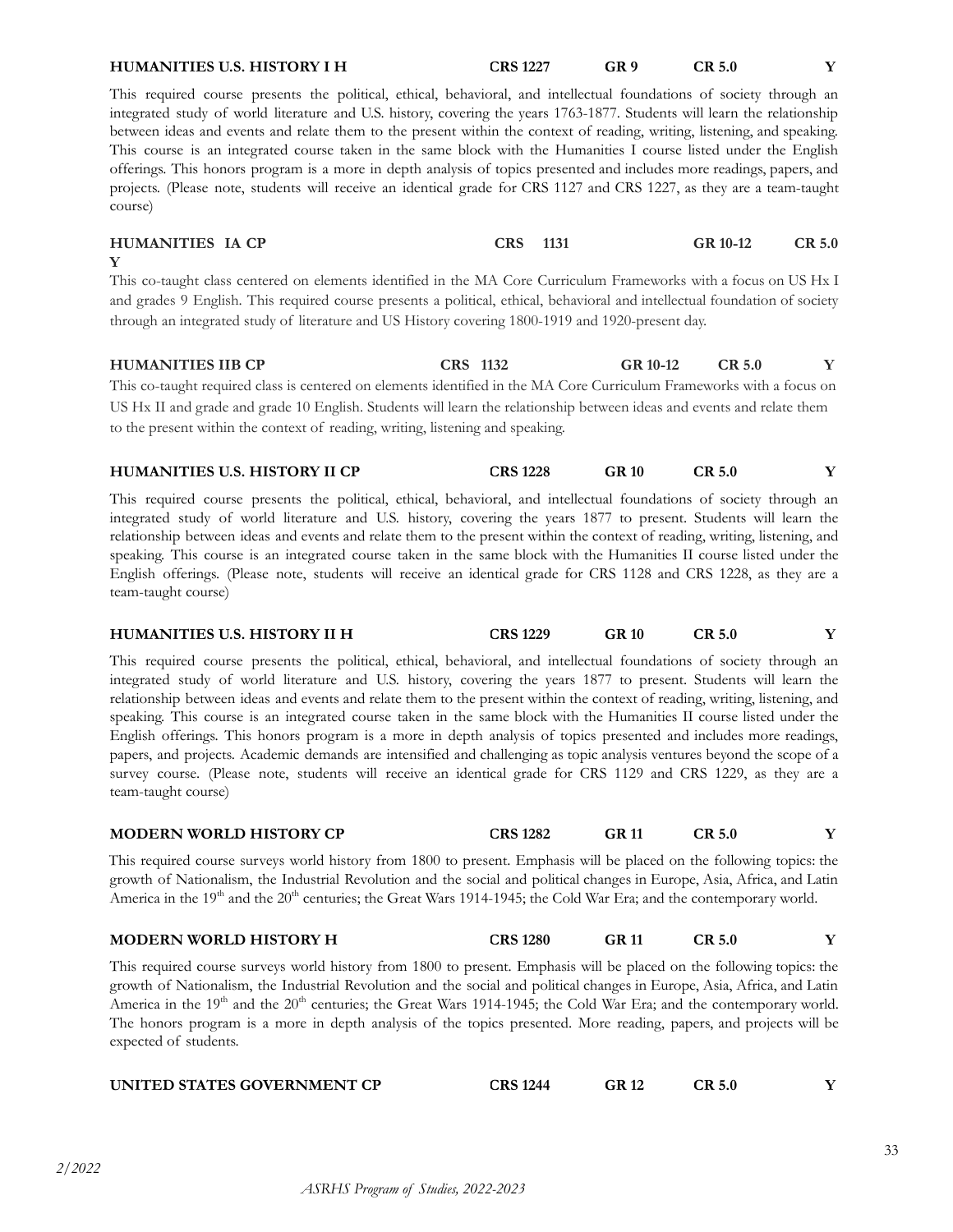**HUMANITIES U.S. HISTORY I H** CRS 1227 GR 9 CR 5.0 Y

This required course presents the political, ethical, behavioral, and intellectual foundations of society through an integrated study of world literature and U.S. history, covering the years 1763-1877. Students will learn the relationship between ideas and events and relate them to the present within the context of reading, writing, listening, and speaking. This course is an integrated course taken in the same block with the Humanities I course listed under the English offerings. This honors program is a more in depth analysis of topics presented and includes more readings, papers, and projects. (Please note, students will receive an identical grade for CRS 1127 and CRS 1227, as they are a team-taught course)

**HUMANITIES IA CP** CRS 1131 GR 10-12 CR 5.0 Y

This co-taught class centered on elements identified in the MA Core Curriculum Frameworks with a focus on US Hx I and grades 9 English. This required course presents a political, ethical, behavioral and intellectual foundation of society through an integrated study of literature and US History covering 1800-1919 and 1920-present day.

**HUMANITIES IIB CP** CRS 1132 GR 10-12 CR 5.0 Y

This co-taught required class is centered on elements identified in the MA Core Curriculum Frameworks with a focus on US Hx II and grade and grade 10 English. Students will learn the relationship between ideas and events and relate them to the present within the context of reading, writing, listening and speaking.

**HUMANITIES U.S. HISTORY II CP** CRS 1228 GR 10 CR 5.0 Y

This required course presents the political, ethical, behavioral, and intellectual foundations of society through an integrated study of world literature and U.S. history, covering the years 1877 to present. Students will learn the relationship between ideas and events and relate them to the present within the context of reading, writing, listening, and speaking. This course is an integrated course taken in the same block with the Humanities II course listed under the English offerings. (Please note, students will receive an identical grade for CRS 1128 and CRS 1228, as they are a team-taught course)

**HUMANITIES U.S. HISTORY II H** CRS 1229 GR 10 CR 5.0 Y

This required course presents the political, ethical, behavioral, and intellectual foundations of society through an integrated study of world literature and U.S. history, covering the years 1877 to present. Students will learn the relationship between ideas and events and relate them to the present within the context of reading, writing, listening, and speaking. This course is an integrated course taken in the same block with the Humanities II course listed under the English offerings. This honors program is a more in depth analysis of topics presented and includes more readings, papers, and projects. Academic demands are intensified and challenging as topic analysis ventures beyond the scope of a survey course. (Please note, students will receive an identical grade for CRS 1129 and CRS 1229, as they are a team-taught course)

**MODERN WORLD HISTORY CP** CRS 1282 GR 11 CR 5.0 Y

This required course surveys world history from 1800 to present. Emphasis will be placed on the following topics: the growth of Nationalism, the Industrial Revolution and the social and political changes in Europe, Asia, Africa, and Latin America in the 19th and the 20th centuries; the Great Wars 1914-1945; the Cold War Era; and the contemporary world.

**MODERN WORLD HISTORY H** CRS 1280 GR 11 CR 5.0 Y

This required course surveys world history from 1800 to present. Emphasis will be placed on the following topics: the growth of Nationalism, the Industrial Revolution and the social and political changes in Europe, Asia, Africa, and Latin America in the 19th and the 20th centuries; the Great Wars 1914-1945; the Cold War Era; and the contemporary world. The honors program is a more in depth analysis of the topics presented. More reading, papers, and projects will be expected of students.

**UNITED STATES GOVERNMENT CP** CRS 1244 GR 12 CR 5.0 Y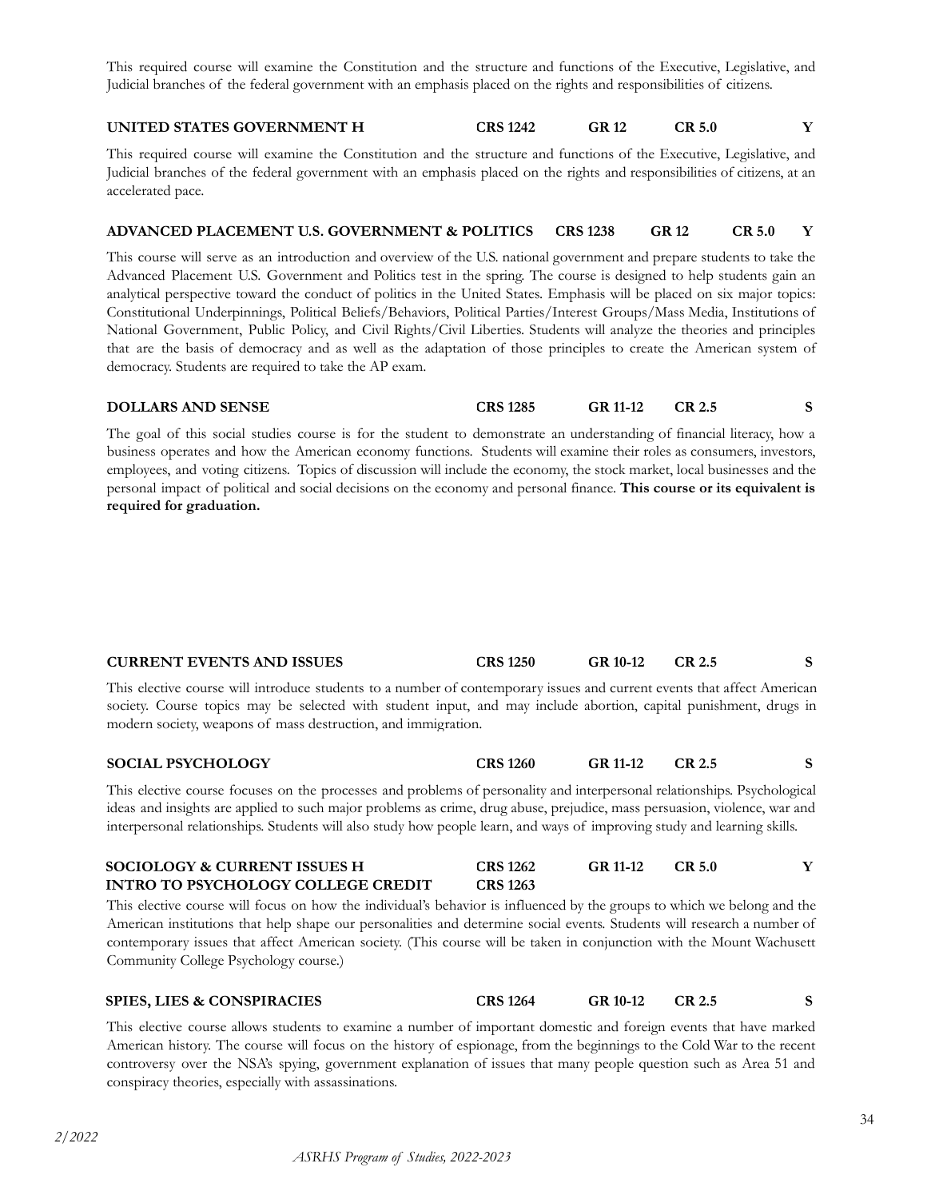This required course will examine the Constitution and the structure and functions of the Executive, Legislative, and Judicial branches of the federal government with an emphasis placed on the rights and responsibilities of citizens.

**UNITED STATES GOVERNMENT H** **CRS 1242** **GR 12** **CR 5.0** **Y**

This required course will examine the Constitution and the structure and functions of the Executive, Legislative, and Judicial branches of the federal government with an emphasis placed on the rights and responsibilities of citizens, at an accelerated pace.

**ADVANCED PLACEMENT U.S. GOVERNMENT & POLITICS** **CRS 1238** **GR 12** **CR 5.0** **Y**

This course will serve as an introduction and overview of the U.S. national government and prepare students to take the Advanced Placement U.S. Government and Politics test in the spring. The course is designed to help students gain an analytical perspective toward the conduct of politics in the United States. Emphasis will be placed on six major topics: Constitutional Underpinnings, Political Beliefs/Behaviors, Political Parties/Interest Groups/Mass Media, Institutions of National Government, Public Policy, and Civil Rights/Civil Liberties. Students will analyze the theories and principles that are the basis of democracy and as well as the adaptation of those principles to create the American system of democracy. Students are required to take the AP exam.

**DOLLARS AND SENSE** **CRS 1285** **GR 11-12** **CR 2.5** **S**

The goal of this social studies course is for the student to demonstrate an understanding of financial literacy, how a business operates and how the American economy functions. Students will examine their roles as consumers, investors, employees, and voting citizens. Topics of discussion will include the economy, the stock market, local businesses and the personal impact of political and social decisions on the economy and personal finance. **This course or its equivalent is required for graduation.**

**CURRENT EVENTS AND ISSUES** **CRS 1250** **GR 10-12** **CR 2.5** **S**

This elective course will introduce students to a number of contemporary issues and current events that affect American society. Course topics may be selected with student input, and may include abortion, capital punishment, drugs in modern society, weapons of mass destruction, and immigration.

**SOCIAL PSYCHOLOGY** **CRS 1260** **GR 11-12** **CR 2.5** **S**

This elective course focuses on the processes and problems of personality and interpersonal relationships. Psychological ideas and insights are applied to such major problems as crime, drug abuse, prejudice, mass persuasion, violence, war and interpersonal relationships. Students will also study how people learn, and ways of improving study and learning skills.

**SOCIOLOGY & CURRENT ISSUES H** **CRS 1262** **GR 11-12** **CR 5.0** **Y**
**INTRO TO PSYCHOLOGY COLLEGE CREDIT** **CRS 1263**

This elective course will focus on how the individual's behavior is influenced by the groups to which we belong and the American institutions that help shape our personalities and determine social events. Students will research a number of contemporary issues that affect American society. (This course will be taken in conjunction with the Mount Wachusett Community College Psychology course.)

**SPIES, LIES & CONSPIRACIES** **CRS 1264** **GR 10-12** **CR 2.5** **S**

This elective course allows students to examine a number of important domestic and foreign events that have marked American history. The course will focus on the history of espionage, from the beginnings to the Cold War to the recent controversy over the NSA's spying, government explanation of issues that many people question such as Area 51 and conspiracy theories, especially with assassinations.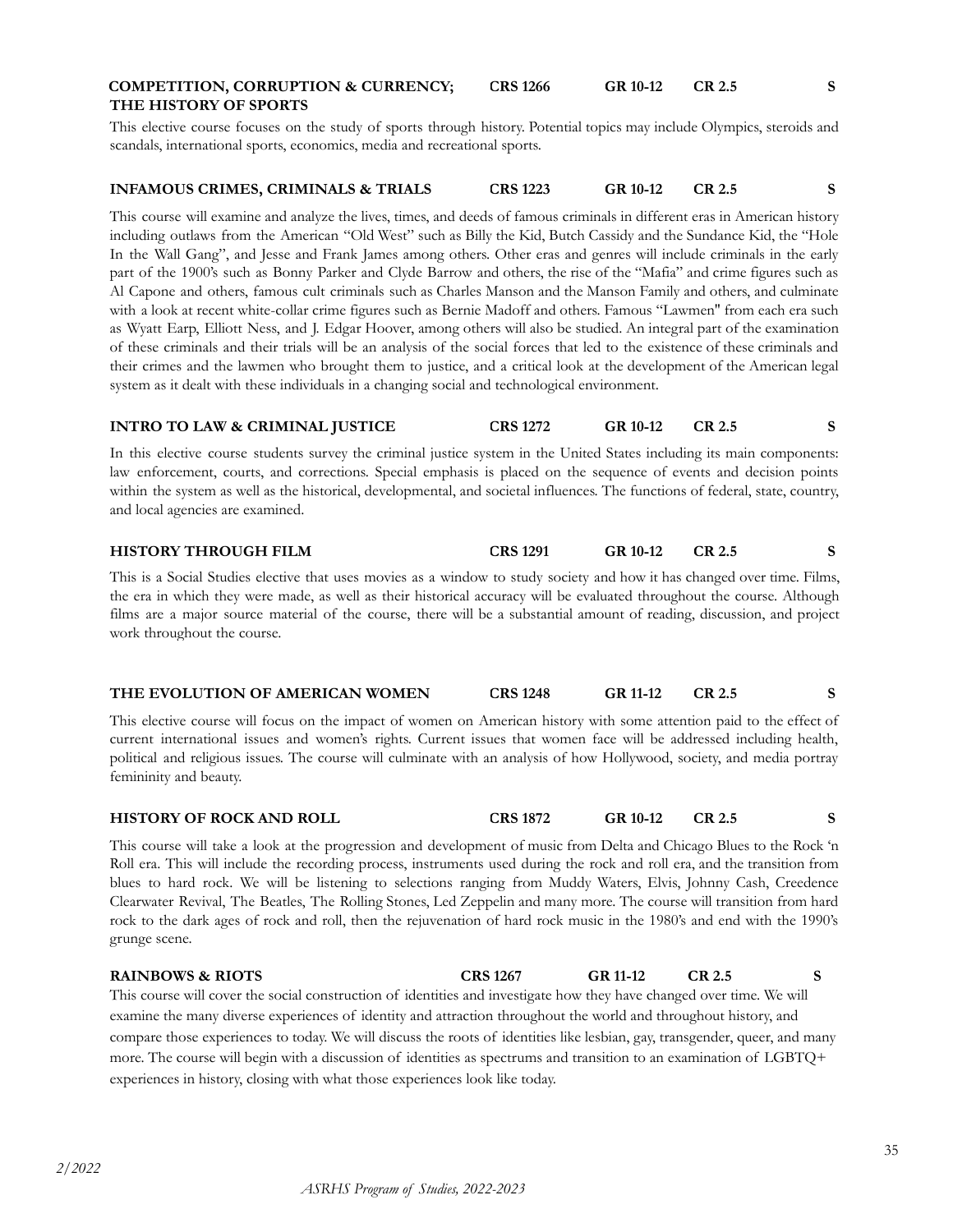**COMPETITION, CORRUPTION & CURRENCY; THE HISTORY OF SPORTS** CRS 1266 GR 10-12 CR 2.5 S

This elective course focuses on the study of sports through history. Potential topics may include Olympics, steroids and scandals, international sports, economics, media and recreational sports.

**INFAMOUS CRIMES, CRIMINALS & TRIALS** CRS 1223 GR 10-12 CR 2.5 S

This course will examine and analyze the lives, times, and deeds of famous criminals in different eras in American history including outlaws from the American "Old West" such as Billy the Kid, Butch Cassidy and the Sundance Kid, the "Hole In the Wall Gang", and Jesse and Frank James among others. Other eras and genres will include criminals in the early part of the 1900's such as Bonny Parker and Clyde Barrow and others, the rise of the "Mafia" and crime figures such as Al Capone and others, famous cult criminals such as Charles Manson and the Manson Family and others, and culminate with a look at recent white-collar crime figures such as Bernie Madoff and others. Famous "Lawmen" from each era such as Wyatt Earp, Elliott Ness, and J. Edgar Hoover, among others will also be studied. An integral part of the examination of these criminals and their trials will be an analysis of the social forces that led to the existence of these criminals and their crimes and the lawmen who brought them to justice, and a critical look at the development of the American legal system as it dealt with these individuals in a changing social and technological environment.

**INTRO TO LAW & CRIMINAL JUSTICE** CRS 1272 GR 10-12 CR 2.5 S

In this elective course students survey the criminal justice system in the United States including its main components: law enforcement, courts, and corrections. Special emphasis is placed on the sequence of events and decision points within the system as well as the historical, developmental, and societal influences. The functions of federal, state, country, and local agencies are examined.

**HISTORY THROUGH FILM** CRS 1291 GR 10-12 CR 2.5 S

This is a Social Studies elective that uses movies as a window to study society and how it has changed over time. Films, the era in which they were made, as well as their historical accuracy will be evaluated throughout the course. Although films are a major source material of the course, there will be a substantial amount of reading, discussion, and project work throughout the course.

**THE EVOLUTION OF AMERICAN WOMEN** CRS 1248 GR 11-12 CR 2.5 S

This elective course will focus on the impact of women on American history with some attention paid to the effect of current international issues and women's rights. Current issues that women face will be addressed including health, political and religious issues. The course will culminate with an analysis of how Hollywood, society, and media portray femininity and beauty.

**HISTORY OF ROCK AND ROLL** CRS 1872 GR 10-12 CR 2.5 S

This course will take a look at the progression and development of music from Delta and Chicago Blues to the Rock 'n Roll era. This will include the recording process, instruments used during the rock and roll era, and the transition from blues to hard rock. We will be listening to selections ranging from Muddy Waters, Elvis, Johnny Cash, Creedence Clearwater Revival, The Beatles, The Rolling Stones, Led Zeppelin and many more. The course will transition from hard rock to the dark ages of rock and roll, then the rejuvenation of hard rock music in the 1980's and end with the 1990's grunge scene.

**RAINBOWS & RIOTS** CRS 1267 GR 11-12 CR 2.5 S

This course will cover the social construction of identities and investigate how they have changed over time. We will examine the many diverse experiences of identity and attraction throughout the world and throughout history, and compare those experiences to today. We will discuss the roots of identities like lesbian, gay, transgender, queer, and many more. The course will begin with a discussion of identities as spectrums and transition to an examination of LGBTQ+ experiences in history, closing with what those experiences look like today.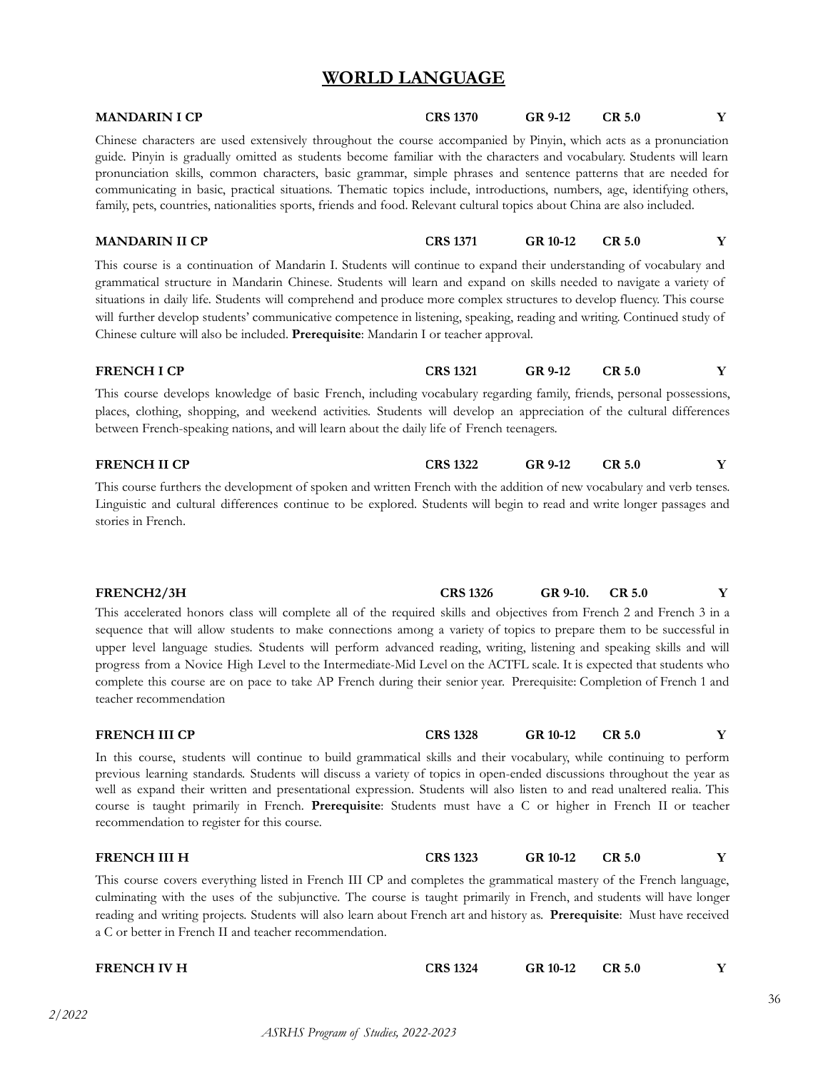# WORLD LANGUAGE

**MANDARIN I CP** **CRS 1370** **GR 9-12** **CR 5.0** **Y**

Chinese characters are used extensively throughout the course accompanied by Pinyin, which acts as a pronunciation guide. Pinyin is gradually omitted as students become familiar with the characters and vocabulary. Students will learn pronunciation skills, common characters, basic grammar, simple phrases and sentence patterns that are needed for communicating in basic, practical situations. Thematic topics include, introductions, numbers, age, identifying others, family, pets, countries, nationalities sports, friends and food. Relevant cultural topics about China are also included.

**MANDARIN II CP** **CRS 1371** **GR 10-12** **CR 5.0** **Y**

This course is a continuation of Mandarin I. Students will continue to expand their understanding of vocabulary and grammatical structure in Mandarin Chinese. Students will learn and expand on skills needed to navigate a variety of situations in daily life. Students will comprehend and produce more complex structures to develop fluency. This course will further develop students' communicative competence in listening, speaking, reading and writing. Continued study of Chinese culture will also be included. **Prerequisite**: Mandarin I or teacher approval.

**FRENCH I CP** **CRS 1321** **GR 9-12** **CR 5.0** **Y**

This course develops knowledge of basic French, including vocabulary regarding family, friends, personal possessions, places, clothing, shopping, and weekend activities. Students will develop an appreciation of the cultural differences between French-speaking nations, and will learn about the daily life of French teenagers.

**FRENCH II CP** **CRS 1322** **GR 9-12** **CR 5.0** **Y**

This course furthers the development of spoken and written French with the addition of new vocabulary and verb tenses. Linguistic and cultural differences continue to be explored. Students will begin to read and write longer passages and stories in French.

**FRENCH2/3H** **CRS 1326** **GR 9-10.** **CR 5.0** **Y**

This accelerated honors class will complete all of the required skills and objectives from French 2 and French 3 in a sequence that will allow students to make connections among a variety of topics to prepare them to be successful in upper level language studies. Students will perform advanced reading, writing, listening and speaking skills and will progress from a Novice High Level to the Intermediate-Mid Level on the ACTFL scale. It is expected that students who complete this course are on pace to take AP French during their senior year. Prerequisite: Completion of French 1 and teacher recommendation

**FRENCH III CP** **CRS 1328** **GR 10-12** **CR 5.0** **Y**

In this course, students will continue to build grammatical skills and their vocabulary, while continuing to perform previous learning standards. Students will discuss a variety of topics in open-ended discussions throughout the year as well as expand their written and presentational expression. Students will also listen to and read unaltered realia. This course is taught primarily in French. **Prerequisite**: Students must have a C or higher in French II or teacher recommendation to register for this course.

**FRENCH III H** **CRS 1323** **GR 10-12** **CR 5.0** **Y**

This course covers everything listed in French III CP and completes the grammatical mastery of the French language, culminating with the uses of the subjunctive. The course is taught primarily in French, and students will have longer reading and writing projects. Students will also learn about French art and history as. **Prerequisite**: Must have received a C or better in French II and teacher recommendation.

**FRENCH IV H** **CRS 1324** **GR 10-12** **CR 5.0** **Y**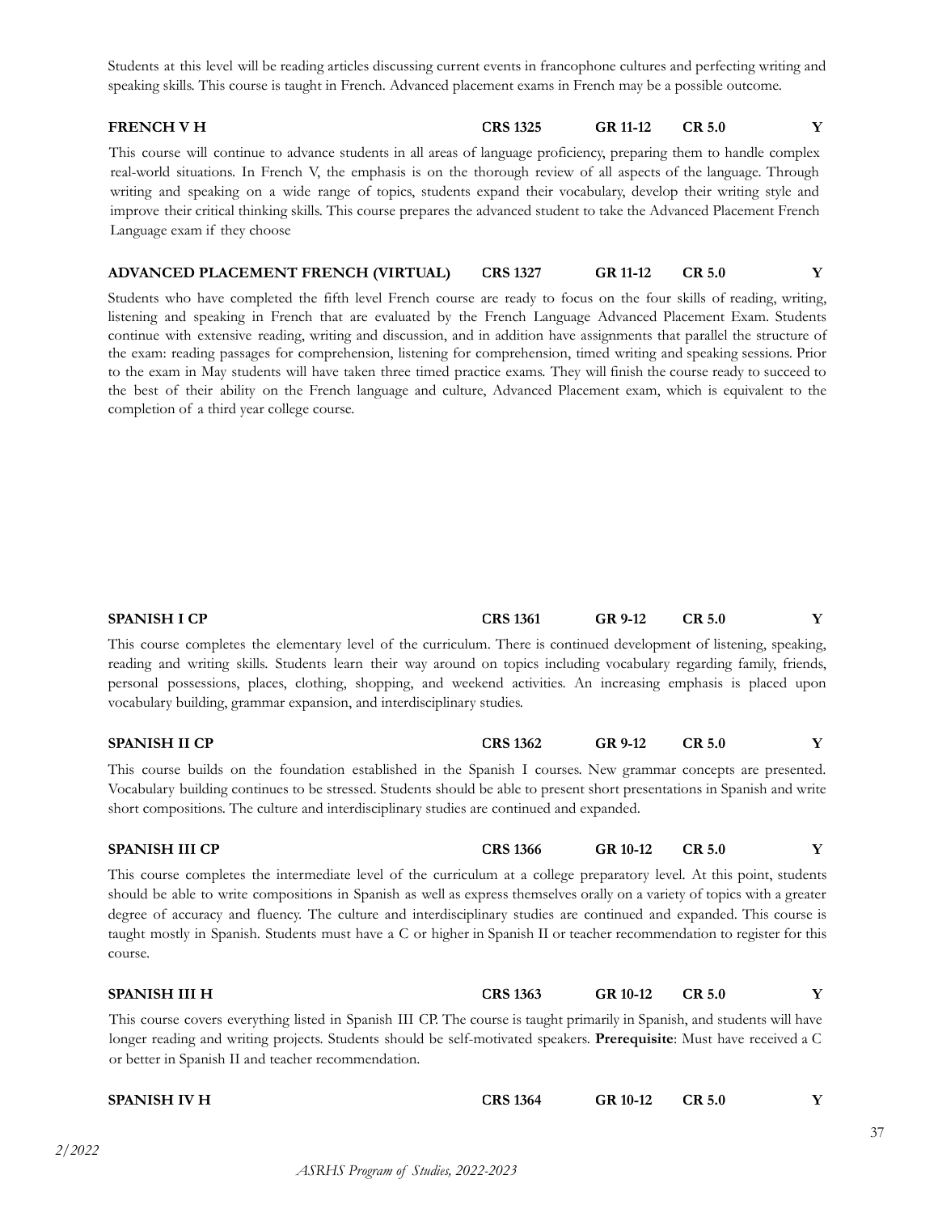Students at this level will be reading articles discussing current events in francophone cultures and perfecting writing and speaking skills. This course is taught in French. Advanced placement exams in French may be a possible outcome.

**FRENCH V H** **CRS 1325** **GR 11-12** **CR 5.0** **Y**

This course will continue to advance students in all areas of language proficiency, preparing them to handle complex real-world situations. In French V, the emphasis is on the thorough review of all aspects of the language. Through writing and speaking on a wide range of topics, students expand their vocabulary, develop their writing style and improve their critical thinking skills. This course prepares the advanced student to take the Advanced Placement French Language exam if they choose

**ADVANCED PLACEMENT FRENCH (VIRTUAL)** **CRS 1327** **GR 11-12** **CR 5.0** **Y**

Students who have completed the fifth level French course are ready to focus on the four skills of reading, writing, listening and speaking in French that are evaluated by the French Language Advanced Placement Exam. Students continue with extensive reading, writing and discussion, and in addition have assignments that parallel the structure of the exam: reading passages for comprehension, listening for comprehension, timed writing and speaking sessions. Prior to the exam in May students will have taken three timed practice exams. They will finish the course ready to succeed to the best of their ability on the French language and culture, Advanced Placement exam, which is equivalent to the completion of a third year college course.

**SPANISH I CP** **CRS 1361** **GR 9-12** **CR 5.0** **Y**

This course completes the elementary level of the curriculum. There is continued development of listening, speaking, reading and writing skills. Students learn their way around on topics including vocabulary regarding family, friends, personal possessions, places, clothing, shopping, and weekend activities. An increasing emphasis is placed upon vocabulary building, grammar expansion, and interdisciplinary studies.

**SPANISH II CP** **CRS 1362** **GR 9-12** **CR 5.0** **Y**

This course builds on the foundation established in the Spanish I courses. New grammar concepts are presented. Vocabulary building continues to be stressed. Students should be able to present short presentations in Spanish and write short compositions. The culture and interdisciplinary studies are continued and expanded.

**SPANISH III CP** **CRS 1366** **GR 10-12** **CR 5.0** **Y**

This course completes the intermediate level of the curriculum at a college preparatory level. At this point, students should be able to write compositions in Spanish as well as express themselves orally on a variety of topics with a greater degree of accuracy and fluency. The culture and interdisciplinary studies are continued and expanded. This course is taught mostly in Spanish. Students must have a C or higher in Spanish II or teacher recommendation to register for this course.

**SPANISH III H** **CRS 1363** **GR 10-12** **CR 5.0** **Y**

This course covers everything listed in Spanish III CP. The course is taught primarily in Spanish, and students will have longer reading and writing projects. Students should be self-motivated speakers. **Prerequisite**: Must have received a C or better in Spanish II and teacher recommendation.

**SPANISH IV H** **CRS 1364** **GR 10-12** **CR 5.0** **Y**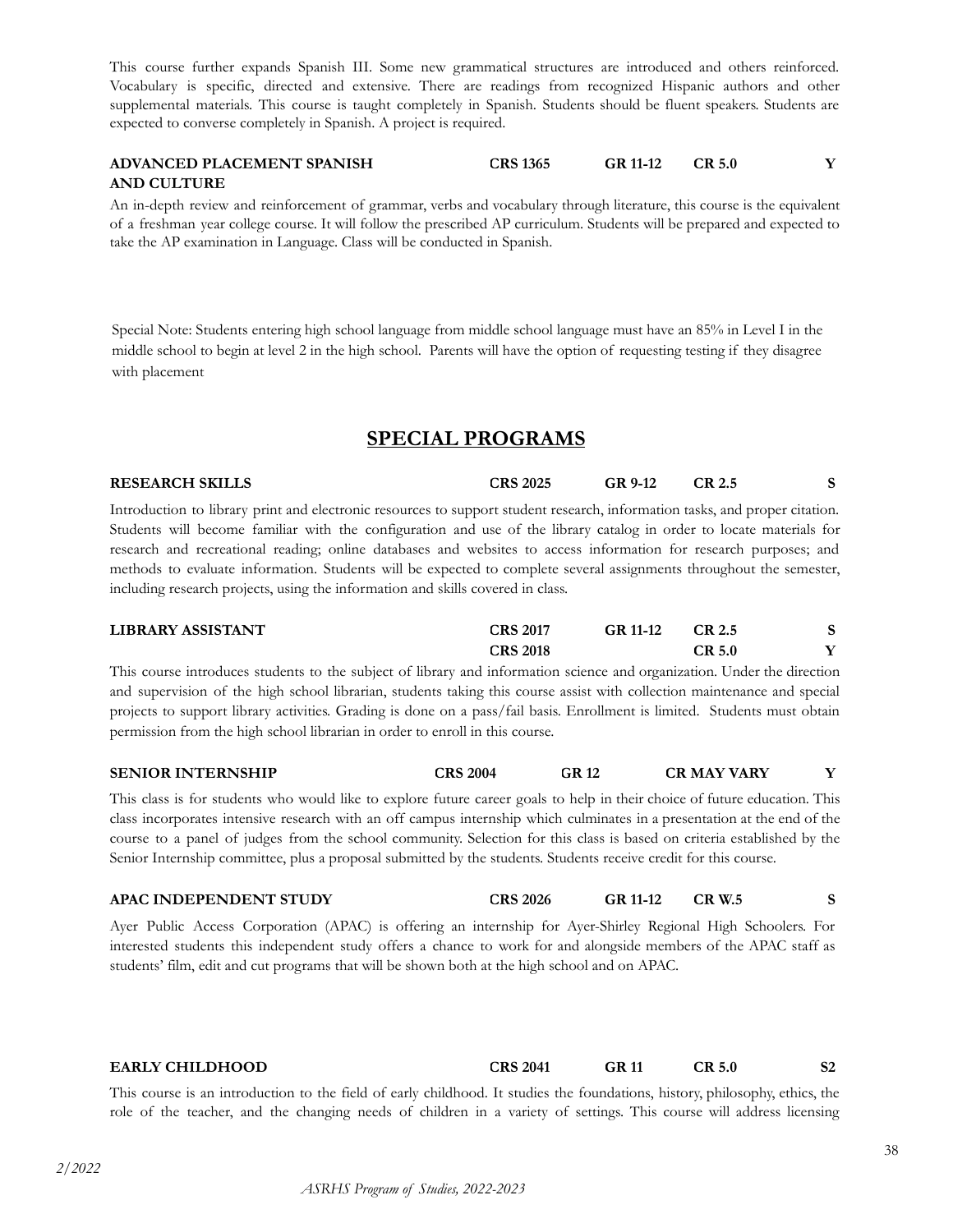This course further expands Spanish III. Some new grammatical structures are introduced and others reinforced. Vocabulary is specific, directed and extensive. There are readings from recognized Hispanic authors and other supplemental materials. This course is taught completely in Spanish. Students should be fluent speakers. Students are expected to converse completely in Spanish. A project is required.

| ADVANCED PLACEMENT SPANISH AND CULTURE | CRS 1365 | GR 11-12 | CR 5.0 | Y |
|---|---|---|---|---|

An in-depth review and reinforcement of grammar, verbs and vocabulary through literature, this course is the equivalent of a freshman year college course. It will follow the prescribed AP curriculum. Students will be prepared and expected to take the AP examination in Language. Class will be conducted in Spanish.

Special Note: Students entering high school language from middle school language must have an 85% in Level I in the middle school to begin at level 2 in the high school. Parents will have the option of requesting testing if they disagree with placement

## SPECIAL PROGRAMS

| RESEARCH SKILLS | CRS 2025 | GR 9-12 | CR 2.5 | S |
|---|---|---|---|---|

Introduction to library print and electronic resources to support student research, information tasks, and proper citation. Students will become familiar with the configuration and use of the library catalog in order to locate materials for research and recreational reading; online databases and websites to access information for research purposes; and methods to evaluate information. Students will be expected to complete several assignments throughout the semester, including research projects, using the information and skills covered in class.

| LIBRARY ASSISTANT | CRS 2017 | GR 11-12 | CR 2.5 | S |
|---|---|---|---|---|
| | CRS 2018 | | CR 5.0 | Y |

This course introduces students to the subject of library and information science and organization. Under the direction and supervision of the high school librarian, students taking this course assist with collection maintenance and special projects to support library activities. Grading is done on a pass/fail basis. Enrollment is limited. Students must obtain permission from the high school librarian in order to enroll in this course.

| SENIOR INTERNSHIP | CRS 2004 | GR 12 | CR MAY VARY | Y |
|---|---|---|---|---|

This class is for students who would like to explore future career goals to help in their choice of future education. This class incorporates intensive research with an off campus internship which culminates in a presentation at the end of the course to a panel of judges from the school community. Selection for this class is based on criteria established by the Senior Internship committee, plus a proposal submitted by the students. Students receive credit for this course.

| APAC INDEPENDENT STUDY | CRS 2026 | GR 11-12 | CR W.5 | S |
|---|---|---|---|---|

Ayer Public Access Corporation (APAC) is offering an internship for Ayer-Shirley Regional High Schoolers. For interested students this independent study offers a chance to work for and alongside members of the APAC staff as students' film, edit and cut programs that will be shown both at the high school and on APAC.

| EARLY CHILDHOOD | CRS 2041 | GR 11 | CR 5.0 | S2 |
|---|---|---|---|---|

This course is an introduction to the field of early childhood. It studies the foundations, history, philosophy, ethics, the role of the teacher, and the changing needs of children in a variety of settings. This course will address licensing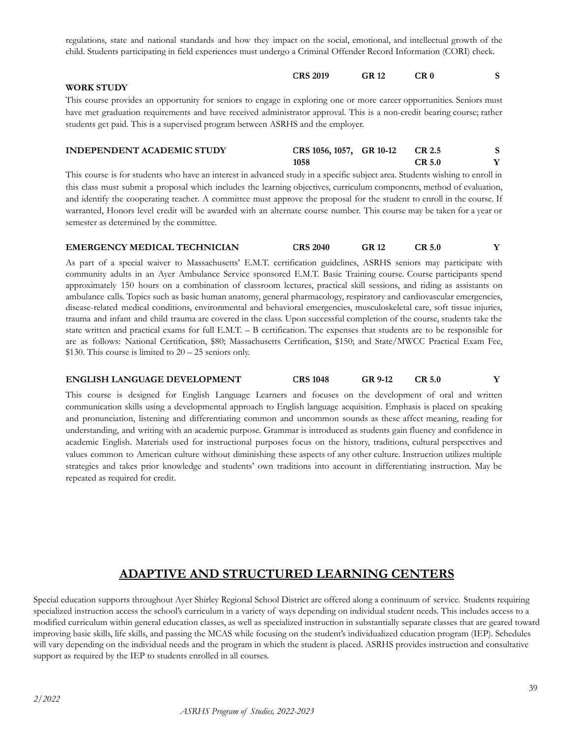regulations, state and national standards and how they impact on the social, emotional, and intellectual growth of the child. Students participating in field experiences must undergo a Criminal Offender Record Information (CORI) check.

| | CRS | GR | CR | |
|---|---|---|---|---|
| **WORK STUDY** | **CRS 2019** | **GR 12** | **CR 0** | **S** |

This course provides an opportunity for seniors to engage in exploring one or more career opportunities. Seniors must have met graduation requirements and have received administrator approval. This is a non-credit bearing course; rather students get paid. This is a supervised program between ASRHS and the employer.

| | CRS | GR | CR | |
|---|---|---|---|---|
| **INDEPENDENT ACADEMIC STUDY** | **CRS 1056, 1057, 1058** | **GR 10-12** | **CR 2.5** | **S** |
| | | | **CR 5.0** | **Y** |

This course is for students who have an interest in advanced study in a specific subject area. Students wishing to enroll in this class must submit a proposal which includes the learning objectives, curriculum components, method of evaluation, and identify the cooperating teacher. A committee must approve the proposal for the student to enroll in the course. If warranted, Honors level credit will be awarded with an alternate course number. This course may be taken for a year or semester as determined by the committee.

| | CRS | GR | CR | |
|---|---|---|---|---|
| **EMERGENCY MEDICAL TECHNICIAN** | **CRS 2040** | **GR 12** | **CR 5.0** | **Y** |

As part of a special waiver to Massachusetts' E.M.T. certification guidelines, ASRHS seniors may participate with community adults in an Ayer Ambulance Service sponsored E.M.T. Basic Training course. Course participants spend approximately 150 hours on a combination of classroom lectures, practical skill sessions, and riding as assistants on ambulance calls. Topics such as basic human anatomy, general pharmacology, respiratory and cardiovascular emergencies, disease-related medical conditions, environmental and behavioral emergencies, musculoskeletal care, soft tissue injuries, trauma and infant and child trauma are covered in the class. Upon successful completion of the course, students take the state written and practical exams for full E.M.T. – B certification. The expenses that students are to be responsible for are as follows: National Certification, $80; Massachusetts Certification, $150; and State/MWCC Practical Exam Fee, $130. This course is limited to 20 – 25 seniors only.

| | CRS | GR | CR | |
|---|---|---|---|---|
| **ENGLISH LANGUAGE DEVELOPMENT** | **CRS 1048** | **GR 9-12** | **CR 5.0** | **Y** |

This course is designed for English Language Learners and focuses on the development of oral and written communication skills using a developmental approach to English language acquisition. Emphasis is placed on speaking and pronunciation, listening and differentiating common and uncommon sounds as these affect meaning, reading for understanding, and writing with an academic purpose. Grammar is introduced as students gain fluency and confidence in academic English. Materials used for instructional purposes focus on the history, traditions, cultural perspectives and values common to American culture without diminishing these aspects of any other culture. Instruction utilizes multiple strategies and takes prior knowledge and students' own traditions into account in differentiating instruction. May be repeated as required for credit.

## ADAPTIVE AND STRUCTURED LEARNING CENTERS

Special education supports throughout Ayer Shirley Regional School District are offered along a continuum of service. Students requiring specialized instruction access the school's curriculum in a variety of ways depending on individual student needs. This includes access to a modified curriculum within general education classes, as well as specialized instruction in substantially separate classes that are geared toward improving basic skills, life skills, and passing the MCAS while focusing on the student's individualized education program (IEP). Schedules will vary depending on the individual needs and the program in which the student is placed. ASRHS provides instruction and consultative support as required by the IEP to students enrolled in all courses.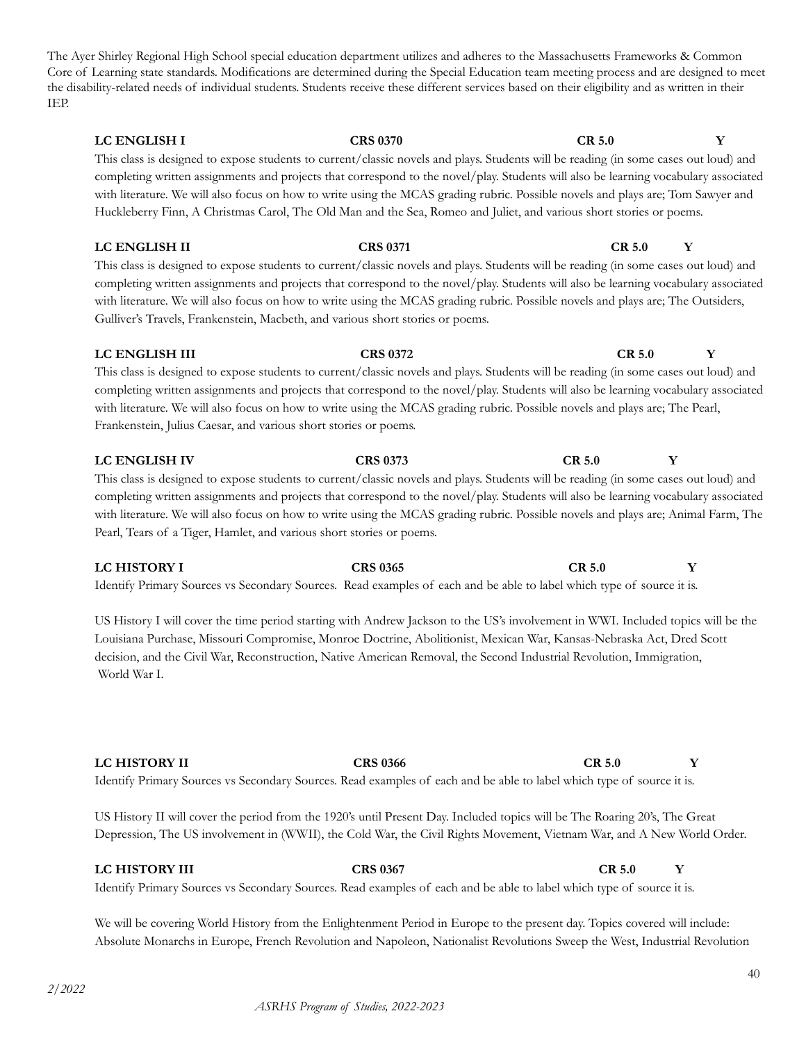The Ayer Shirley Regional High School special education department utilizes and adheres to the Massachusetts Frameworks & Common Core of Learning state standards. Modifications are determined during the Special Education team meeting process and are designed to meet the disability-related needs of individual students. Students receive these different services based on their eligibility and as written in their IEP.

**LC ENGLISH I** **CRS 0370** **CR 5.0** **Y**

This class is designed to expose students to current/classic novels and plays. Students will be reading (in some cases out loud) and completing written assignments and projects that correspond to the novel/play. Students will also be learning vocabulary associated with literature. We will also focus on how to write using the MCAS grading rubric. Possible novels and plays are; Tom Sawyer and Huckleberry Finn, A Christmas Carol, The Old Man and the Sea, Romeo and Juliet, and various short stories or poems.

**LC ENGLISH II** **CRS 0371** **CR 5.0** **Y**

This class is designed to expose students to current/classic novels and plays. Students will be reading (in some cases out loud) and completing written assignments and projects that correspond to the novel/play. Students will also be learning vocabulary associated with literature. We will also focus on how to write using the MCAS grading rubric. Possible novels and plays are; The Outsiders, Gulliver's Travels, Frankenstein, Macbeth, and various short stories or poems.

**LC ENGLISH III** **CRS 0372** **CR 5.0** **Y**

This class is designed to expose students to current/classic novels and plays. Students will be reading (in some cases out loud) and completing written assignments and projects that correspond to the novel/play. Students will also be learning vocabulary associated with literature. We will also focus on how to write using the MCAS grading rubric. Possible novels and plays are; The Pearl, Frankenstein, Julius Caesar, and various short stories or poems.

**LC ENGLISH IV** **CRS 0373** **CR 5.0** **Y**

This class is designed to expose students to current/classic novels and plays. Students will be reading (in some cases out loud) and completing written assignments and projects that correspond to the novel/play. Students will also be learning vocabulary associated with literature. We will also focus on how to write using the MCAS grading rubric. Possible novels and plays are; Animal Farm, The Pearl, Tears of a Tiger, Hamlet, and various short stories or poems.

**LC HISTORY I** **CRS 0365** **CR 5.0** **Y**

Identify Primary Sources vs Secondary Sources. Read examples of each and be able to label which type of source it is.

US History I will cover the time period starting with Andrew Jackson to the US's involvement in WWI. Included topics will be the Louisiana Purchase, Missouri Compromise, Monroe Doctrine, Abolitionist, Mexican War, Kansas-Nebraska Act, Dred Scott decision, and the Civil War, Reconstruction, Native American Removal, the Second Industrial Revolution, Immigration, World War I.

**LC HISTORY II** **CRS 0366** **CR 5.0** **Y**

Identify Primary Sources vs Secondary Sources. Read examples of each and be able to label which type of source it is.

US History II will cover the period from the 1920's until Present Day. Included topics will be The Roaring 20's, The Great Depression, The US involvement in (WWII), the Cold War, the Civil Rights Movement, Vietnam War, and A New World Order.

**LC HISTORY III** **CRS 0367** **CR 5.0** **Y**

Identify Primary Sources vs Secondary Sources. Read examples of each and be able to label which type of source it is.

We will be covering World History from the Enlightenment Period in Europe to the present day. Topics covered will include: Absolute Monarchs in Europe, French Revolution and Napoleon, Nationalist Revolutions Sweep the West, Industrial Revolution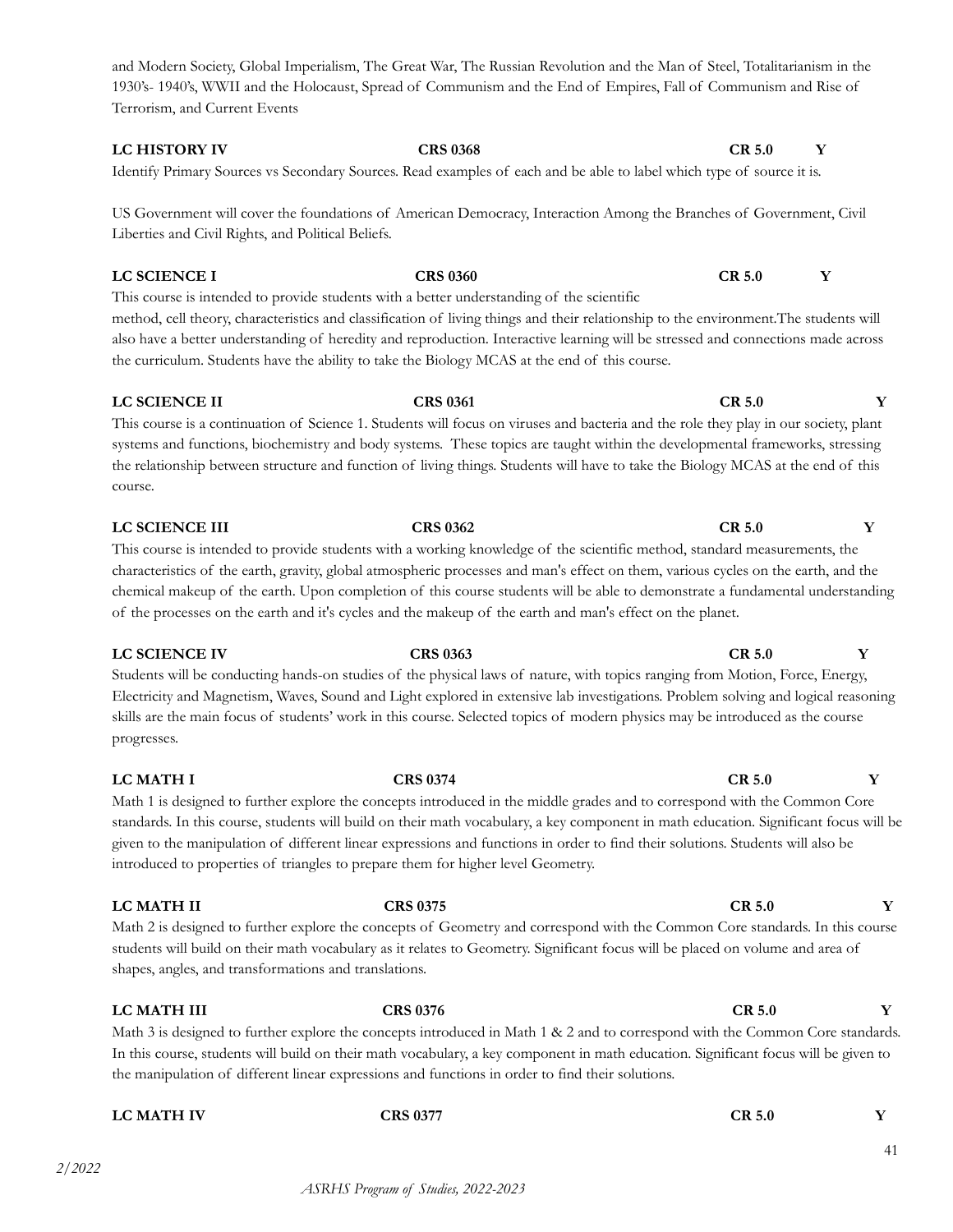and Modern Society, Global Imperialism, The Great War, The Russian Revolution and the Man of Steel, Totalitarianism in the 1930's- 1940's, WWII and the Holocaust, Spread of Communism and the End of Empires, Fall of Communism and Rise of Terrorism, and Current Events

**LC HISTORY IV** **CRS 0368** **CR 5.0** **Y**

Identify Primary Sources vs Secondary Sources. Read examples of each and be able to label which type of source it is.

US Government will cover the foundations of American Democracy, Interaction Among the Branches of Government, Civil Liberties and Civil Rights, and Political Beliefs.

**LC SCIENCE I** **CRS 0360** **CR 5.0** **Y**

This course is intended to provide students with a better understanding of the scientific method, cell theory, characteristics and classification of living things and their relationship to the environment.The students will also have a better understanding of heredity and reproduction. Interactive learning will be stressed and connections made across the curriculum. Students have the ability to take the Biology MCAS at the end of this course.

**LC SCIENCE II** **CRS 0361** **CR 5.0** **Y**

This course is a continuation of Science 1. Students will focus on viruses and bacteria and the role they play in our society, plant systems and functions, biochemistry and body systems. These topics are taught within the developmental frameworks, stressing the relationship between structure and function of living things. Students will have to take the Biology MCAS at the end of this course.

**LC SCIENCE III** **CRS 0362** **CR 5.0** **Y**

This course is intended to provide students with a working knowledge of the scientific method, standard measurements, the characteristics of the earth, gravity, global atmospheric processes and man's effect on them, various cycles on the earth, and the chemical makeup of the earth. Upon completion of this course students will be able to demonstrate a fundamental understanding of the processes on the earth and it's cycles and the makeup of the earth and man's effect on the planet.

**LC SCIENCE IV** **CRS 0363** **CR 5.0** **Y**

Students will be conducting hands-on studies of the physical laws of nature, with topics ranging from Motion, Force, Energy, Electricity and Magnetism, Waves, Sound and Light explored in extensive lab investigations. Problem solving and logical reasoning skills are the main focus of students' work in this course. Selected topics of modern physics may be introduced as the course progresses.

**LC MATH I** **CRS 0374** **CR 5.0** **Y**

Math 1 is designed to further explore the concepts introduced in the middle grades and to correspond with the Common Core standards. In this course, students will build on their math vocabulary, a key component in math education. Significant focus will be given to the manipulation of different linear expressions and functions in order to find their solutions. Students will also be introduced to properties of triangles to prepare them for higher level Geometry.

**LC MATH II** **CRS 0375** **CR 5.0** **Y**

Math 2 is designed to further explore the concepts of Geometry and correspond with the Common Core standards. In this course students will build on their math vocabulary as it relates to Geometry. Significant focus will be placed on volume and area of shapes, angles, and transformations and translations.

**LC MATH III** **CRS 0376** **CR 5.0** **Y**

Math 3 is designed to further explore the concepts introduced in Math 1 & 2 and to correspond with the Common Core standards. In this course, students will build on their math vocabulary, a key component in math education. Significant focus will be given to the manipulation of different linear expressions and functions in order to find their solutions.

**LC MATH IV** **CRS 0377** **CR 5.0** **Y**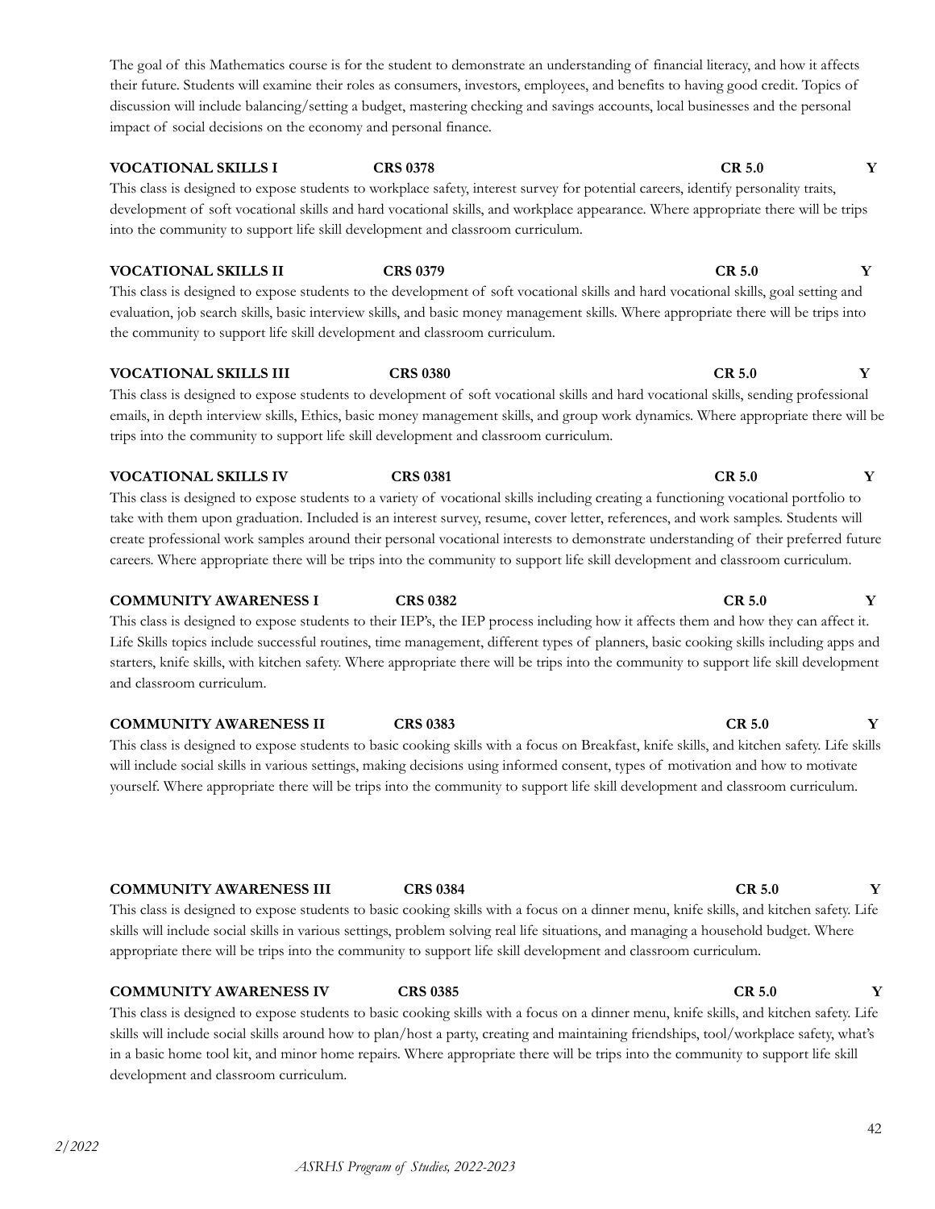The goal of this Mathematics course is for the student to demonstrate an understanding of financial literacy, and how it affects their future. Students will examine their roles as consumers, investors, employees, and benefits to having good credit. Topics of discussion will include balancing/setting a budget, mastering checking and savings accounts, local businesses and the personal impact of social decisions on the economy and personal finance.

**VOCATIONAL SKILLS I** **CRS 0378** **CR 5.0** **Y**

This class is designed to expose students to workplace safety, interest survey for potential careers, identify personality traits, development of soft vocational skills and hard vocational skills, and workplace appearance. Where appropriate there will be trips into the community to support life skill development and classroom curriculum.

**VOCATIONAL SKILLS II** **CRS 0379** **CR 5.0** **Y**

This class is designed to expose students to the development of soft vocational skills and hard vocational skills, goal setting and evaluation, job search skills, basic interview skills, and basic money management skills. Where appropriate there will be trips into the community to support life skill development and classroom curriculum.

**VOCATIONAL SKILLS III** **CRS 0380** **CR 5.0** **Y**

This class is designed to expose students to development of soft vocational skills and hard vocational skills, sending professional emails, in depth interview skills, Ethics, basic money management skills, and group work dynamics. Where appropriate there will be trips into the community to support life skill development and classroom curriculum.

**VOCATIONAL SKILLS IV** **CRS 0381** **CR 5.0** **Y**

This class is designed to expose students to a variety of vocational skills including creating a functioning vocational portfolio to take with them upon graduation. Included is an interest survey, resume, cover letter, references, and work samples. Students will create professional work samples around their personal vocational interests to demonstrate understanding of their preferred future careers. Where appropriate there will be trips into the community to support life skill development and classroom curriculum.

**COMMUNITY AWARENESS I** **CRS 0382** **CR 5.0** **Y**

This class is designed to expose students to their IEP's, the IEP process including how it affects them and how they can affect it. Life Skills topics include successful routines, time management, different types of planners, basic cooking skills including apps and starters, knife skills, with kitchen safety. Where appropriate there will be trips into the community to support life skill development and classroom curriculum.

**COMMUNITY AWARENESS II** **CRS 0383** **CR 5.0** **Y**

This class is designed to expose students to basic cooking skills with a focus on Breakfast, knife skills, and kitchen safety. Life skills will include social skills in various settings, making decisions using informed consent, types of motivation and how to motivate yourself. Where appropriate there will be trips into the community to support life skill development and classroom curriculum.

**COMMUNITY AWARENESS III** **CRS 0384** **CR 5.0** **Y**

This class is designed to expose students to basic cooking skills with a focus on a dinner menu, knife skills, and kitchen safety. Life skills will include social skills in various settings, problem solving real life situations, and managing a household budget. Where appropriate there will be trips into the community to support life skill development and classroom curriculum.

**COMMUNITY AWARENESS IV** **CRS 0385** **CR 5.0** **Y**

This class is designed to expose students to basic cooking skills with a focus on a dinner menu, knife skills, and kitchen safety. Life skills will include social skills around how to plan/host a party, creating and maintaining friendships, tool/workplace safety, what's in a basic home tool kit, and minor home repairs. Where appropriate there will be trips into the community to support life skill development and classroom curriculum.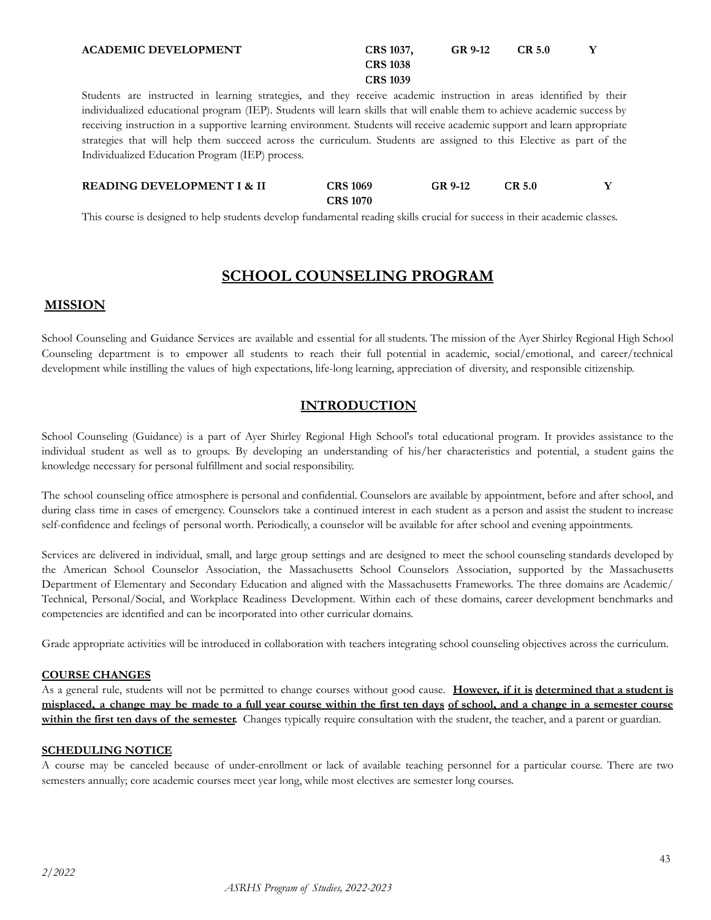**ACADEMIC DEVELOPMENT** **CRS 1037, CRS 1038 CRS 1039** **GR 9-12** **CR 5.0** **Y**

Students are instructed in learning strategies, and they receive academic instruction in areas identified by their individualized educational program (IEP). Students will learn skills that will enable them to achieve academic success by receiving instruction in a supportive learning environment. Students will receive academic support and learn appropriate strategies that will help them succeed across the curriculum. Students are assigned to this Elective as part of the Individualized Education Program (IEP) process.

**READING DEVELOPMENT I & II** **CRS 1069 CRS 1070** **GR 9-12** **CR 5.0** **Y**

This course is designed to help students develop fundamental reading skills crucial for success in their academic classes.

# SCHOOL COUNSELING PROGRAM

## MISSION

School Counseling and Guidance Services are available and essential for all students. The mission of the Ayer Shirley Regional High School Counseling department is to empower all students to reach their full potential in academic, social/emotional, and career/technical development while instilling the values of high expectations, life-long learning, appreciation of diversity, and responsible citizenship.

## INTRODUCTION

School Counseling (Guidance) is a part of Ayer Shirley Regional High School's total educational program. It provides assistance to the individual student as well as to groups. By developing an understanding of his/her characteristics and potential, a student gains the knowledge necessary for personal fulfillment and social responsibility.

The school counseling office atmosphere is personal and confidential. Counselors are available by appointment, before and after school, and during class time in cases of emergency. Counselors take a continued interest in each student as a person and assist the student to increase self-confidence and feelings of personal worth. Periodically, a counselor will be available for after school and evening appointments.

Services are delivered in individual, small, and large group settings and are designed to meet the school counseling standards developed by the American School Counselor Association, the Massachusetts School Counselors Association, supported by the Massachusetts Department of Elementary and Secondary Education and aligned with the Massachusetts Frameworks. The three domains are Academic/ Technical, Personal/Social, and Workplace Readiness Development. Within each of these domains, career development benchmarks and competencies are identified and can be incorporated into other curricular domains.

Grade appropriate activities will be introduced in collaboration with teachers integrating school counseling objectives across the curriculum.

### COURSE CHANGES

As a general rule, students will not be permitted to change courses without good cause. **However, if it is determined that a student is misplaced, a change may be made to a full year course within the first ten days of school, and a change in a semester course within the first ten days of the semester.** Changes typically require consultation with the student, the teacher, and a parent or guardian.

### SCHEDULING NOTICE

A course may be canceled because of under-enrollment or lack of available teaching personnel for a particular course. There are two semesters annually; core academic courses meet year long, while most electives are semester long courses.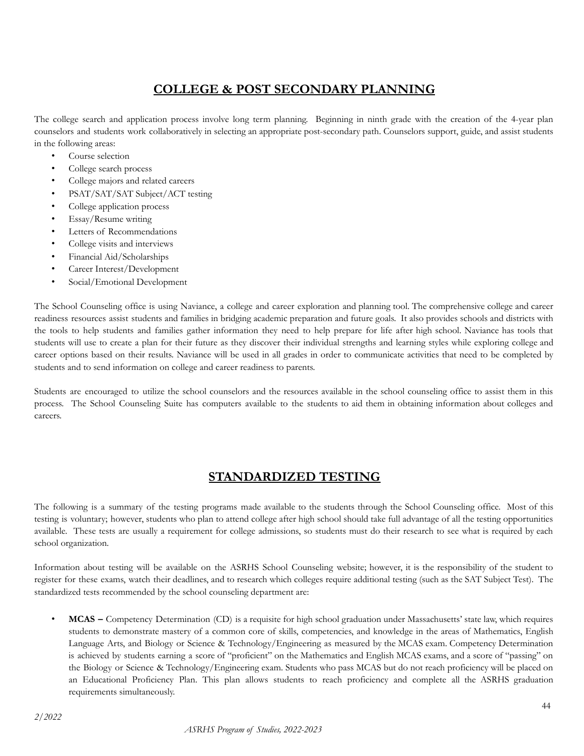## COLLEGE & POST SECONDARY PLANNING

The college search and application process involve long term planning. Beginning in ninth grade with the creation of the 4-year plan counselors and students work collaboratively in selecting an appropriate post-secondary path. Counselors support, guide, and assist students in the following areas:

- Course selection
- College search process
- College majors and related careers
- PSAT/SAT/SAT Subject/ACT testing
- College application process
- Essay/Resume writing
- Letters of Recommendations
- College visits and interviews
- Financial Aid/Scholarships
- Career Interest/Development
- Social/Emotional Development

The School Counseling office is using Naviance, a college and career exploration and planning tool. The comprehensive college and career readiness resources assist students and families in bridging academic preparation and future goals. It also provides schools and districts with the tools to help students and families gather information they need to help prepare for life after high school. Naviance has tools that students will use to create a plan for their future as they discover their individual strengths and learning styles while exploring college and career options based on their results. Naviance will be used in all grades in order to communicate activities that need to be completed by students and to send information on college and career readiness to parents.

Students are encouraged to utilize the school counselors and the resources available in the school counseling office to assist them in this process. The School Counseling Suite has computers available to the students to aid them in obtaining information about colleges and careers.

## STANDARDIZED TESTING

The following is a summary of the testing programs made available to the students through the School Counseling office. Most of this testing is voluntary; however, students who plan to attend college after high school should take full advantage of all the testing opportunities available. These tests are usually a requirement for college admissions, so students must do their research to see what is required by each school organization.

Information about testing will be available on the ASRHS School Counseling website; however, it is the responsibility of the student to register for these exams, watch their deadlines, and to research which colleges require additional testing (such as the SAT Subject Test). The standardized tests recommended by the school counseling department are:

- **MCAS –** Competency Determination (CD) is a requisite for high school graduation under Massachusetts' state law, which requires students to demonstrate mastery of a common core of skills, competencies, and knowledge in the areas of Mathematics, English Language Arts, and Biology or Science & Technology/Engineering as measured by the MCAS exam. Competency Determination is achieved by students earning a score of "proficient" on the Mathematics and English MCAS exams, and a score of "passing" on the Biology or Science & Technology/Engineering exam. Students who pass MCAS but do not reach proficiency will be placed on an Educational Proficiency Plan. This plan allows students to reach proficiency and complete all the ASRHS graduation requirements simultaneously.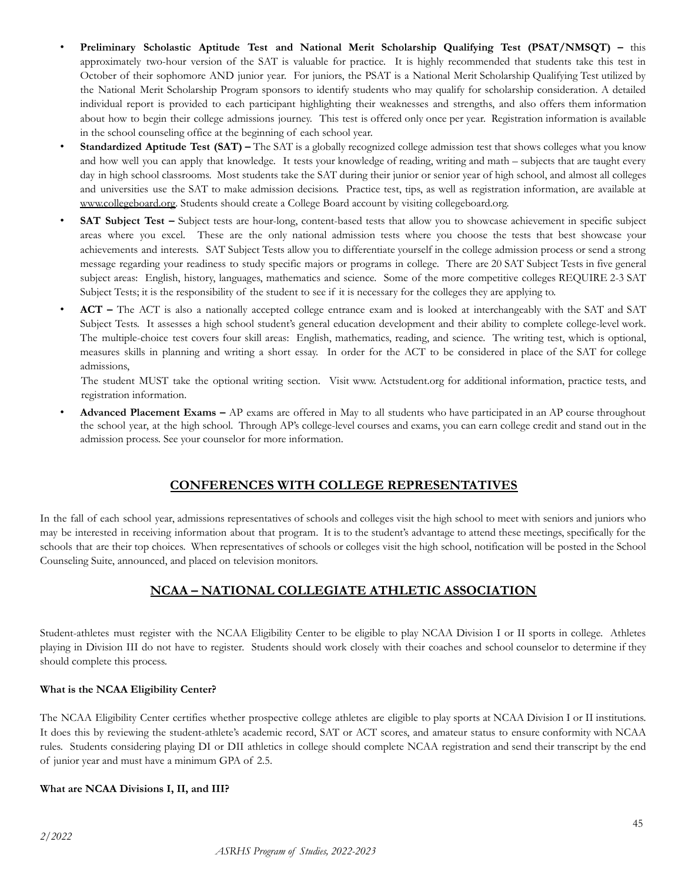- **Preliminary Scholastic Aptitude Test and National Merit Scholarship Qualifying Test (PSAT/NMSQT) –** this approximately two-hour version of the SAT is valuable for practice. It is highly recommended that students take this test in October of their sophomore AND junior year. For juniors, the PSAT is a National Merit Scholarship Qualifying Test utilized by the National Merit Scholarship Program sponsors to identify students who may qualify for scholarship consideration. A detailed individual report is provided to each participant highlighting their weaknesses and strengths, and also offers them information about how to begin their college admissions journey. This test is offered only once per year. Registration information is available in the school counseling office at the beginning of each school year.
- **Standardized Aptitude Test (SAT) –** The SAT is a globally recognized college admission test that shows colleges what you know and how well you can apply that knowledge. It tests your knowledge of reading, writing and math – subjects that are taught every day in high school classrooms. Most students take the SAT during their junior or senior year of high school, and almost all colleges and universities use the SAT to make admission decisions. Practice test, tips, as well as registration information, are available at www.collegeboard.org. Students should create a College Board account by visiting collegeboard.org.
- **SAT Subject Test –** Subject tests are hour-long, content-based tests that allow you to showcase achievement in specific subject areas where you excel. These are the only national admission tests where you choose the tests that best showcase your achievements and interests. SAT Subject Tests allow you to differentiate yourself in the college admission process or send a strong message regarding your readiness to study specific majors or programs in college. There are 20 SAT Subject Tests in five general subject areas: English, history, languages, mathematics and science. Some of the more competitive colleges REQUIRE 2-3 SAT Subject Tests; it is the responsibility of the student to see if it is necessary for the colleges they are applying to.
- **ACT –** The ACT is also a nationally accepted college entrance exam and is looked at interchangeably with the SAT and SAT Subject Tests. It assesses a high school student's general education development and their ability to complete college-level work. The multiple-choice test covers four skill areas: English, mathematics, reading, and science. The writing test, which is optional, measures skills in planning and writing a short essay. In order for the ACT to be considered in place of the SAT for college admissions,

  The student MUST take the optional writing section. Visit www. Actstudent.org for additional information, practice tests, and registration information.
- **Advanced Placement Exams –** AP exams are offered in May to all students who have participated in an AP course throughout the school year, at the high school. Through AP's college-level courses and exams, you can earn college credit and stand out in the admission process. See your counselor for more information.

## CONFERENCES WITH COLLEGE REPRESENTATIVES

In the fall of each school year, admissions representatives of schools and colleges visit the high school to meet with seniors and juniors who may be interested in receiving information about that program. It is to the student's advantage to attend these meetings, specifically for the schools that are their top choices. When representatives of schools or colleges visit the high school, notification will be posted in the School Counseling Suite, announced, and placed on television monitors.

## NCAA – NATIONAL COLLEGIATE ATHLETIC ASSOCIATION

Student-athletes must register with the NCAA Eligibility Center to be eligible to play NCAA Division I or II sports in college. Athletes playing in Division III do not have to register. Students should work closely with their coaches and school counselor to determine if they should complete this process.

**What is the NCAA Eligibility Center?**

The NCAA Eligibility Center certifies whether prospective college athletes are eligible to play sports at NCAA Division I or II institutions. It does this by reviewing the student-athlete's academic record, SAT or ACT scores, and amateur status to ensure conformity with NCAA rules. Students considering playing DI or DII athletics in college should complete NCAA registration and send their transcript by the end of junior year and must have a minimum GPA of 2.5.

**What are NCAA Divisions I, II, and III?**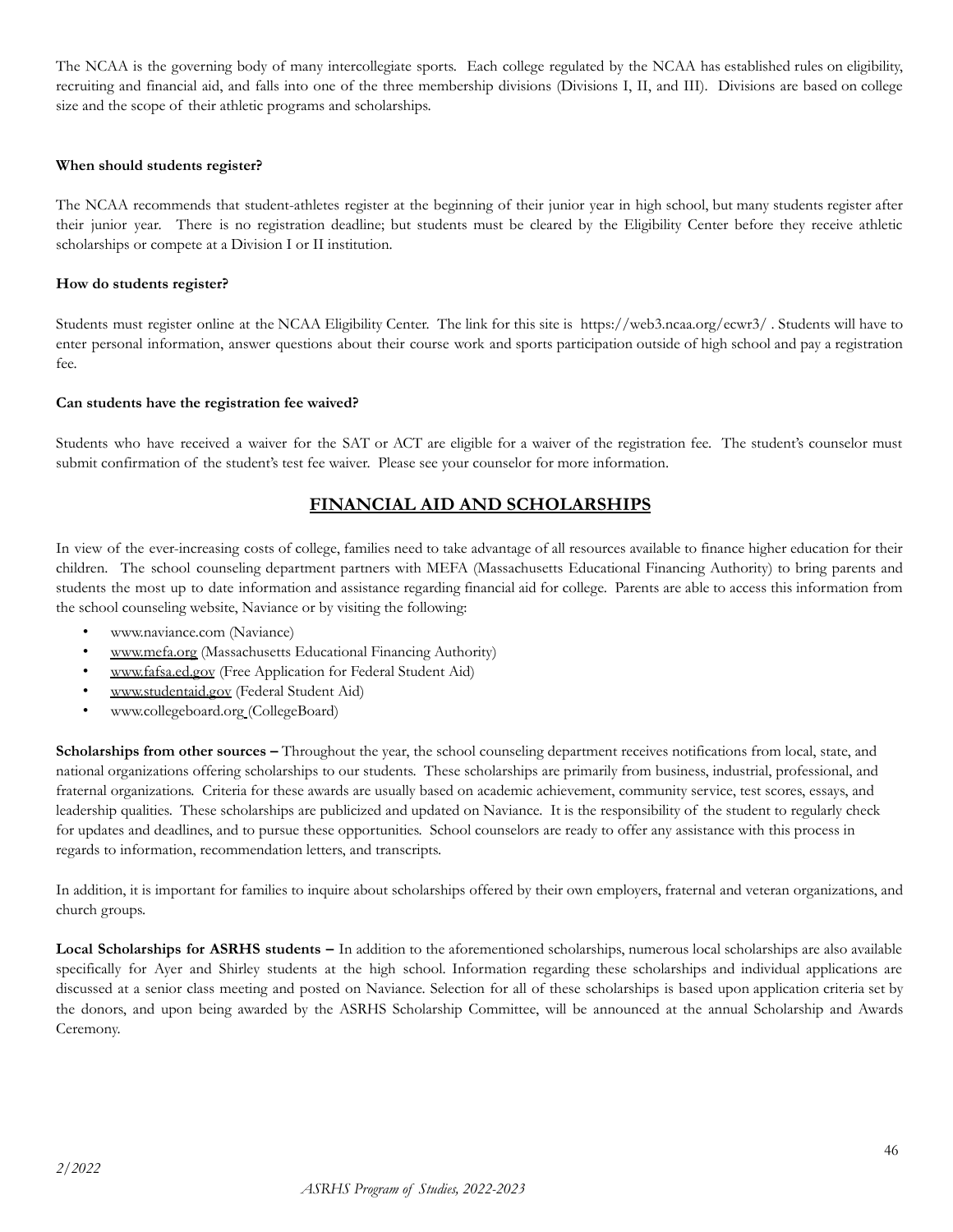The NCAA is the governing body of many intercollegiate sports. Each college regulated by the NCAA has established rules on eligibility, recruiting and financial aid, and falls into one of the three membership divisions (Divisions I, II, and III). Divisions are based on college size and the scope of their athletic programs and scholarships.

**When should students register?**

The NCAA recommends that student-athletes register at the beginning of their junior year in high school, but many students register after their junior year. There is no registration deadline; but students must be cleared by the Eligibility Center before they receive athletic scholarships or compete at a Division I or II institution.

**How do students register?**

Students must register online at the NCAA Eligibility Center. The link for this site is https://web3.ncaa.org/ecwr3/ . Students will have to enter personal information, answer questions about their course work and sports participation outside of high school and pay a registration fee.

**Can students have the registration fee waived?**

Students who have received a waiver for the SAT or ACT are eligible for a waiver of the registration fee. The student's counselor must submit confirmation of the student's test fee waiver. Please see your counselor for more information.

## FINANCIAL AID AND SCHOLARSHIPS

In view of the ever-increasing costs of college, families need to take advantage of all resources available to finance higher education for their children. The school counseling department partners with MEFA (Massachusetts Educational Financing Authority) to bring parents and students the most up to date information and assistance regarding financial aid for college. Parents are able to access this information from the school counseling website, Naviance or by visiting the following:

- www.naviance.com (Naviance)
- www.mefa.org (Massachusetts Educational Financing Authority)
- www.fafsa.ed.gov (Free Application for Federal Student Aid)
- www.studentaid.gov (Federal Student Aid)
- www.collegeboard.org (CollegeBoard)

**Scholarships from other sources –** Throughout the year, the school counseling department receives notifications from local, state, and national organizations offering scholarships to our students. These scholarships are primarily from business, industrial, professional, and fraternal organizations. Criteria for these awards are usually based on academic achievement, community service, test scores, essays, and leadership qualities. These scholarships are publicized and updated on Naviance. It is the responsibility of the student to regularly check for updates and deadlines, and to pursue these opportunities. School counselors are ready to offer any assistance with this process in regards to information, recommendation letters, and transcripts.

In addition, it is important for families to inquire about scholarships offered by their own employers, fraternal and veteran organizations, and church groups.

**Local Scholarships for ASRHS students –** In addition to the aforementioned scholarships, numerous local scholarships are also available specifically for Ayer and Shirley students at the high school. Information regarding these scholarships and individual applications are discussed at a senior class meeting and posted on Naviance. Selection for all of these scholarships is based upon application criteria set by the donors, and upon being awarded by the ASRHS Scholarship Committee, will be announced at the annual Scholarship and Awards Ceremony.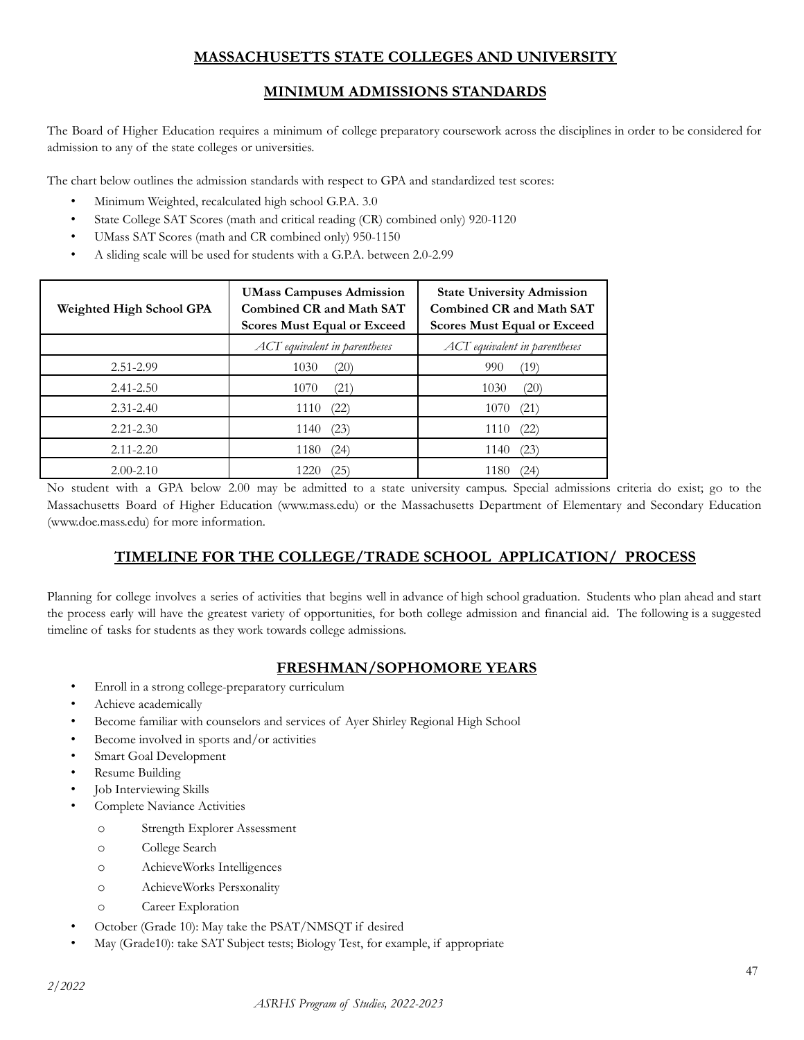## MASSACHUSETTS STATE COLLEGES AND UNIVERSITY

## MINIMUM ADMISSIONS STANDARDS

The Board of Higher Education requires a minimum of college preparatory coursework across the disciplines in order to be considered for admission to any of the state colleges or universities.

The chart below outlines the admission standards with respect to GPA and standardized test scores:

- Minimum Weighted, recalculated high school G.P.A. 3.0
- State College SAT Scores (math and critical reading (CR) combined only) 920-1120
- UMass SAT Scores (math and CR combined only) 950-1150
- A sliding scale will be used for students with a G.P.A. between 2.0-2.99

| Weighted High School GPA | UMass Campuses Admission Combined CR and Math SAT Scores Must Equal or Exceed | State University Admission Combined CR and Math SAT Scores Must Equal or Exceed |
|---|---|---|
| | *ACT equivalent in parentheses* | *ACT equivalent in parentheses* |
| 2.51-2.99 | 1030 (20) | 990 (19) |
| 2.41-2.50 | 1070 (21) | 1030 (20) |
| 2.31-2.40 | 1110 (22) | 1070 (21) |
| 2.21-2.30 | 1140 (23) | 1110 (22) |
| 2.11-2.20 | 1180 (24) | 1140 (23) |
| 2.00-2.10 | 1220 (25) | 1180 (24) |

No student with a GPA below 2.00 may be admitted to a state university campus. Special admissions criteria do exist; go to the Massachusetts Board of Higher Education (www.mass.edu) or the Massachusetts Department of Elementary and Secondary Education (www.doe.mass.edu) for more information.

## TIMELINE FOR THE COLLEGE/TRADE SCHOOL APPLICATION/ PROCESS

Planning for college involves a series of activities that begins well in advance of high school graduation. Students who plan ahead and start the process early will have the greatest variety of opportunities, for both college admission and financial aid. The following is a suggested timeline of tasks for students as they work towards college admissions.

## FRESHMAN/SOPHOMORE YEARS

- Enroll in a strong college-preparatory curriculum
- Achieve academically
- Become familiar with counselors and services of Ayer Shirley Regional High School
- Become involved in sports and/or activities
- Smart Goal Development
- Resume Building
- Job Interviewing Skills
- Complete Naviance Activities
  - Strength Explorer Assessment
  - College Search
  - AchieveWorks Intelligences
  - AchieveWorks Persxonality
  - Career Exploration
- October (Grade 10): May take the PSAT/NMSQT if desired
- May (Grade10): take SAT Subject tests; Biology Test, for example, if appropriate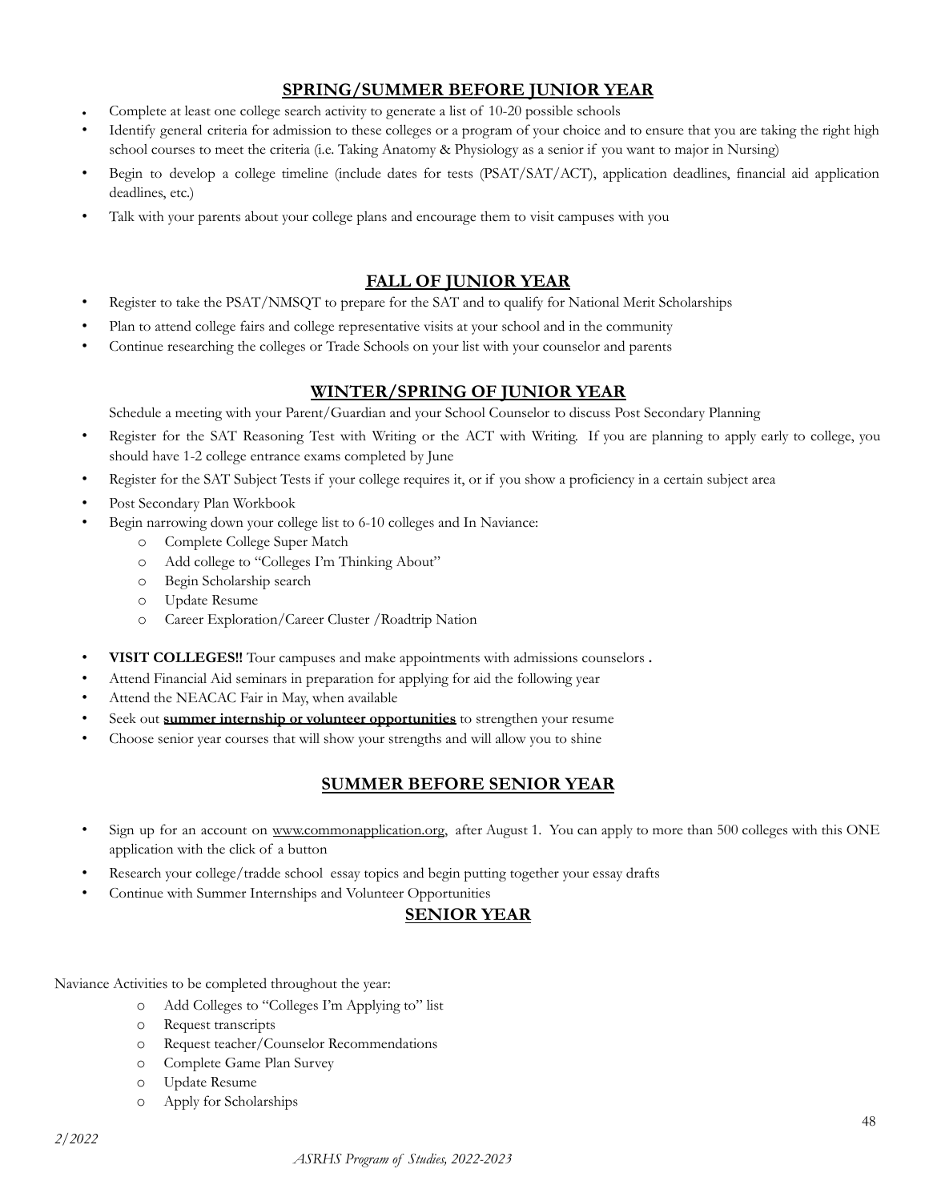## SPRING/SUMMER BEFORE JUNIOR YEAR

- Complete at least one college search activity to generate a list of 10-20 possible schools
- Identify general criteria for admission to these colleges or a program of your choice and to ensure that you are taking the right high school courses to meet the criteria (i.e. Taking Anatomy & Physiology as a senior if you want to major in Nursing)
- Begin to develop a college timeline (include dates for tests (PSAT/SAT/ACT), application deadlines, financial aid application deadlines, etc.)
- Talk with your parents about your college plans and encourage them to visit campuses with you

## FALL OF JUNIOR YEAR

- Register to take the PSAT/NMSQT to prepare for the SAT and to qualify for National Merit Scholarships
- Plan to attend college fairs and college representative visits at your school and in the community
- Continue researching the colleges or Trade Schools on your list with your counselor and parents

## WINTER/SPRING OF JUNIOR YEAR

Schedule a meeting with your Parent/Guardian and your School Counselor to discuss Post Secondary Planning

- Register for the SAT Reasoning Test with Writing or the ACT with Writing. If you are planning to apply early to college, you should have 1-2 college entrance exams completed by June
- Register for the SAT Subject Tests if your college requires it, or if you show a proficiency in a certain subject area
- Post Secondary Plan Workbook
- Begin narrowing down your college list to 6-10 colleges and In Naviance:
  - Complete College Super Match
  - Add college to "Colleges I'm Thinking About"
  - Begin Scholarship search
  - Update Resume
  - Career Exploration/Career Cluster /Roadtrip Nation
- **VISIT COLLEGES!!** Tour campuses and make appointments with admissions counselors **.**
- Attend Financial Aid seminars in preparation for applying for aid the following year
- Attend the NEACAC Fair in May, when available
- Seek out **summer internship or volunteer opportunities** to strengthen your resume
- Choose senior year courses that will show your strengths and will allow you to shine

## SUMMER BEFORE SENIOR YEAR

- Sign up for an account on www.commonapplication.org, after August 1. You can apply to more than 500 colleges with this ONE application with the click of a button
- Research your college/tradde school essay topics and begin putting together your essay drafts
- Continue with Summer Internships and Volunteer Opportunities

## SENIOR YEAR

Naviance Activities to be completed throughout the year:

- Add Colleges to "Colleges I'm Applying to" list
- Request transcripts
- Request teacher/Counselor Recommendations
- Complete Game Plan Survey
- Update Resume
- Apply for Scholarships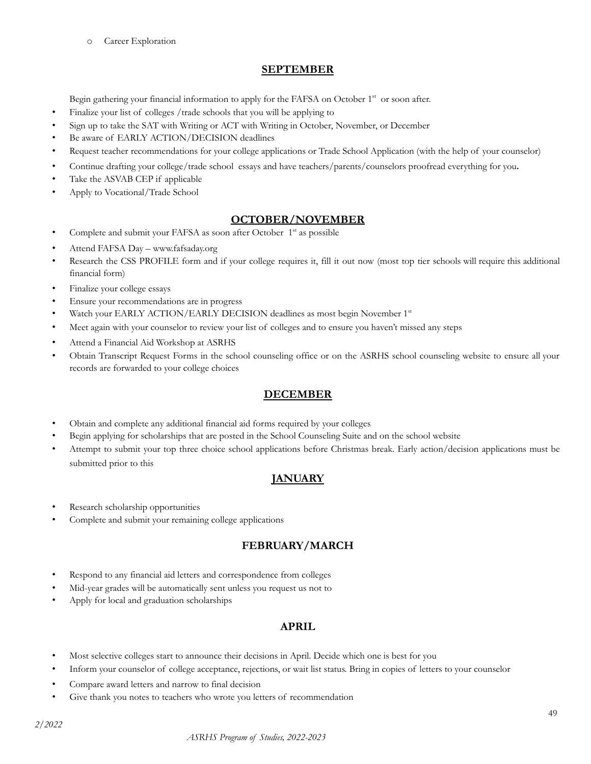- Career Exploration

## SEPTEMBER

Begin gathering your financial information to apply for the FAFSA on October 1st or soon after.

- Finalize your list of colleges /trade schools that you will be applying to
- Sign up to take the SAT with Writing or ACT with Writing in October, November, or December
- Be aware of EARLY ACTION/DECISION deadlines
- Request teacher recommendations for your college applications or Trade School Application (with the help of your counselor)
- Continue drafting your college/trade school essays and have teachers/parents/counselors proofread everything for you**.**
- Take the ASVAB CEP if applicable
- Apply to Vocational/Trade School

## OCTOBER/NOVEMBER

- Complete and submit your FAFSA as soon after October 1st as possible
- Attend FAFSA Day – www.fafsaday.org
- Research the CSS PROFILE form and if your college requires it, fill it out now (most top tier schools will require this additional financial form)
- Finalize your college essays
- Ensure your recommendations are in progress
- Watch your EARLY ACTION/EARLY DECISION deadlines as most begin November 1st
- Meet again with your counselor to review your list of colleges and to ensure you haven't missed any steps
- Attend a Financial Aid Workshop at ASRHS
- Obtain Transcript Request Forms in the school counseling office or on the ASRHS school counseling website to ensure all your records are forwarded to your college choices

## DECEMBER

- Obtain and complete any additional financial aid forms required by your colleges
- Begin applying for scholarships that are posted in the School Counseling Suite and on the school website
- Attempt to submit your top three choice school applications before Christmas break. Early action/decision applications must be submitted prior to this

## JANUARY

- Research scholarship opportunities
- Complete and submit your remaining college applications

## FEBRUARY/MARCH

- Respond to any financial aid letters and correspondence from colleges
- Mid-year grades will be automatically sent unless you request us not to
- Apply for local and graduation scholarships

## APRIL

- Most selective colleges start to announce their decisions in April. Decide which one is best for you
- Inform your counselor of college acceptance, rejections, or wait list status. Bring in copies of letters to your counselor
- Compare award letters and narrow to final decision
- Give thank you notes to teachers who wrote you letters of recommendation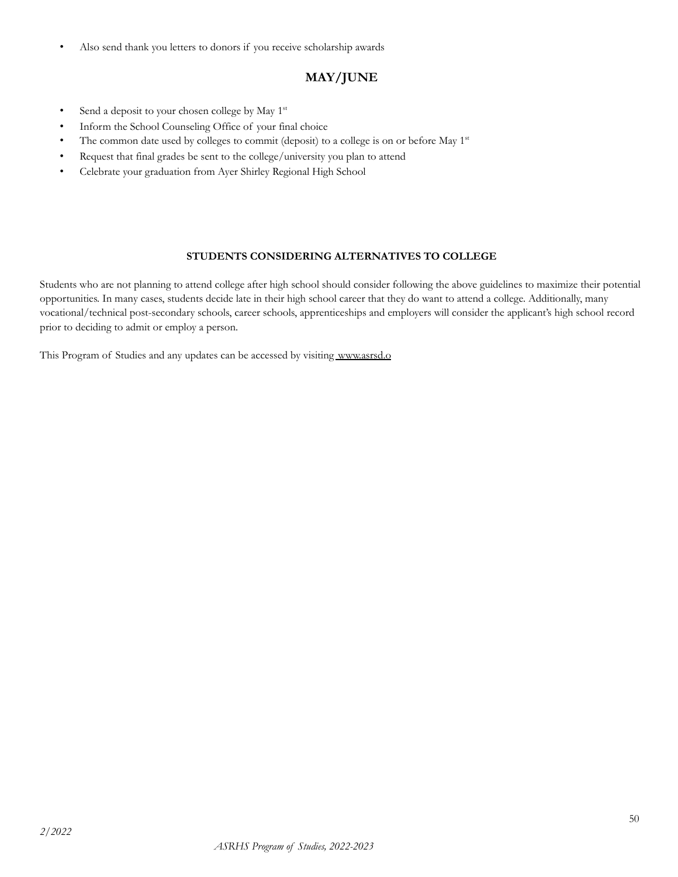- Also send thank you letters to donors if you receive scholarship awards

## MAY/JUNE

- Send a deposit to your chosen college by May 1st
- Inform the School Counseling Office of your final choice
- The common date used by colleges to commit (deposit) to a college is on or before May 1st
- Request that final grades be sent to the college/university you plan to attend
- Celebrate your graduation from Ayer Shirley Regional High School

### STUDENTS CONSIDERING ALTERNATIVES TO COLLEGE

Students who are not planning to attend college after high school should consider following the above guidelines to maximize their potential opportunities. In many cases, students decide late in their high school career that they do want to attend a college. Additionally, many vocational/technical post-secondary schools, career schools, apprenticeships and employers will consider the applicant's high school record prior to deciding to admit or employ a person.

This Program of Studies and any updates can be accessed by visiting www.asrsd.o